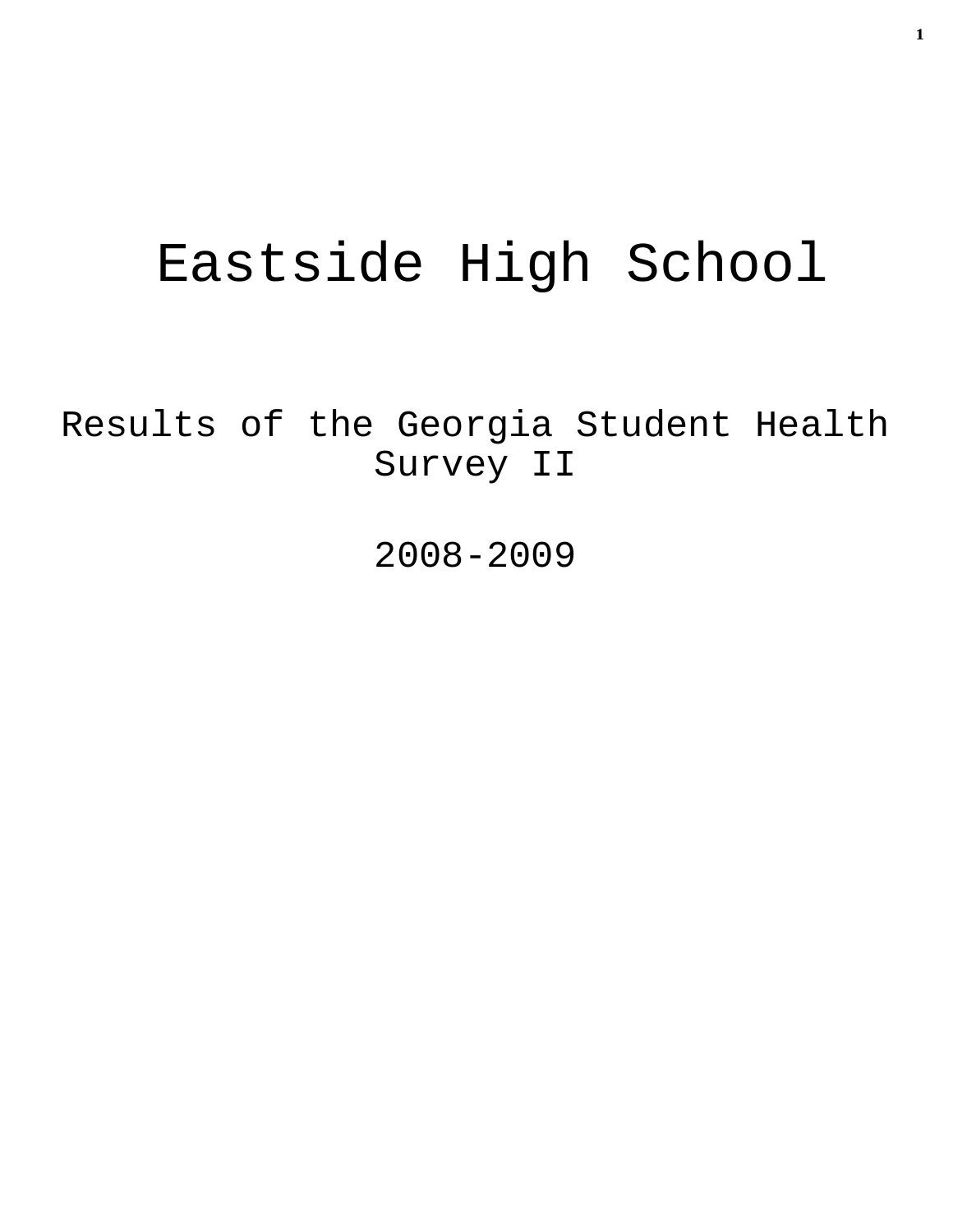# Eastside High School

## Results of the Georgia Student Health Survey II

## 2008-2009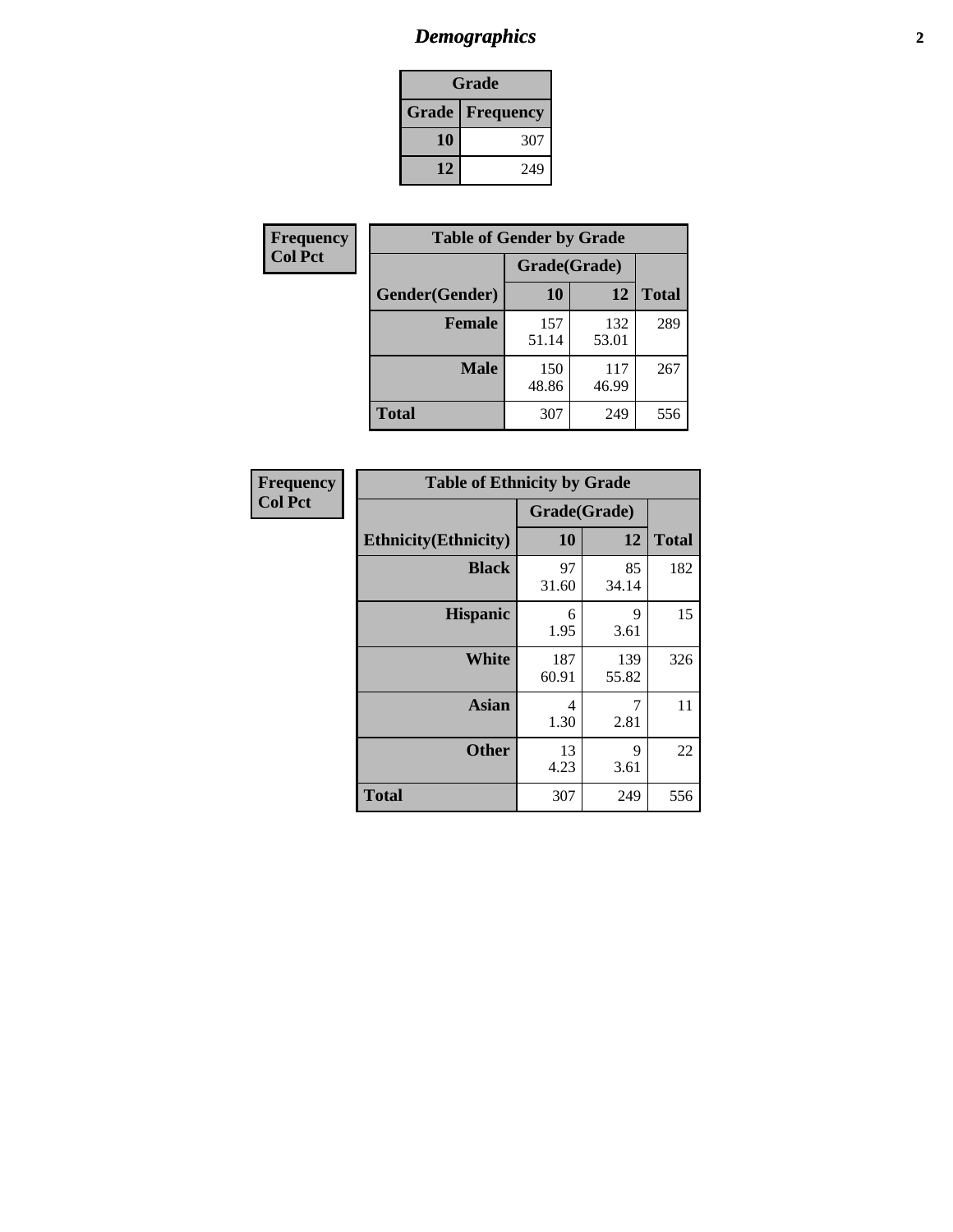# Demographics

| Grade | |
|---|---|
| **Grade** | **Frequency** |
| **10** | 307 |
| **12** | 249 |

**Frequency**
**Col Pct**

| Table of Gender by Grade | | | |
|---|---|---|---|
| | Grade(Grade) | | |
| **Gender(Gender)** | **10** | **12** | **Total** |
| **Female** | 157<br>51.14 | 132<br>53.01 | 289 |
| **Male** | 150<br>48.86 | 117<br>46.99 | 267 |
| **Total** | 307 | 249 | 556 |

**Frequency**
**Col Pct**

| Table of Ethnicity by Grade | | | |
|---|---|---|---|
| | Grade(Grade) | | |
| **Ethnicity(Ethnicity)** | **10** | **12** | **Total** |
| **Black** | 97<br>31.60 | 85<br>34.14 | 182 |
| **Hispanic** | 6<br>1.95 | 9<br>3.61 | 15 |
| **White** | 187<br>60.91 | 139<br>55.82 | 326 |
| **Asian** | 4<br>1.30 | 7<br>2.81 | 11 |
| **Other** | 13<br>4.23 | 9<br>3.61 | 22 |
| **Total** | 307 | 249 | 556 |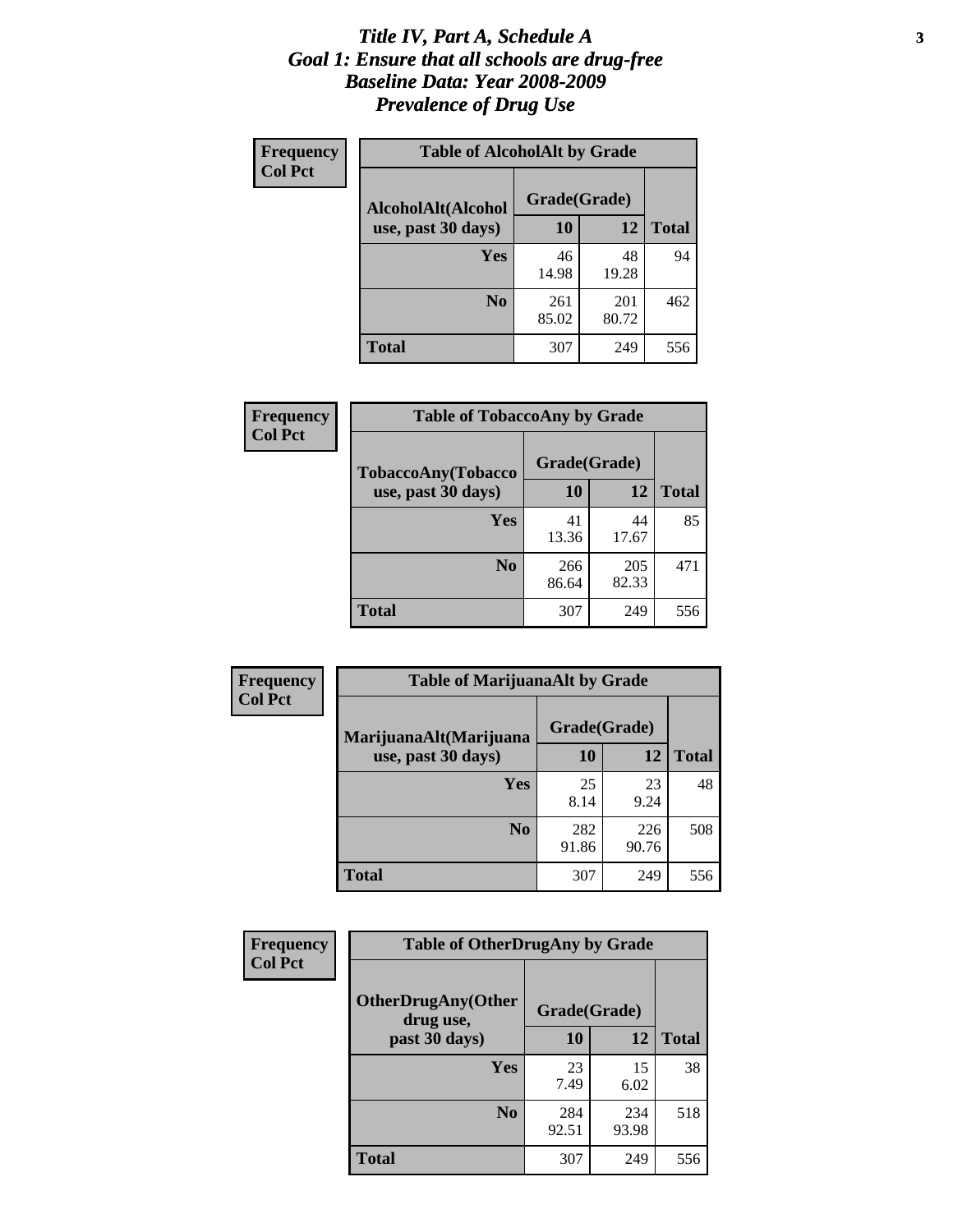# *Title IV, Part A, Schedule A*
# *Goal 1: Ensure that all schools are drug-free*
# *Baseline Data: Year 2008-2009*
# *Prevalence of Drug Use*

**Frequency**
**Col Pct**

**Table of AlcoholAlt by Grade**

| AlcoholAlt(Alcohol use, past 30 days) | Grade(Grade) 10 | 12 | Total |
|---|---|---|---|
| **Yes** | 46<br>14.98 | 48<br>19.28 | 94 |
| **No** | 261<br>85.02 | 201<br>80.72 | 462 |
| **Total** | 307 | 249 | 556 |

**Frequency**
**Col Pct**

**Table of TobaccoAny by Grade**

| TobaccoAny(Tobacco use, past 30 days) | Grade(Grade) 10 | 12 | Total |
|---|---|---|---|
| **Yes** | 41<br>13.36 | 44<br>17.67 | 85 |
| **No** | 266<br>86.64 | 205<br>82.33 | 471 |
| **Total** | 307 | 249 | 556 |

**Frequency**
**Col Pct**

**Table of MarijuanaAlt by Grade**

| MarijuanaAlt(Marijuana use, past 30 days) | Grade(Grade) 10 | 12 | Total |
|---|---|---|---|
| **Yes** | 25<br>8.14 | 23<br>9.24 | 48 |
| **No** | 282<br>91.86 | 226<br>90.76 | 508 |
| **Total** | 307 | 249 | 556 |

**Frequency**
**Col Pct**

**Table of OtherDrugAny by Grade**

| OtherDrugAny(Other drug use, past 30 days) | Grade(Grade) 10 | 12 | Total |
|---|---|---|---|
| **Yes** | 23<br>7.49 | 15<br>6.02 | 38 |
| **No** | 284<br>92.51 | 234<br>93.98 | 518 |
| **Total** | 307 | 249 | 556 |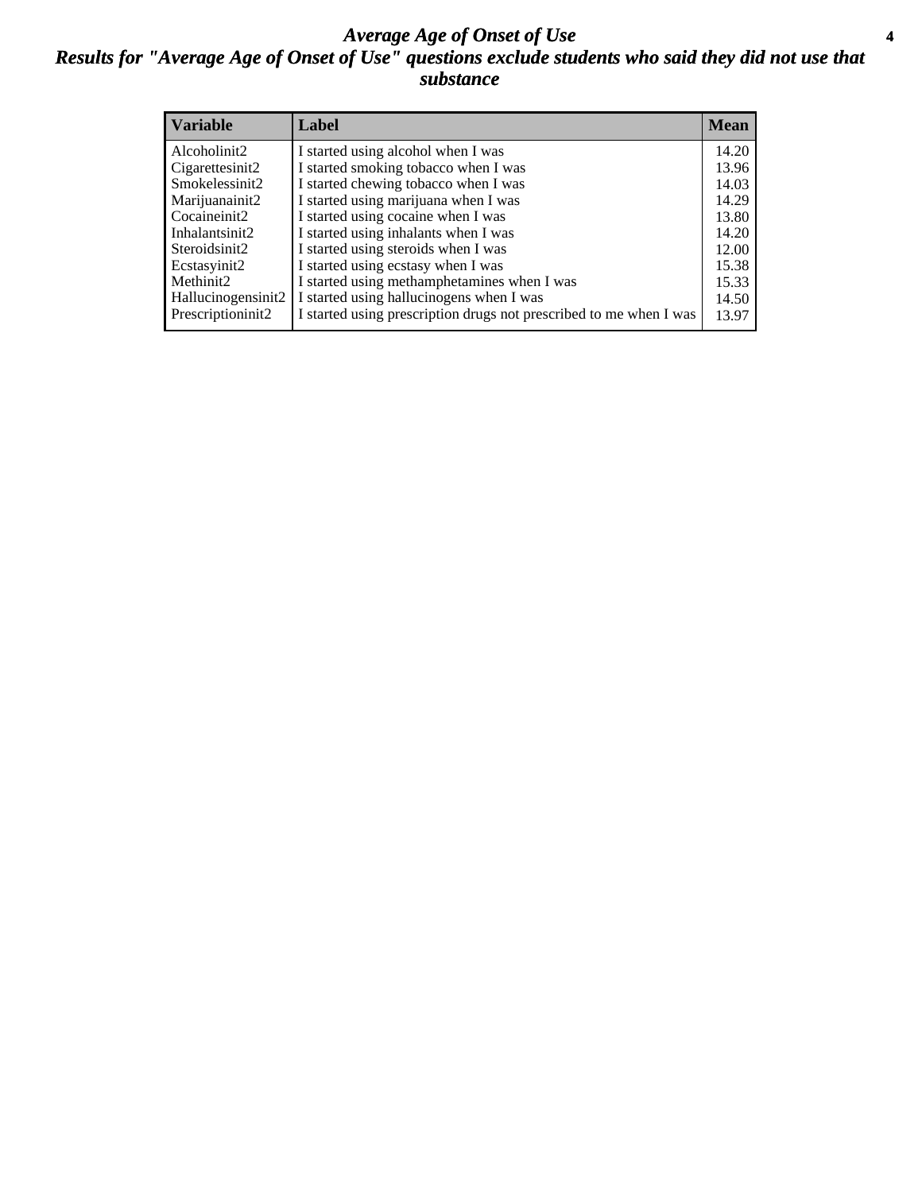# *Average Age of Onset of Use*

## *Results for "Average Age of Onset of Use" questions exclude students who said they did not use that substance*

| Variable | Label | Mean |
|---|---|---|
| Alcoholinit2 | I started using alcohol when I was | 14.20 |
| Cigarettesinit2 | I started smoking tobacco when I was | 13.96 |
| Smokelessinit2 | I started chewing tobacco when I was | 14.03 |
| Marijuanainit2 | I started using marijuana when I was | 14.29 |
| Cocaineinit2 | I started using cocaine when I was | 13.80 |
| Inhalantsinit2 | I started using inhalants when I was | 14.20 |
| Steroidsinit2 | I started using steroids when I was | 12.00 |
| Ecstasyinit2 | I started using ecstasy when I was | 15.38 |
| Methinit2 | I started using methamphetamines when I was | 15.33 |
| Hallucinogensinit2 | I started using hallucinogens when I was | 14.50 |
| Prescriptioninit2 | I started using prescription drugs not prescribed to me when I was | 13.97 |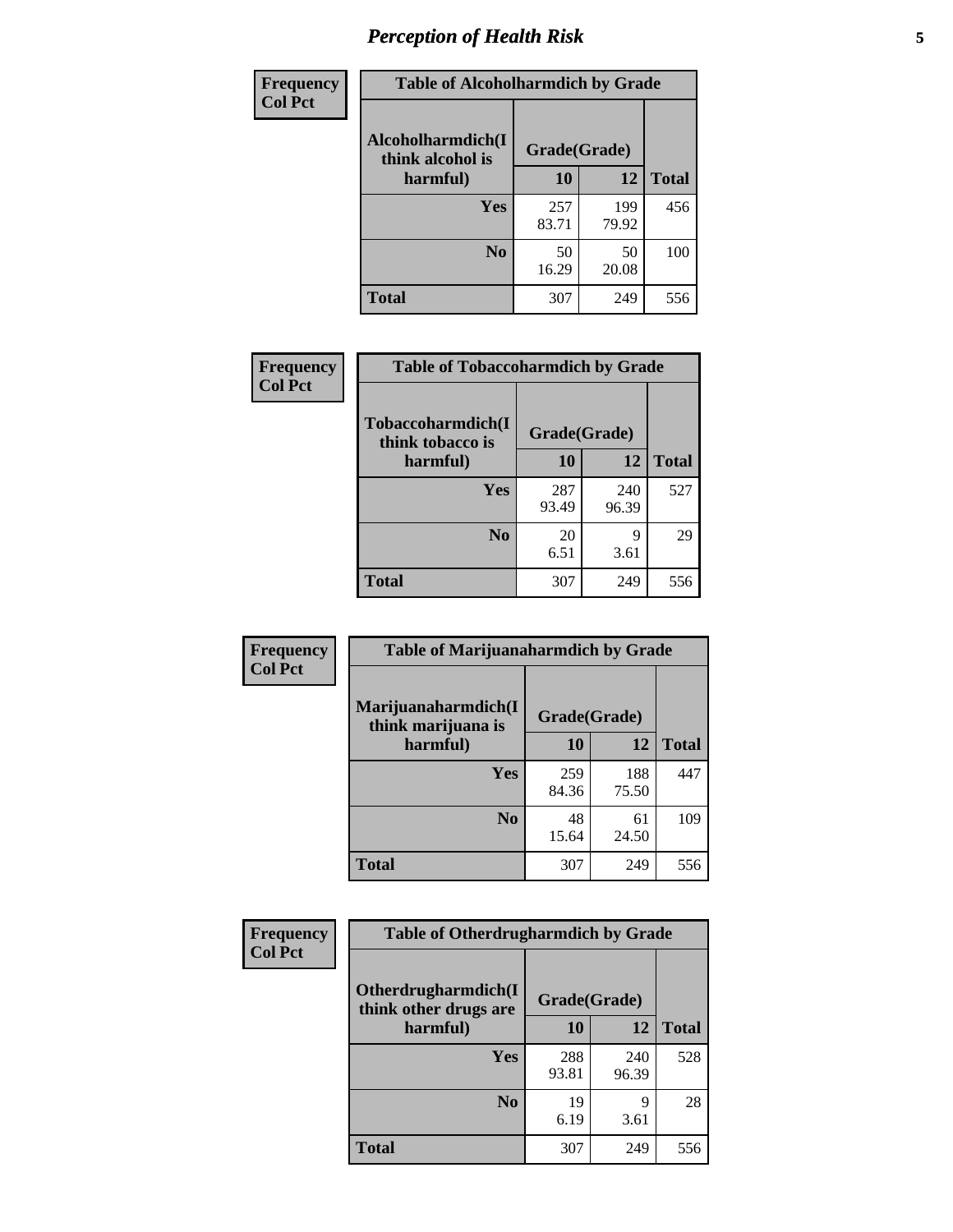# Perception of Health Risk

**Frequency**
**Col Pct**

| Table of Alcoholharmdich by Grade | | | |
|---|---|---|---|
| Alcoholharmdich(I think alcohol is harmful) | Grade(Grade) | | |
| | 10 | 12 | Total |
| Yes | 257<br>83.71 | 199<br>79.92 | 456 |
| No | 50<br>16.29 | 50<br>20.08 | 100 |
| Total | 307 | 249 | 556 |

**Frequency**
**Col Pct**

| Table of Tobaccoharmdich by Grade | | | |
|---|---|---|---|
| Tobaccoharmdich(I think tobacco is harmful) | Grade(Grade) | | |
| | 10 | 12 | Total |
| Yes | 287<br>93.49 | 240<br>96.39 | 527 |
| No | 20<br>6.51 | 9<br>3.61 | 29 |
| Total | 307 | 249 | 556 |

**Frequency**
**Col Pct**

| Table of Marijuanaharmdich by Grade | | | |
|---|---|---|---|
| Marijuanaharmdich(I think marijuana is harmful) | Grade(Grade) | | |
| | 10 | 12 | Total |
| Yes | 259<br>84.36 | 188<br>75.50 | 447 |
| No | 48<br>15.64 | 61<br>24.50 | 109 |
| Total | 307 | 249 | 556 |

**Frequency**
**Col Pct**

| Table of Otherdrugharmdich by Grade | | | |
|---|---|---|---|
| Otherdrugharmdich(I think other drugs are harmful) | Grade(Grade) | | |
| | 10 | 12 | Total |
| Yes | 288<br>93.81 | 240<br>96.39 | 528 |
| No | 19<br>6.19 | 9<br>3.61 | 28 |
| Total | 307 | 249 | 556 |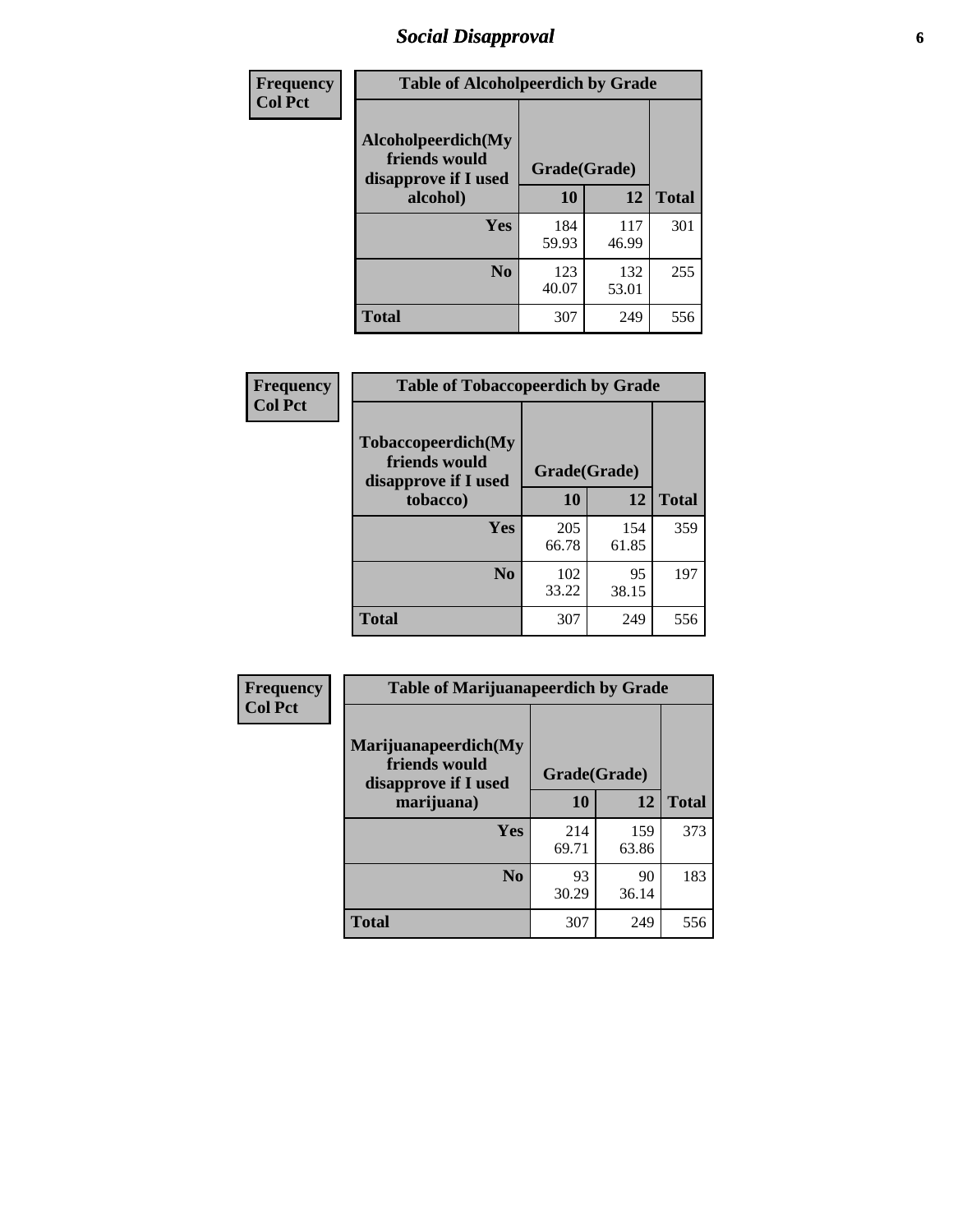## Social Disapproval

**Frequency**
**Col Pct**

**Table of Alcoholpeerdich by Grade**

| Alcoholpeerdich(My friends would disapprove if I used alcohol) | Grade(Grade) 10 | 12 | Total |
|---|---|---|---|
| Yes | 184<br>59.93 | 117<br>46.99 | 301 |
| No | 123<br>40.07 | 132<br>53.01 | 255 |
| Total | 307 | 249 | 556 |

**Frequency**
**Col Pct**

**Table of Tobaccopeerdich by Grade**

| Tobaccopeerdich(My friends would disapprove if I used tobacco) | Grade(Grade) 10 | 12 | Total |
|---|---|---|---|
| Yes | 205<br>66.78 | 154<br>61.85 | 359 |
| No | 102<br>33.22 | 95<br>38.15 | 197 |
| Total | 307 | 249 | 556 |

**Frequency**
**Col Pct**

**Table of Marijuanapeerdich by Grade**

| Marijuanapeerdich(My friends would disapprove if I used marijuana) | Grade(Grade) 10 | 12 | Total |
|---|---|---|---|
| Yes | 214<br>69.71 | 159<br>63.86 | 373 |
| No | 93<br>30.29 | 90<br>36.14 | 183 |
| Total | 307 | 249 | 556 |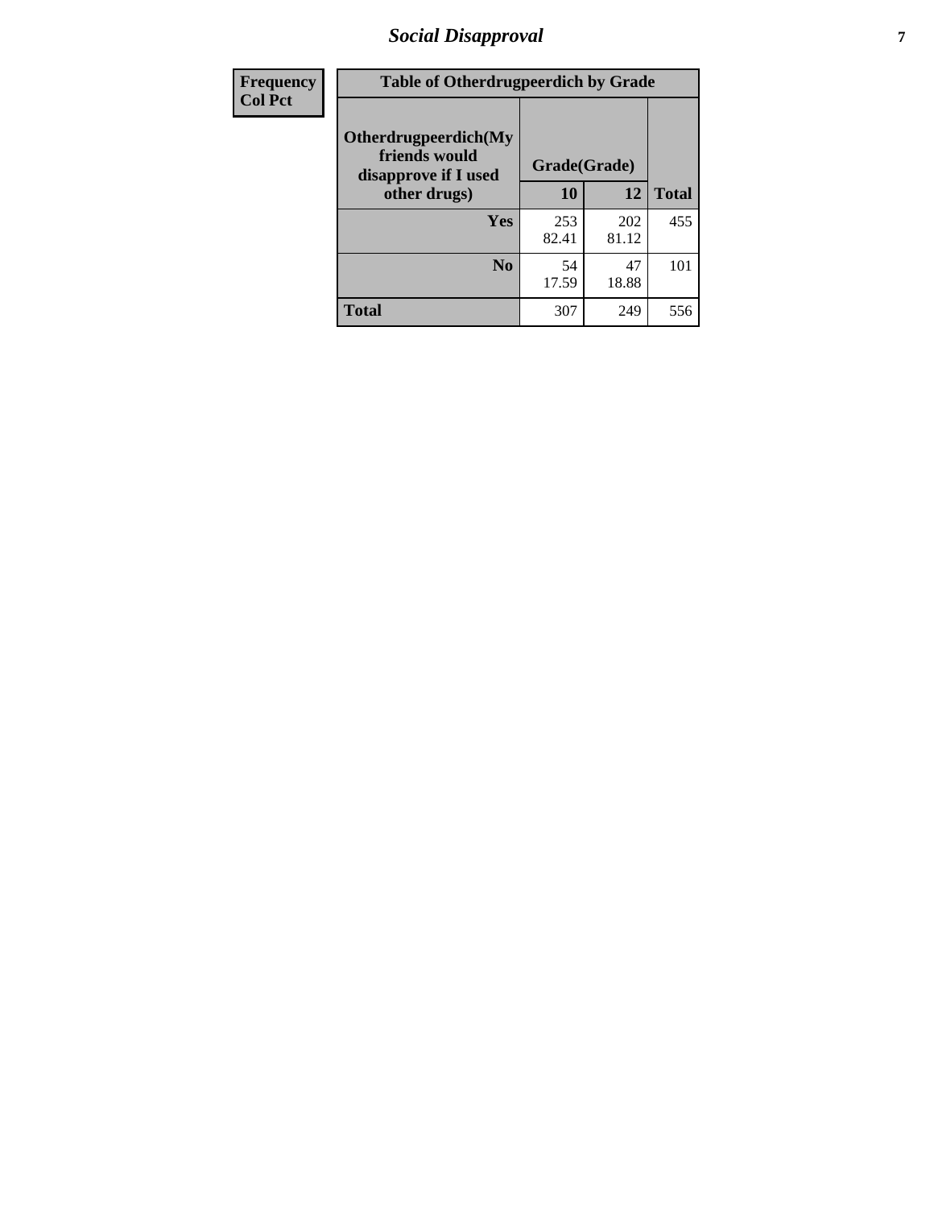# Social Disapproval

| Frequency<br>Col Pct | Table of Otherdrugpeerdich by Grade | | |
|---|---|---|---|
| Otherdrugpeerdich(My friends would disapprove if I used other drugs) | Grade(Grade) | | |
| | 10 | 12 | Total |
| Yes | 253<br>82.41 | 202<br>81.12 | 455 |
| No | 54<br>17.59 | 47<br>18.88 | 101 |
| Total | 307 | 249 | 556 |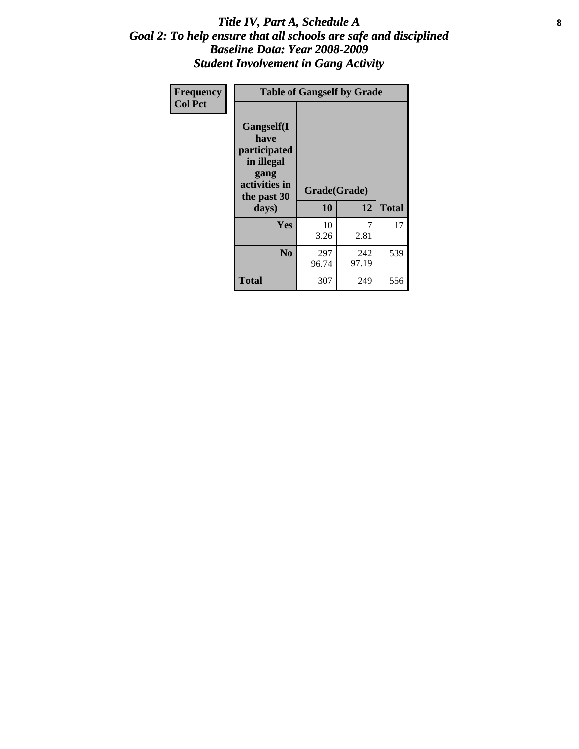# *Title IV, Part A, Schedule A*
## *Goal 2: To help ensure that all schools are safe and disciplined*
## *Baseline Data: Year 2008-2009*
## *Student Involvement in Gang Activity*

| Frequency<br>Col Pct | Table of Gangself by Grade | | |
|---|---|---|---|
| Gangself(I have participated in illegal gang activities in the past 30 days) | Grade(Grade) | | |
| | 10 | 12 | Total |
| Yes | 10<br>3.26 | 7<br>2.81 | 17 |
| No | 297<br>96.74 | 242<br>97.19 | 539 |
| Total | 307 | 249 | 556 |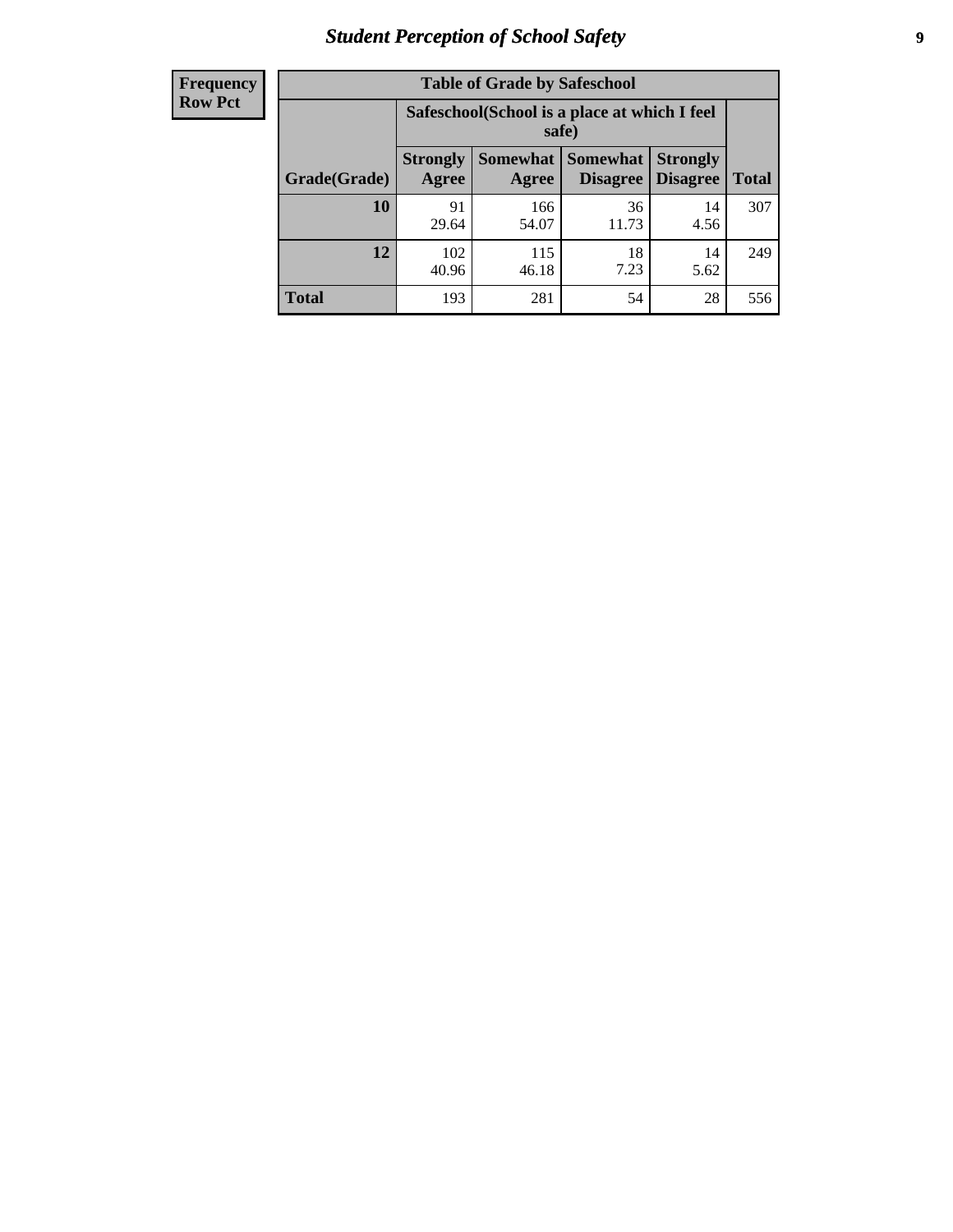| Frequency Row Pct | Table of Grade by Safeschool | | | | |
|---|---|---|---|---|---|
| | Safeschool(School is a place at which I feel safe) | | | | |
| Grade(Grade) | Strongly Agree | Somewhat Agree | Somewhat Disagree | Strongly Disagree | Total |
| 10 | 91<br>29.64 | 166<br>54.07 | 36<br>11.73 | 14<br>4.56 | 307 |
| 12 | 102<br>40.96 | 115<br>46.18 | 18<br>7.23 | 14<br>5.62 | 249 |
| Total | 193 | 281 | 54 | 28 | 556 |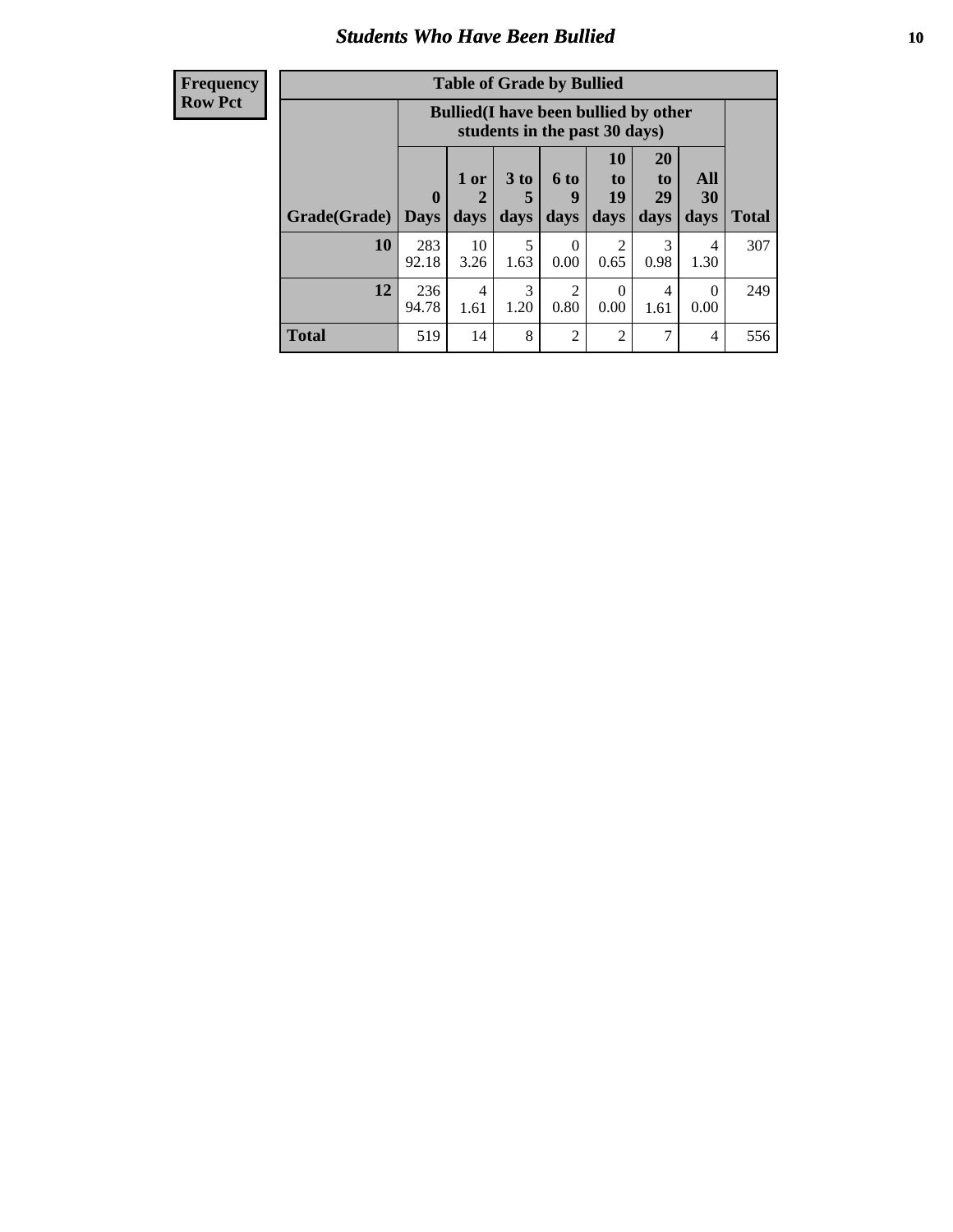## Students Who Have Been Bullied

**Frequency**
**Row Pct**

**Table of Grade by Bullied**

| Grade(Grade) | Bullied(I have been bullied by other students in the past 30 days) | | | | | | | Total |
|---|---|---|---|---|---|---|---|---|
| | 0 Days | 1 or 2 days | 3 to 5 days | 6 to 9 days | 10 to 19 days | 20 to 29 days | All 30 days | |
| **10** | 283<br>92.18 | 10<br>3.26 | 5<br>1.63 | 0<br>0.00 | 2<br>0.65 | 3<br>0.98 | 4<br>1.30 | 307 |
| **12** | 236<br>94.78 | 4<br>1.61 | 3<br>1.20 | 2<br>0.80 | 0<br>0.00 | 4<br>1.61 | 0<br>0.00 | 249 |
| **Total** | 519 | 14 | 8 | 2 | 2 | 7 | 4 | 556 |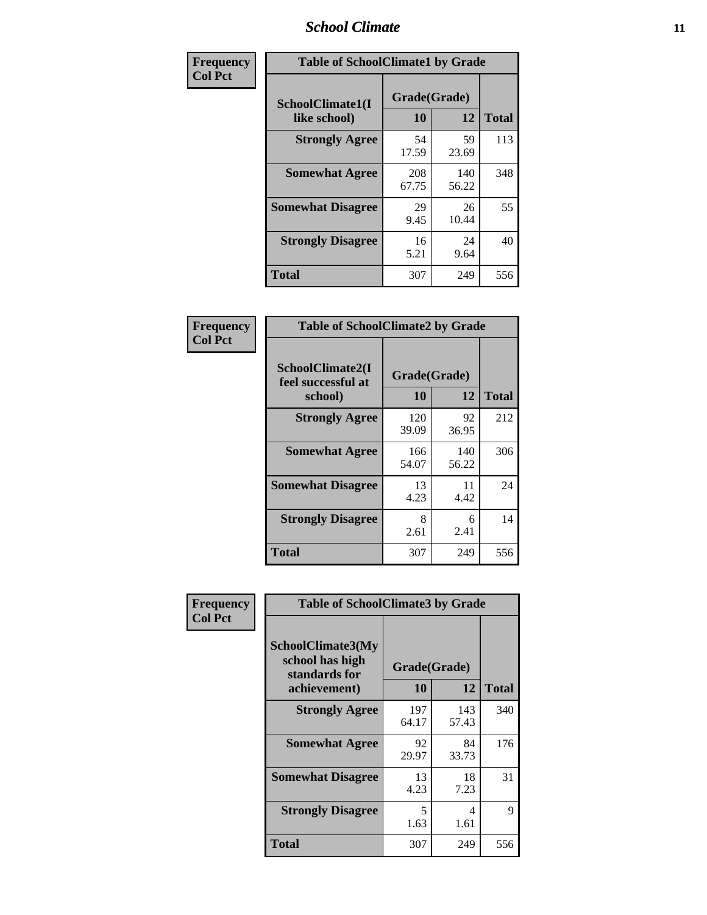| Frequency<br>Col Pct | | | |
|---|---|---|---|
| **Table of SchoolClimate1 by Grade** | | | |
| **SchoolClimate1(I like school)** | **Grade(Grade)** | | **Total** |
| | **10** | **12** | |
| **Strongly Agree** | 54<br>17.59 | 59<br>23.69 | 113 |
| **Somewhat Agree** | 208<br>67.75 | 140<br>56.22 | 348 |
| **Somewhat Disagree** | 29<br>9.45 | 26<br>10.44 | 55 |
| **Strongly Disagree** | 16<br>5.21 | 24<br>9.64 | 40 |
| **Total** | 307 | 249 | 556 |

| Frequency<br>Col Pct | | | |
|---|---|---|---|
| **Table of SchoolClimate2 by Grade** | | | |
| **SchoolClimate2(I feel successful at school)** | **Grade(Grade)** | | **Total** |
| | **10** | **12** | |
| **Strongly Agree** | 120<br>39.09 | 92<br>36.95 | 212 |
| **Somewhat Agree** | 166<br>54.07 | 140<br>56.22 | 306 |
| **Somewhat Disagree** | 13<br>4.23 | 11<br>4.42 | 24 |
| **Strongly Disagree** | 8<br>2.61 | 6<br>2.41 | 14 |
| **Total** | 307 | 249 | 556 |

| Frequency<br>Col Pct | | | |
|---|---|---|---|
| **Table of SchoolClimate3 by Grade** | | | |
| **SchoolClimate3(My school has high standards for achievement)** | **Grade(Grade)** | | **Total** |
| | **10** | **12** | |
| **Strongly Agree** | 197<br>64.17 | 143<br>57.43 | 340 |
| **Somewhat Agree** | 92<br>29.97 | 84<br>33.73 | 176 |
| **Somewhat Disagree** | 13<br>4.23 | 18<br>7.23 | 31 |
| **Strongly Disagree** | 5<br>1.63 | 4<br>1.61 | 9 |
| **Total** | 307 | 249 | 556 |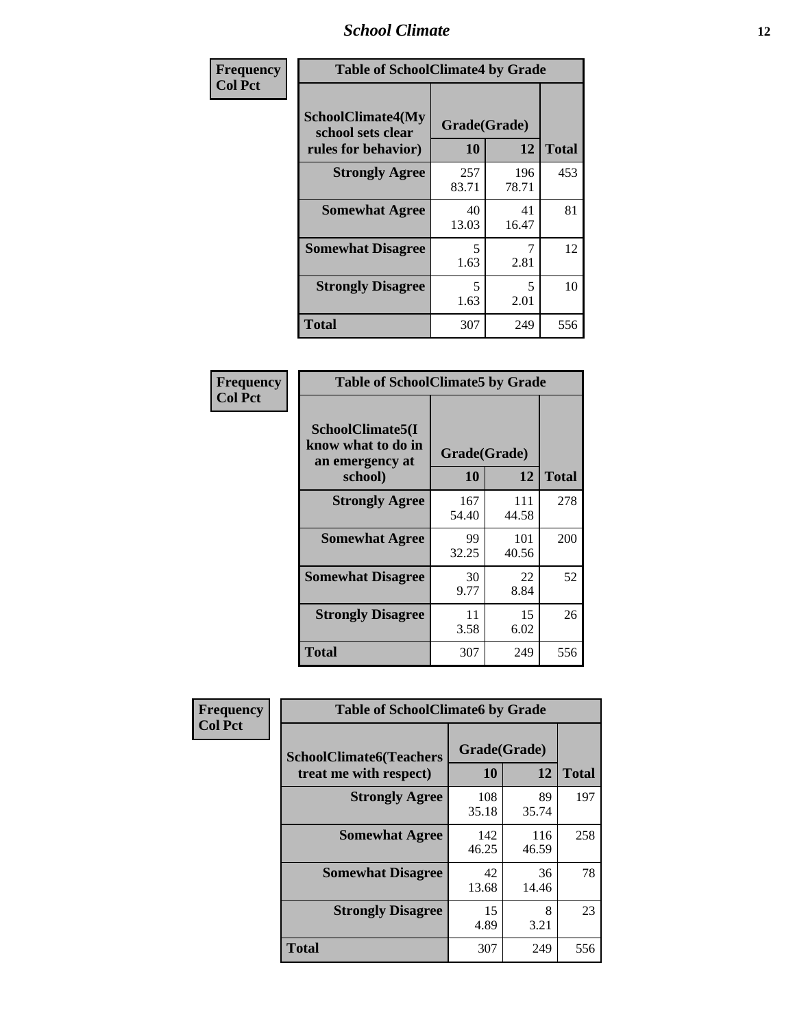| Frequency<br>Col Pct | Table of SchoolClimate4 by Grade | | |
|---|---|---|---|
| SchoolClimate4(My school sets clear rules for behavior) | Grade(Grade) | | Total |
| | 10 | 12 | |
| Strongly Agree | 257<br>83.71 | 196<br>78.71 | 453 |
| Somewhat Agree | 40<br>13.03 | 41<br>16.47 | 81 |
| Somewhat Disagree | 5<br>1.63 | 7<br>2.81 | 12 |
| Strongly Disagree | 5<br>1.63 | 5<br>2.01 | 10 |
| Total | 307 | 249 | 556 |

| Frequency<br>Col Pct | Table of SchoolClimate5 by Grade | | |
|---|---|---|---|
| SchoolClimate5(I know what to do in an emergency at school) | Grade(Grade) | | Total |
| | 10 | 12 | |
| Strongly Agree | 167<br>54.40 | 111<br>44.58 | 278 |
| Somewhat Agree | 99<br>32.25 | 101<br>40.56 | 200 |
| Somewhat Disagree | 30<br>9.77 | 22<br>8.84 | 52 |
| Strongly Disagree | 11<br>3.58 | 15<br>6.02 | 26 |
| Total | 307 | 249 | 556 |

| Frequency<br>Col Pct | Table of SchoolClimate6 by Grade | | |
|---|---|---|---|
| SchoolClimate6(Teachers treat me with respect) | Grade(Grade) | | Total |
| | 10 | 12 | |
| Strongly Agree | 108<br>35.18 | 89<br>35.74 | 197 |
| Somewhat Agree | 142<br>46.25 | 116<br>46.59 | 258 |
| Somewhat Disagree | 42<br>13.68 | 36<br>14.46 | 78 |
| Strongly Disagree | 15<br>4.89 | 8<br>3.21 | 23 |
| Total | 307 | 249 | 556 |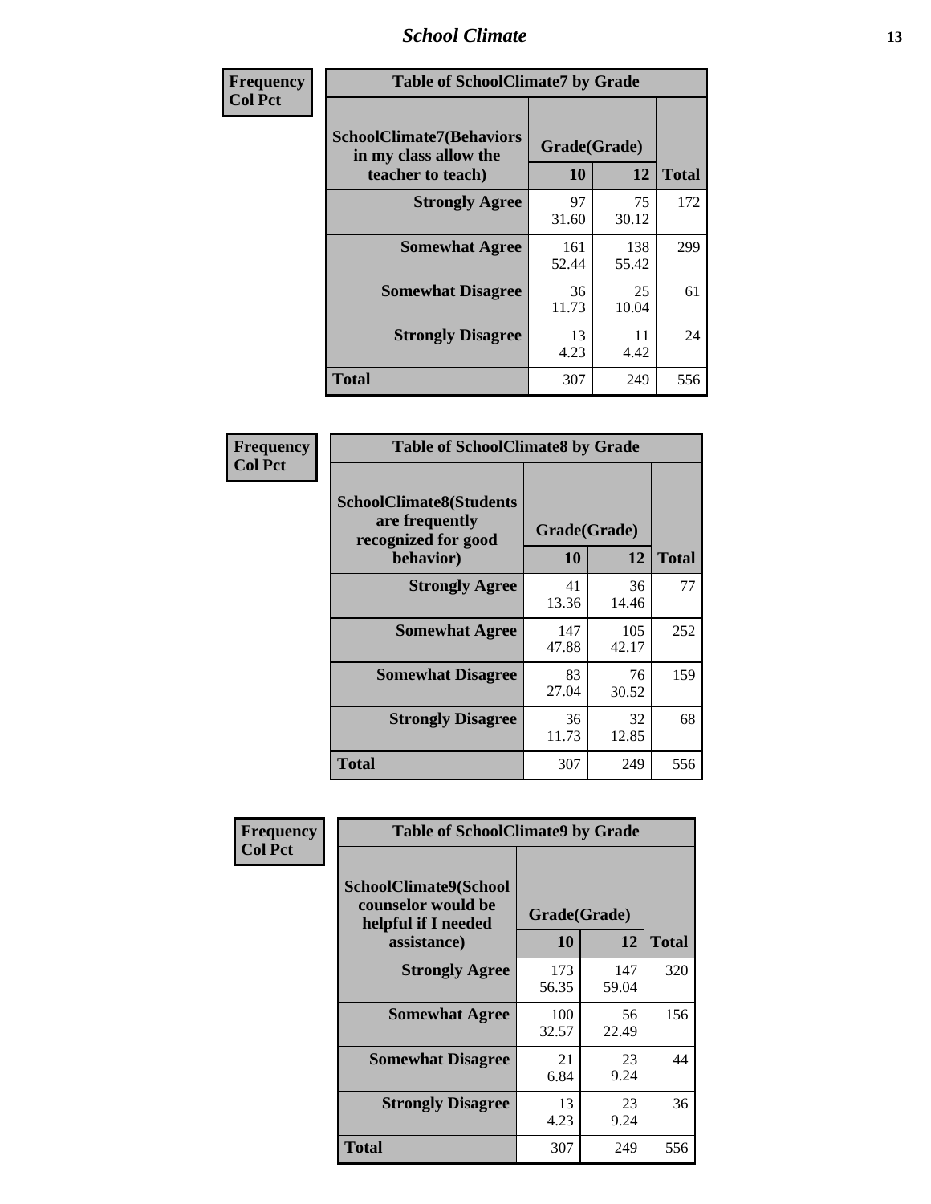| Frequency<br>Col Pct | Table of SchoolClimate7 by Grade | | |
|---|---|---|---|
| SchoolClimate7(Behaviors in my class allow the teacher to teach) | Grade(Grade) | | |
| | 10 | 12 | Total |
| Strongly Agree | 97<br>31.60 | 75<br>30.12 | 172 |
| Somewhat Agree | 161<br>52.44 | 138<br>55.42 | 299 |
| Somewhat Disagree | 36<br>11.73 | 25<br>10.04 | 61 |
| Strongly Disagree | 13<br>4.23 | 11<br>4.42 | 24 |
| Total | 307 | 249 | 556 |

| Frequency<br>Col Pct | Table of SchoolClimate8 by Grade | | |
|---|---|---|---|
| SchoolClimate8(Students are frequently recognized for good behavior) | Grade(Grade) | | |
| | 10 | 12 | Total |
| Strongly Agree | 41<br>13.36 | 36<br>14.46 | 77 |
| Somewhat Agree | 147<br>47.88 | 105<br>42.17 | 252 |
| Somewhat Disagree | 83<br>27.04 | 76<br>30.52 | 159 |
| Strongly Disagree | 36<br>11.73 | 32<br>12.85 | 68 |
| Total | 307 | 249 | 556 |

| Frequency<br>Col Pct | Table of SchoolClimate9 by Grade | | |
|---|---|---|---|
| SchoolClimate9(School counselor would be helpful if I needed assistance) | Grade(Grade) | | |
| | 10 | 12 | Total |
| Strongly Agree | 173<br>56.35 | 147<br>59.04 | 320 |
| Somewhat Agree | 100<br>32.57 | 56<br>22.49 | 156 |
| Somewhat Disagree | 21<br>6.84 | 23<br>9.24 | 44 |
| Strongly Disagree | 13<br>4.23 | 23<br>9.24 | 36 |
| Total | 307 | 249 | 556 |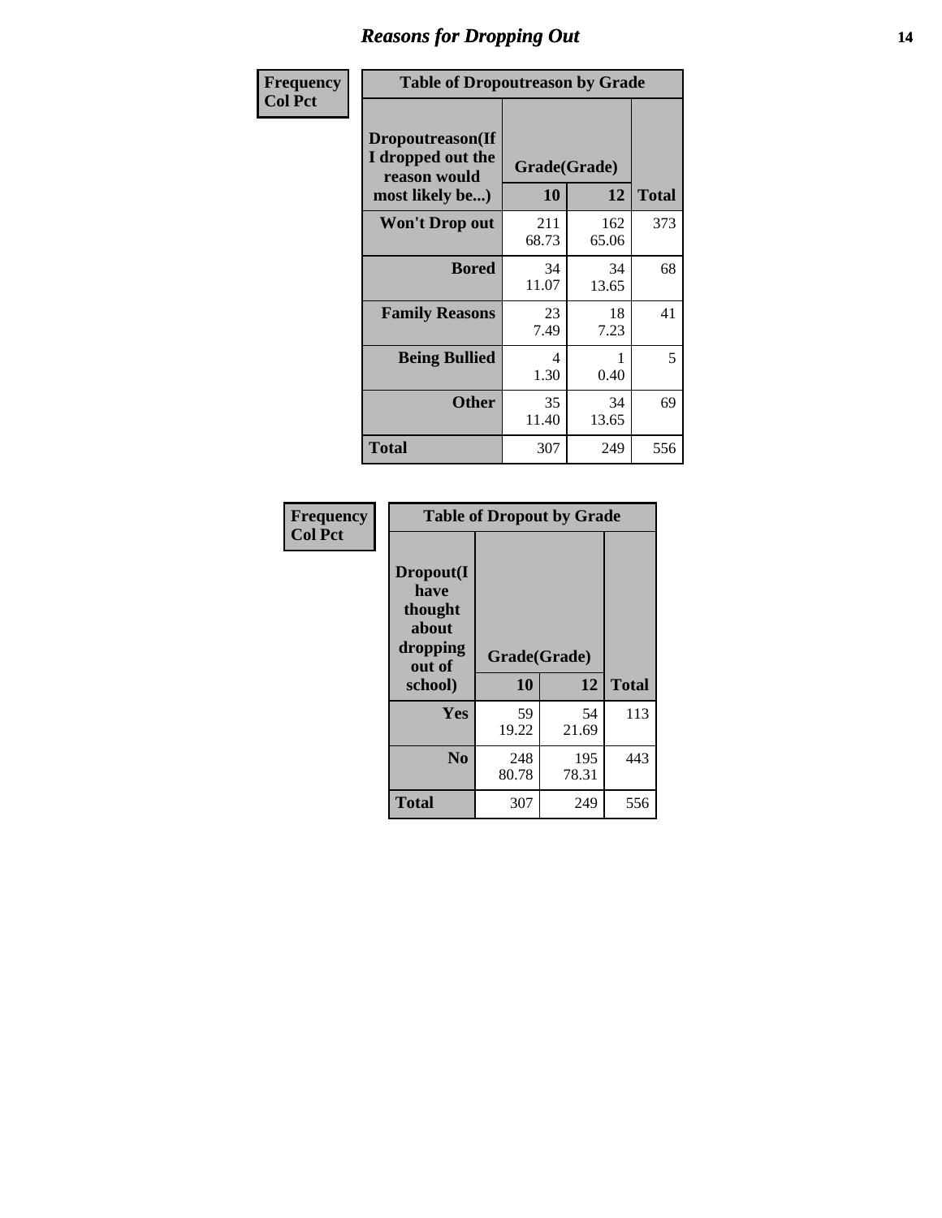## Reasons for Dropping Out

**Table of Dropoutreason by Grade**

Frequency / Col Pct

| Dropoutreason(If I dropped out the reason would most likely be...) | Grade(Grade) 10 | 12 | Total |
|---|---|---|---|
| **Won't Drop out** | 211<br>68.73 | 162<br>65.06 | 373 |
| **Bored** | 34<br>11.07 | 34<br>13.65 | 68 |
| **Family Reasons** | 23<br>7.49 | 18<br>7.23 | 41 |
| **Being Bullied** | 4<br>1.30 | 1<br>0.40 | 5 |
| **Other** | 35<br>11.40 | 34<br>13.65 | 69 |
| **Total** | 307 | 249 | 556 |

**Table of Dropout by Grade**

Frequency / Col Pct

| Dropout(I have thought about dropping out of school) | Grade(Grade) 10 | 12 | Total |
|---|---|---|---|
| **Yes** | 59<br>19.22 | 54<br>21.69 | 113 |
| **No** | 248<br>80.78 | 195<br>78.31 | 443 |
| **Total** | 307 | 249 | 556 |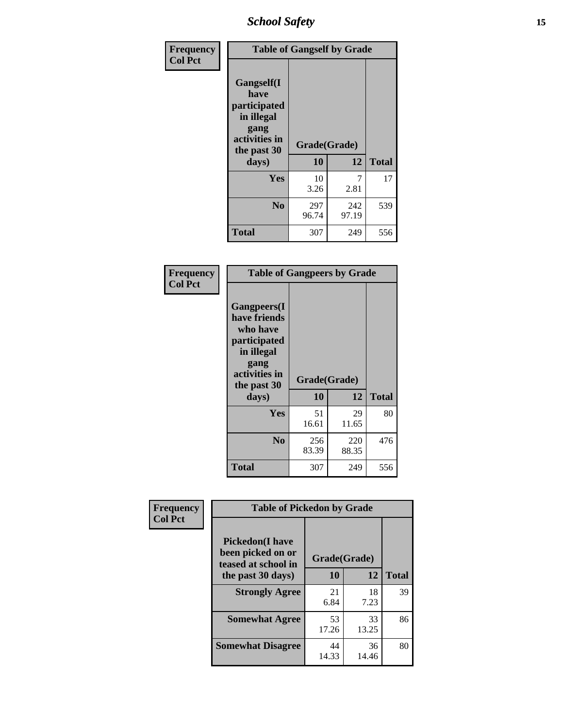| Frequency<br>Col Pct | Table of Gangself by Grade | | |
|---|---|---|---|
| Gangself(I have participated in illegal gang activities in the past 30 days) | Grade(Grade) | | |
| | 10 | 12 | Total |
| Yes | 10<br>3.26 | 7<br>2.81 | 17 |
| No | 297<br>96.74 | 242<br>97.19 | 539 |
| Total | 307 | 249 | 556 |

| Frequency<br>Col Pct | Table of Gangpeers by Grade | | |
|---|---|---|---|
| Gangpeers(I have friends who have participated in illegal gang activities in the past 30 days) | Grade(Grade) | | |
| | 10 | 12 | Total |
| Yes | 51<br>16.61 | 29<br>11.65 | 80 |
| No | 256<br>83.39 | 220<br>88.35 | 476 |
| Total | 307 | 249 | 556 |

| Frequency<br>Col Pct | Table of Pickedon by Grade | | |
|---|---|---|---|
| Pickedon(I have been picked on or teased at school in the past 30 days) | Grade(Grade) | | |
| | 10 | 12 | Total |
| Strongly Agree | 21<br>6.84 | 18<br>7.23 | 39 |
| Somewhat Agree | 53<br>17.26 | 33<br>13.25 | 86 |
| Somewhat Disagree | 44<br>14.33 | 36<br>14.46 | 80 |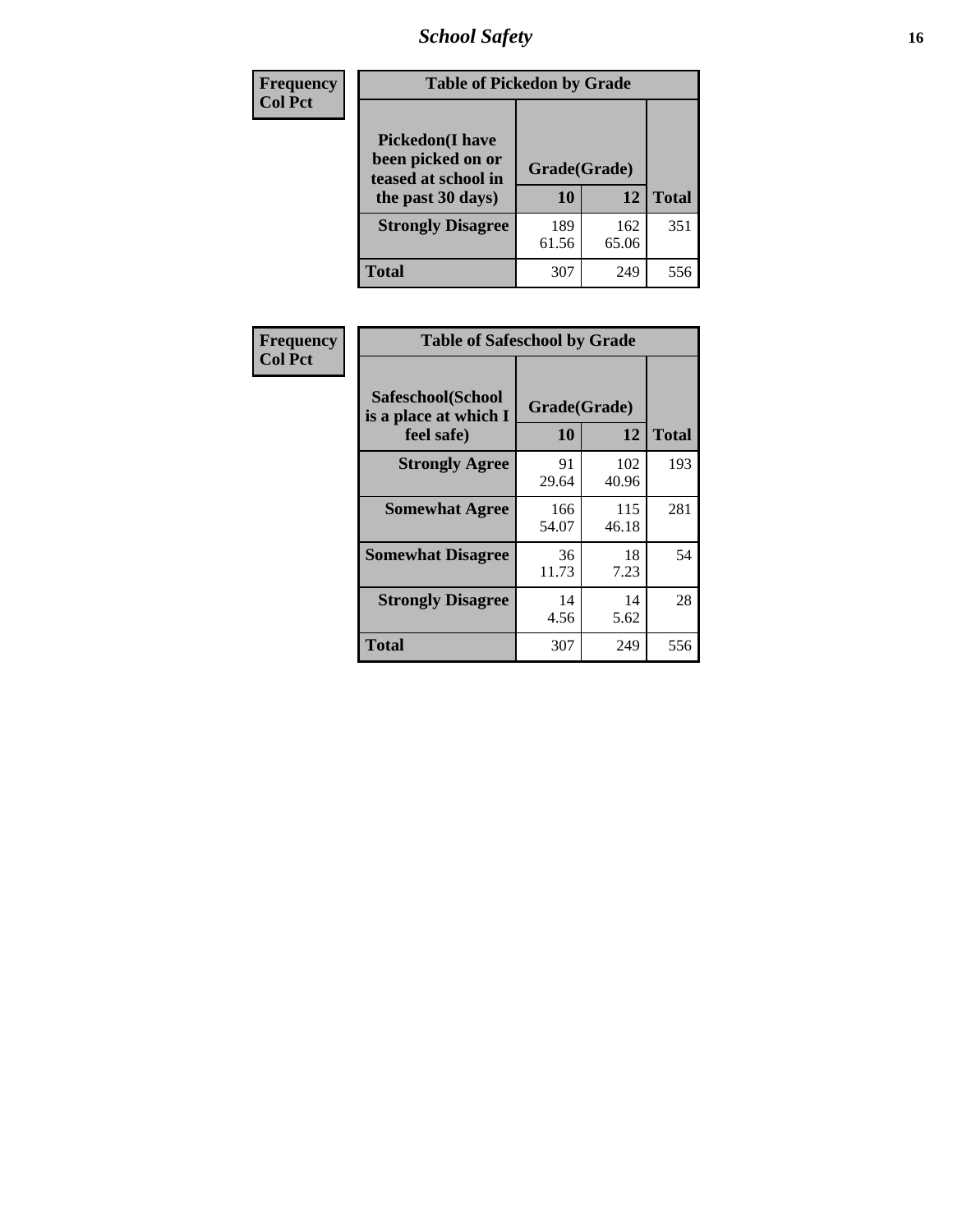| Frequency Col Pct |
|---|

**Table of Pickedon by Grade**

| Pickedon(I have been picked on or teased at school in the past 30 days) | Grade(Grade) 10 | 12 | Total |
|---|---|---|---|
| **Strongly Disagree** | 189<br>61.56 | 162<br>65.06 | 351 |
| **Total** | 307 | 249 | 556 |

| Frequency Col Pct |
|---|

**Table of Safeschool by Grade**

| Safeschool(School is a place at which I feel safe) | Grade(Grade) 10 | 12 | Total |
|---|---|---|---|
| **Strongly Agree** | 91<br>29.64 | 102<br>40.96 | 193 |
| **Somewhat Agree** | 166<br>54.07 | 115<br>46.18 | 281 |
| **Somewhat Disagree** | 36<br>11.73 | 18<br>7.23 | 54 |
| **Strongly Disagree** | 14<br>4.56 | 14<br>5.62 | 28 |
| **Total** | 307 | 249 | 556 |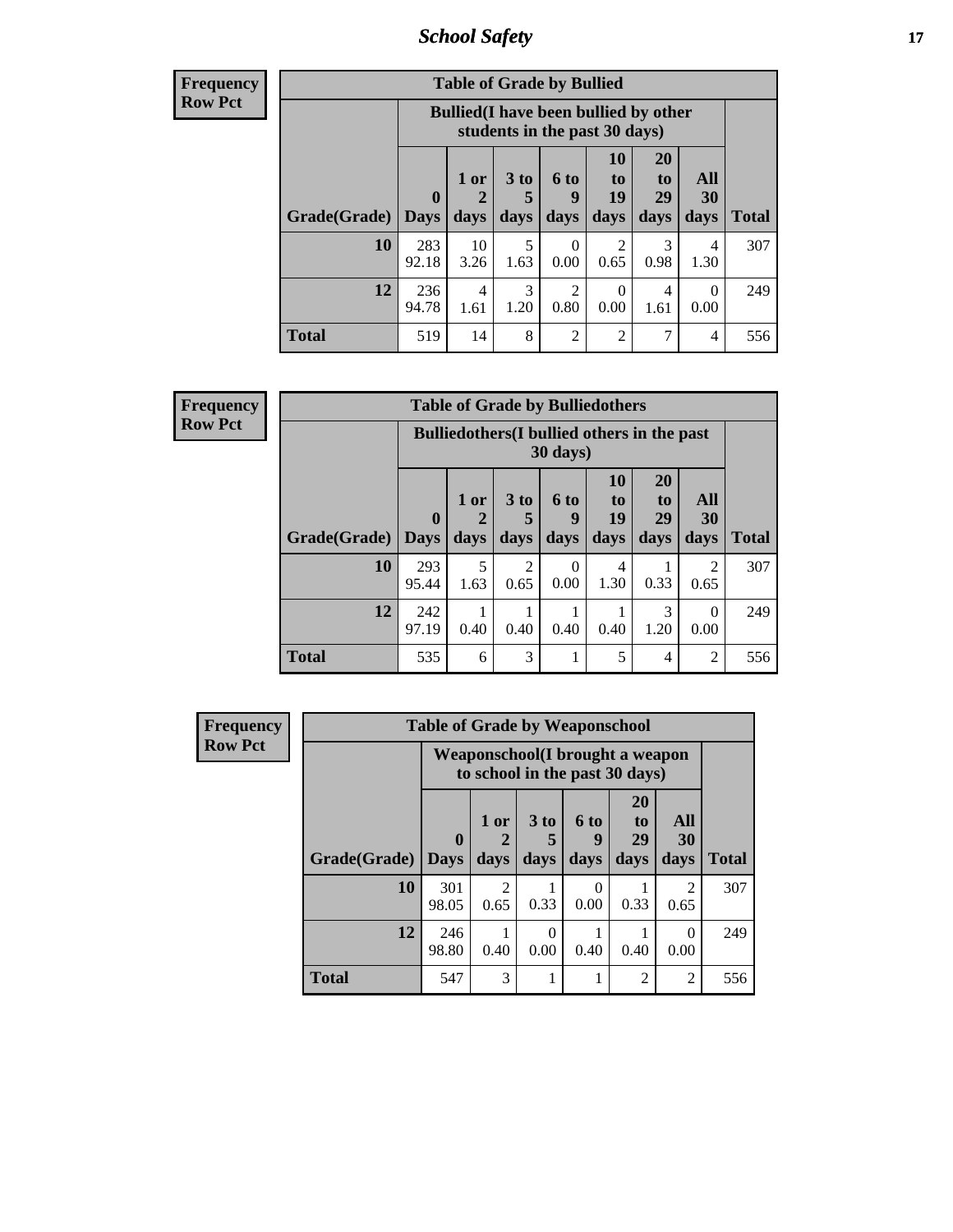| Frequency<br>Row Pct | Table of Grade by Bullied | | | | | | | |
|---|---|---|---|---|---|---|---|---|
| | Bullied(I have been bullied by other students in the past 30 days) | | | | | | | |
| Grade(Grade) | 0 Days | 1 or 2 days | 3 to 5 days | 6 to 9 days | 10 to 19 days | 20 to 29 days | All 30 days | Total |
| 10 | 283<br>92.18 | 10<br>3.26 | 5<br>1.63 | 0<br>0.00 | 2<br>0.65 | 3<br>0.98 | 4<br>1.30 | 307 |
| 12 | 236<br>94.78 | 4<br>1.61 | 3<br>1.20 | 2<br>0.80 | 0<br>0.00 | 4<br>1.61 | 0<br>0.00 | 249 |
| Total | 519 | 14 | 8 | 2 | 2 | 7 | 4 | 556 |

| Frequency<br>Row Pct | Table of Grade by Bulliedothers | | | | | | | |
|---|---|---|---|---|---|---|---|---|
| | Bulliedothers(I bullied others in the past 30 days) | | | | | | | |
| Grade(Grade) | 0 Days | 1 or 2 days | 3 to 5 days | 6 to 9 days | 10 to 19 days | 20 to 29 days | All 30 days | Total |
| 10 | 293<br>95.44 | 5<br>1.63 | 2<br>0.65 | 0<br>0.00 | 4<br>1.30 | 1<br>0.33 | 2<br>0.65 | 307 |
| 12 | 242<br>97.19 | 1<br>0.40 | 1<br>0.40 | 1<br>0.40 | 1<br>0.40 | 3<br>1.20 | 0<br>0.00 | 249 |
| Total | 535 | 6 | 3 | 1 | 5 | 4 | 2 | 556 |

| Frequency<br>Row Pct | Table of Grade by Weaponschool | | | | | | |
|---|---|---|---|---|---|---|---|
| | Weaponschool(I brought a weapon to school in the past 30 days) | | | | | | |
| Grade(Grade) | 0 Days | 1 or 2 days | 3 to 5 days | 6 to 9 days | 20 to 29 days | All 30 days | Total |
| 10 | 301<br>98.05 | 2<br>0.65 | 1<br>0.33 | 0<br>0.00 | 1<br>0.33 | 2<br>0.65 | 307 |
| 12 | 246<br>98.80 | 1<br>0.40 | 0<br>0.00 | 1<br>0.40 | 1<br>0.40 | 0<br>0.00 | 249 |
| Total | 547 | 3 | 1 | 1 | 2 | 2 | 556 |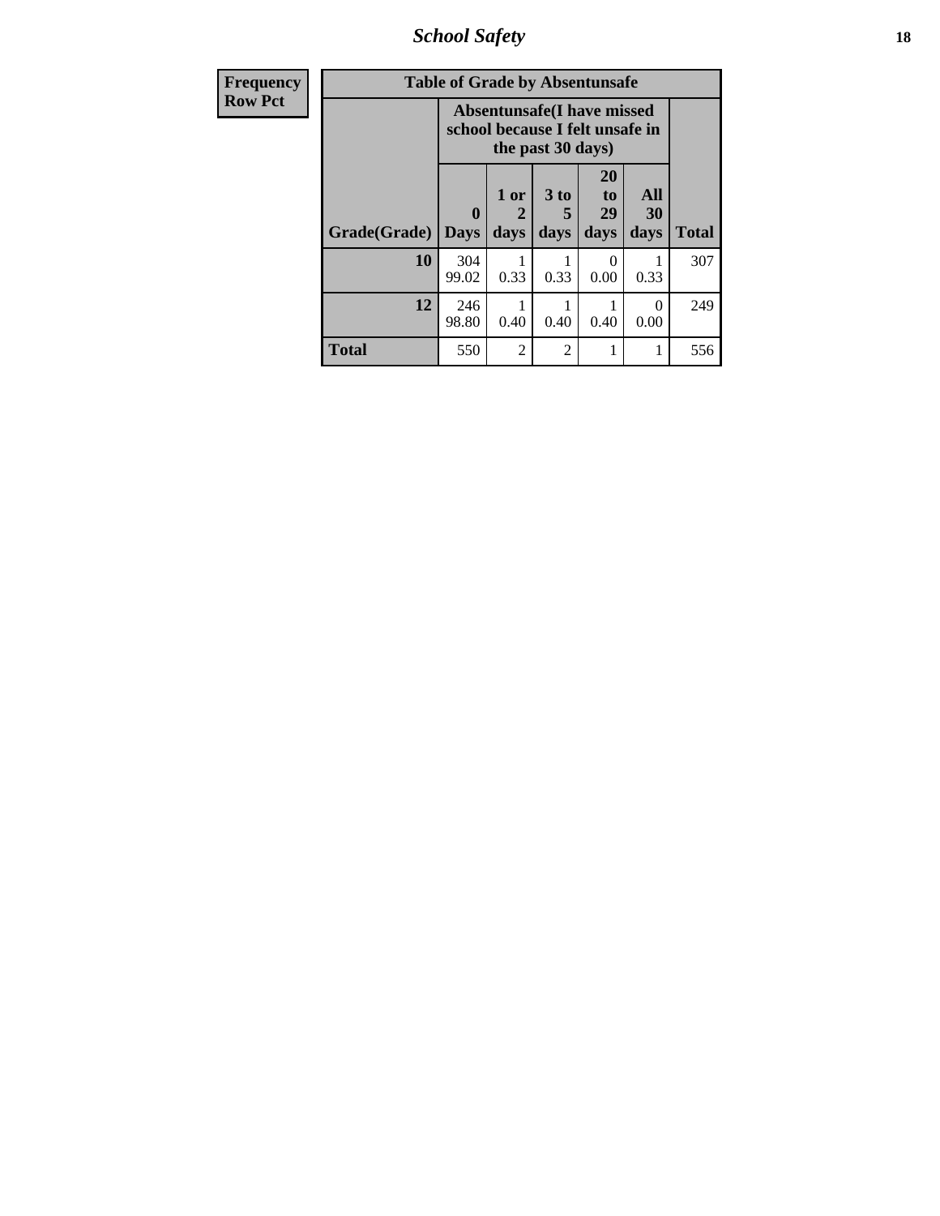| Frequency Row Pct | Table of Grade by Absentunsafe | | | | | |
|---|---|---|---|---|---|---|
| | Absentunsafe(I have missed school because I felt unsafe in the past 30 days) | | | | | |
| Grade(Grade) | 0 Days | 1 or 2 days | 3 to 5 days | 20 to 29 days | All 30 days | Total |
| 10 | 304<br>99.02 | 1<br>0.33 | 1<br>0.33 | 0<br>0.00 | 1<br>0.33 | 307 |
| 12 | 246<br>98.80 | 1<br>0.40 | 1<br>0.40 | 1<br>0.40 | 0<br>0.00 | 249 |
| Total | 550 | 2 | 2 | 1 | 1 | 556 |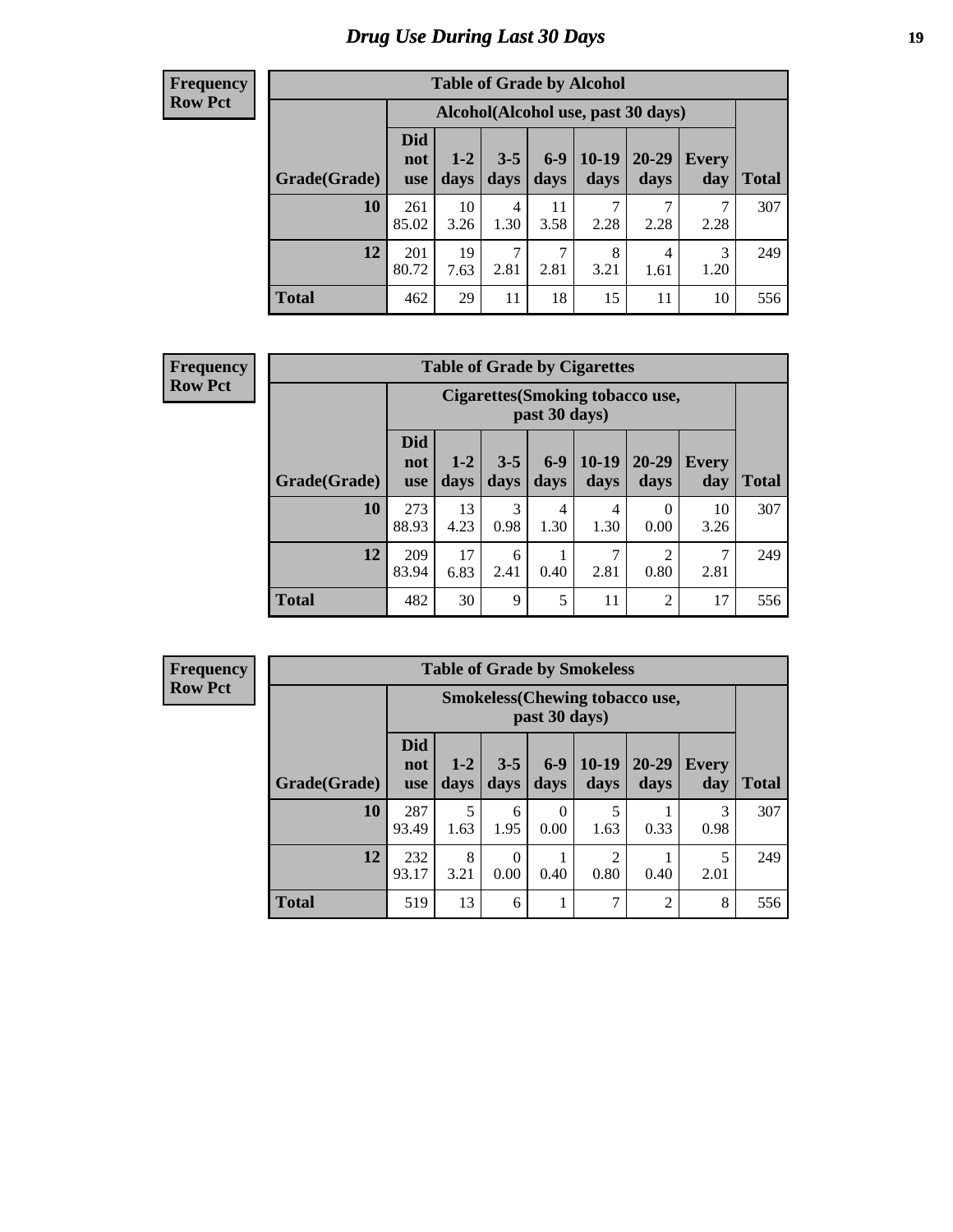# Drug Use During Last 30 Days

**Frequency**
**Row Pct**

| Table of Grade by Alcohol | | | | | | | | |
|---|---|---|---|---|---|---|---|---|
| | Alcohol(Alcohol use, past 30 days) | | | | | | | |
| Grade(Grade) | Did not use | 1-2 days | 3-5 days | 6-9 days | 10-19 days | 20-29 days | Every day | Total |
| 10 | 261<br>85.02 | 10<br>3.26 | 4<br>1.30 | 11<br>3.58 | 7<br>2.28 | 7<br>2.28 | 7<br>2.28 | 307 |
| 12 | 201<br>80.72 | 19<br>7.63 | 7<br>2.81 | 7<br>2.81 | 8<br>3.21 | 4<br>1.61 | 3<br>1.20 | 249 |
| Total | 462 | 29 | 11 | 18 | 15 | 11 | 10 | 556 |

**Frequency**
**Row Pct**

| Table of Grade by Cigarettes | | | | | | | | |
|---|---|---|---|---|---|---|---|---|
| | Cigarettes(Smoking tobacco use, past 30 days) | | | | | | | |
| Grade(Grade) | Did not use | 1-2 days | 3-5 days | 6-9 days | 10-19 days | 20-29 days | Every day | Total |
| 10 | 273<br>88.93 | 13<br>4.23 | 3<br>0.98 | 4<br>1.30 | 4<br>1.30 | 0<br>0.00 | 10<br>3.26 | 307 |
| 12 | 209<br>83.94 | 17<br>6.83 | 6<br>2.41 | 1<br>0.40 | 7<br>2.81 | 2<br>0.80 | 7<br>2.81 | 249 |
| Total | 482 | 30 | 9 | 5 | 11 | 2 | 17 | 556 |

**Frequency**
**Row Pct**

| Table of Grade by Smokeless | | | | | | | | |
|---|---|---|---|---|---|---|---|---|
| | Smokeless(Chewing tobacco use, past 30 days) | | | | | | | |
| Grade(Grade) | Did not use | 1-2 days | 3-5 days | 6-9 days | 10-19 days | 20-29 days | Every day | Total |
| 10 | 287<br>93.49 | 5<br>1.63 | 6<br>1.95 | 0<br>0.00 | 5<br>1.63 | 1<br>0.33 | 3<br>0.98 | 307 |
| 12 | 232<br>93.17 | 8<br>3.21 | 0<br>0.00 | 1<br>0.40 | 2<br>0.80 | 1<br>0.40 | 5<br>2.01 | 249 |
| Total | 519 | 13 | 6 | 1 | 7 | 2 | 8 | 556 |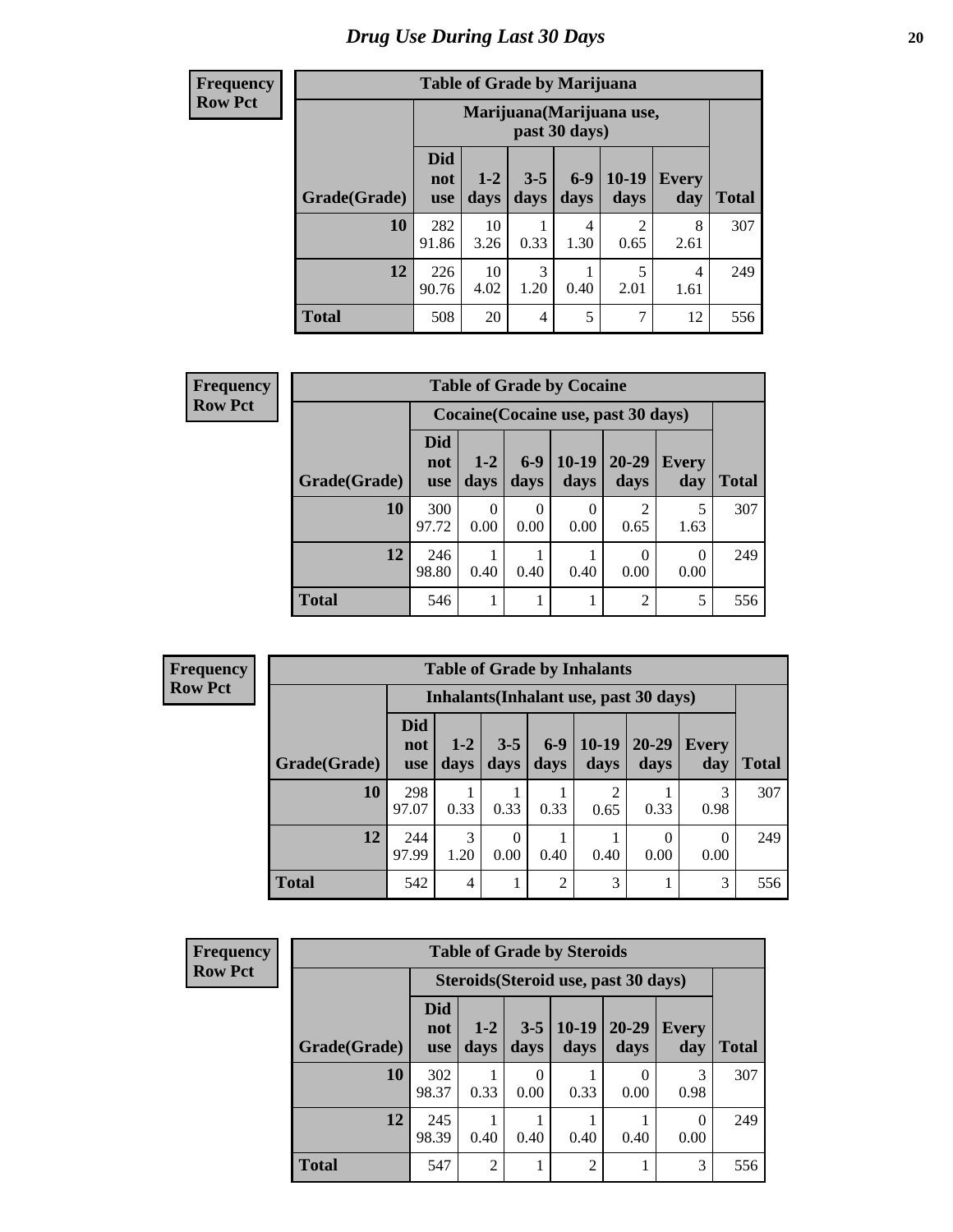# Drug Use During Last 30 Days

**Frequency**
**Row Pct**

| Table of Grade by Marijuana | | | | | | | |
|---|---|---|---|---|---|---|---|
| | Marijuana(Marijuana use, past 30 days) | | | | | | |
| Grade(Grade) | Did not use | 1-2 days | 3-5 days | 6-9 days | 10-19 days | Every day | Total |
| 10 | 282<br>91.86 | 10<br>3.26 | 1<br>0.33 | 4<br>1.30 | 2<br>0.65 | 8<br>2.61 | 307 |
| 12 | 226<br>90.76 | 10<br>4.02 | 3<br>1.20 | 1<br>0.40 | 5<br>2.01 | 4<br>1.61 | 249 |
| Total | 508 | 20 | 4 | 5 | 7 | 12 | 556 |

**Frequency**
**Row Pct**

| Table of Grade by Cocaine | | | | | | | |
|---|---|---|---|---|---|---|---|
| | Cocaine(Cocaine use, past 30 days) | | | | | | |
| Grade(Grade) | Did not use | 1-2 days | 6-9 days | 10-19 days | 20-29 days | Every day | Total |
| 10 | 300<br>97.72 | 0<br>0.00 | 0<br>0.00 | 0<br>0.00 | 2<br>0.65 | 5<br>1.63 | 307 |
| 12 | 246<br>98.80 | 1<br>0.40 | 1<br>0.40 | 1<br>0.40 | 0<br>0.00 | 0<br>0.00 | 249 |
| Total | 546 | 1 | 1 | 1 | 2 | 5 | 556 |

**Frequency**
**Row Pct**

| Table of Grade by Inhalants | | | | | | | | |
|---|---|---|---|---|---|---|---|---|
| | Inhalants(Inhalant use, past 30 days) | | | | | | | |
| Grade(Grade) | Did not use | 1-2 days | 3-5 days | 6-9 days | 10-19 days | 20-29 days | Every day | Total |
| 10 | 298<br>97.07 | 1<br>0.33 | 1<br>0.33 | 1<br>0.33 | 2<br>0.65 | 1<br>0.33 | 3<br>0.98 | 307 |
| 12 | 244<br>97.99 | 3<br>1.20 | 0<br>0.00 | 1<br>0.40 | 1<br>0.40 | 0<br>0.00 | 0<br>0.00 | 249 |
| Total | 542 | 4 | 1 | 2 | 3 | 1 | 3 | 556 |

**Frequency**
**Row Pct**

| Table of Grade by Steroids | | | | | | | |
|---|---|---|---|---|---|---|---|
| | Steroids(Steroid use, past 30 days) | | | | | | |
| Grade(Grade) | Did not use | 1-2 days | 3-5 days | 10-19 days | 20-29 days | Every day | Total |
| 10 | 302<br>98.37 | 1<br>0.33 | 0<br>0.00 | 1<br>0.33 | 0<br>0.00 | 3<br>0.98 | 307 |
| 12 | 245<br>98.39 | 1<br>0.40 | 1<br>0.40 | 1<br>0.40 | 1<br>0.40 | 0<br>0.00 | 249 |
| Total | 547 | 2 | 1 | 2 | 1 | 3 | 556 |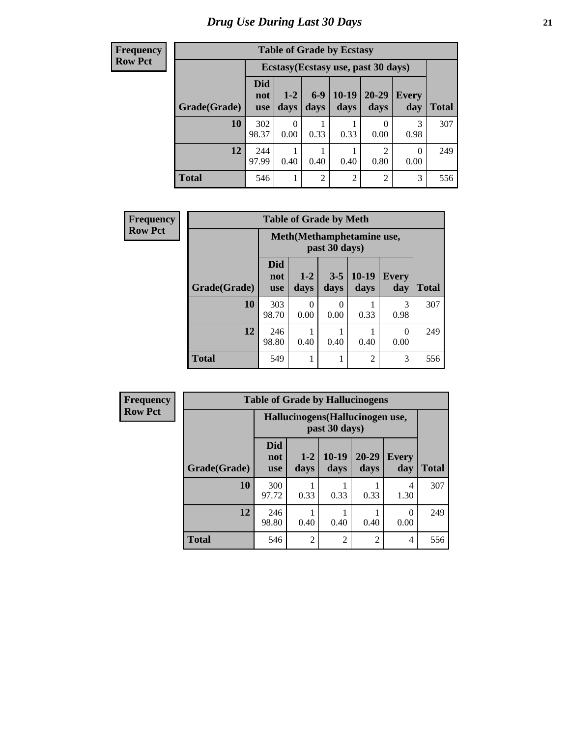# Drug Use During Last 30 Days

| Frequency Row Pct |
|---|

**Table of Grade by Ecstasy**

| Grade(Grade) | Ecstasy(Ecstasy use, past 30 days) | | | | | | Total |
|---|---|---|---|---|---|---|---|
| | Did not use | 1-2 days | 6-9 days | 10-19 days | 20-29 days | Every day | |
| 10 | 302<br>98.37 | 0<br>0.00 | 1<br>0.33 | 1<br>0.33 | 0<br>0.00 | 3<br>0.98 | 307 |
| 12 | 244<br>97.99 | 1<br>0.40 | 1<br>0.40 | 1<br>0.40 | 2<br>0.80 | 0<br>0.00 | 249 |
| Total | 546 | 1 | 2 | 2 | 2 | 3 | 556 |

| Frequency Row Pct |
|---|

**Table of Grade by Meth**

| Grade(Grade) | Meth(Methamphetamine use, past 30 days) | | | | | Total |
|---|---|---|---|---|---|---|
| | Did not use | 1-2 days | 3-5 days | 10-19 days | Every day | |
| 10 | 303<br>98.70 | 0<br>0.00 | 0<br>0.00 | 1<br>0.33 | 3<br>0.98 | 307 |
| 12 | 246<br>98.80 | 1<br>0.40 | 1<br>0.40 | 1<br>0.40 | 0<br>0.00 | 249 |
| Total | 549 | 1 | 1 | 2 | 3 | 556 |

| Frequency Row Pct |
|---|

**Table of Grade by Hallucinogens**

| Grade(Grade) | Hallucinogens(Hallucinogen use, past 30 days) | | | | | Total |
|---|---|---|---|---|---|---|
| | Did not use | 1-2 days | 10-19 days | 20-29 days | Every day | |
| 10 | 300<br>97.72 | 1<br>0.33 | 1<br>0.33 | 1<br>0.33 | 4<br>1.30 | 307 |
| 12 | 246<br>98.80 | 1<br>0.40 | 1<br>0.40 | 1<br>0.40 | 0<br>0.00 | 249 |
| Total | 546 | 2 | 2 | 2 | 4 | 556 |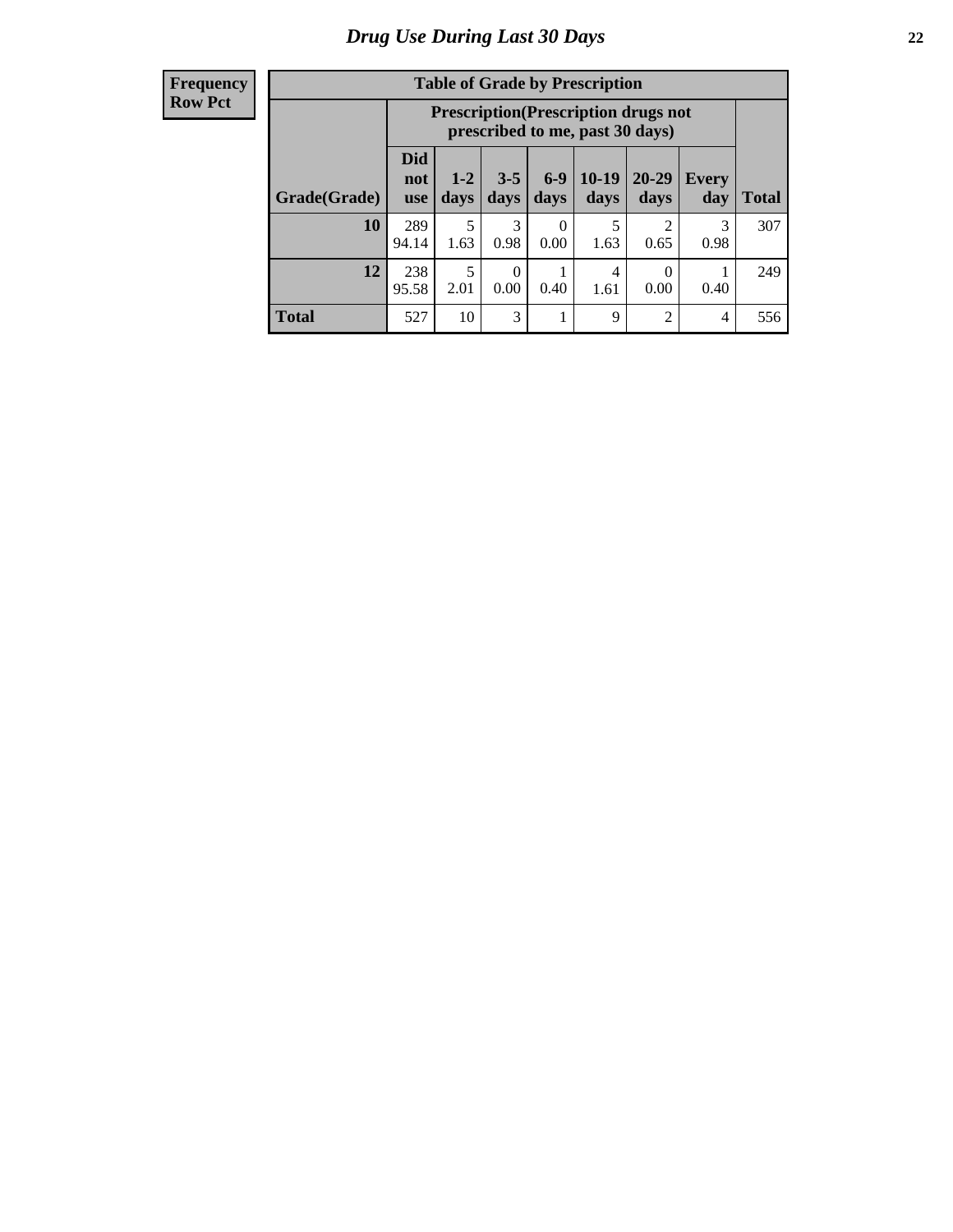# Drug Use During Last 30 Days

| Frequency<br>Row Pct |
|---|

**Table of Grade by Prescription**

| Grade(Grade) | Prescription(Prescription drugs not prescribed to me, past 30 days) | | | | | | | Total |
|---|---|---|---|---|---|---|---|---|
| | Did not use | 1-2 days | 3-5 days | 6-9 days | 10-19 days | 20-29 days | Every day | |
| **10** | 289<br>94.14 | 5<br>1.63 | 3<br>0.98 | 0<br>0.00 | 5<br>1.63 | 2<br>0.65 | 3<br>0.98 | 307 |
| **12** | 238<br>95.58 | 5<br>2.01 | 0<br>0.00 | 1<br>0.40 | 4<br>1.61 | 0<br>0.00 | 1<br>0.40 | 249 |
| **Total** | 527 | 10 | 3 | 1 | 9 | 2 | 4 | 556 |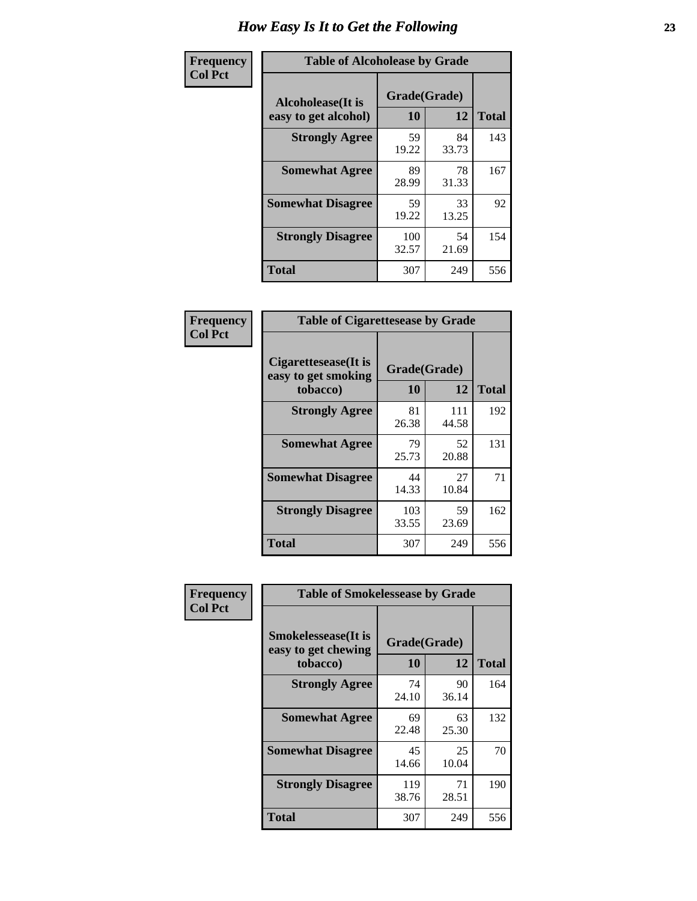# How Easy Is It to Get the Following

**Frequency**
**Col Pct**

| Table of Alcoholease by Grade | | | |
|---|---|---|---|
| **Alcoholease(It is easy to get alcohol)** | **Grade(Grade)** | | **Total** |
| | **10** | **12** | |
| **Strongly Agree** | 59<br>19.22 | 84<br>33.73 | 143 |
| **Somewhat Agree** | 89<br>28.99 | 78<br>31.33 | 167 |
| **Somewhat Disagree** | 59<br>19.22 | 33<br>13.25 | 92 |
| **Strongly Disagree** | 100<br>32.57 | 54<br>21.69 | 154 |
| **Total** | 307 | 249 | 556 |

**Frequency**
**Col Pct**

| Table of Cigarettesease by Grade | | | |
|---|---|---|---|
| **Cigarettesease(It is easy to get smoking tobacco)** | **Grade(Grade)** | | **Total** |
| | **10** | **12** | |
| **Strongly Agree** | 81<br>26.38 | 111<br>44.58 | 192 |
| **Somewhat Agree** | 79<br>25.73 | 52<br>20.88 | 131 |
| **Somewhat Disagree** | 44<br>14.33 | 27<br>10.84 | 71 |
| **Strongly Disagree** | 103<br>33.55 | 59<br>23.69 | 162 |
| **Total** | 307 | 249 | 556 |

**Frequency**
**Col Pct**

| Table of Smokelessease by Grade | | | |
|---|---|---|---|
| **Smokelessease(It is easy to get chewing tobacco)** | **Grade(Grade)** | | **Total** |
| | **10** | **12** | |
| **Strongly Agree** | 74<br>24.10 | 90<br>36.14 | 164 |
| **Somewhat Agree** | 69<br>22.48 | 63<br>25.30 | 132 |
| **Somewhat Disagree** | 45<br>14.66 | 25<br>10.04 | 70 |
| **Strongly Disagree** | 119<br>38.76 | 71<br>28.51 | 190 |
| **Total** | 307 | 249 | 556 |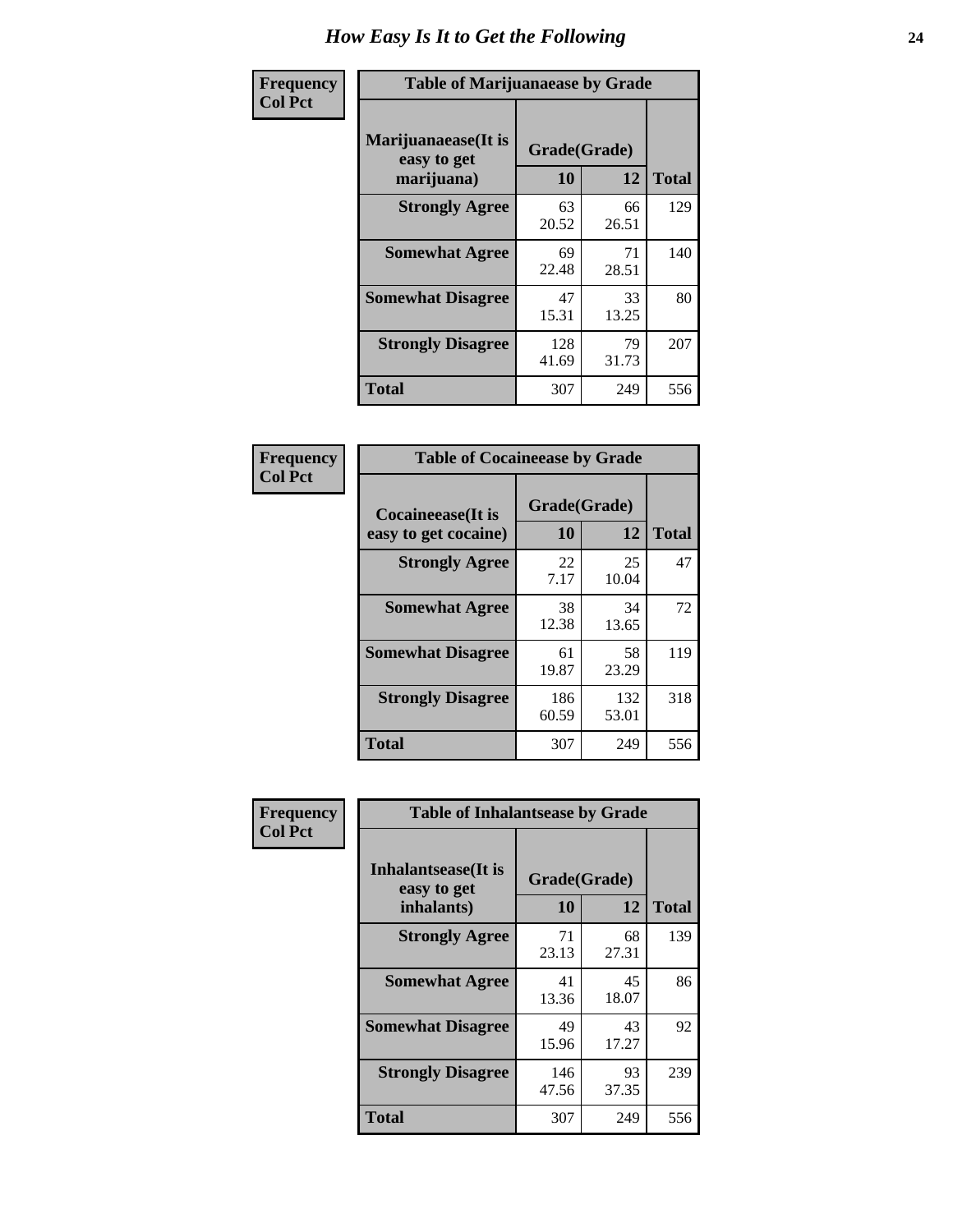# How Easy Is It to Get the Following

**Frequency**
**Col Pct**

**Table of Marijuanaease by Grade**

| Marijuanaease(It is easy to get marijuana) | Grade(Grade) | | Total |
|---|---|---|---|
| | 10 | 12 | |
| **Strongly Agree** | 63<br>20.52 | 66<br>26.51 | 129 |
| **Somewhat Agree** | 69<br>22.48 | 71<br>28.51 | 140 |
| **Somewhat Disagree** | 47<br>15.31 | 33<br>13.25 | 80 |
| **Strongly Disagree** | 128<br>41.69 | 79<br>31.73 | 207 |
| **Total** | 307 | 249 | 556 |

**Frequency**
**Col Pct**

**Table of Cocaineease by Grade**

| Cocaineease(It is easy to get cocaine) | Grade(Grade) | | Total |
|---|---|---|---|
| | 10 | 12 | |
| **Strongly Agree** | 22<br>7.17 | 25<br>10.04 | 47 |
| **Somewhat Agree** | 38<br>12.38 | 34<br>13.65 | 72 |
| **Somewhat Disagree** | 61<br>19.87 | 58<br>23.29 | 119 |
| **Strongly Disagree** | 186<br>60.59 | 132<br>53.01 | 318 |
| **Total** | 307 | 249 | 556 |

**Frequency**
**Col Pct**

**Table of Inhalantsease by Grade**

| Inhalantsease(It is easy to get inhalants) | Grade(Grade) | | Total |
|---|---|---|---|
| | 10 | 12 | |
| **Strongly Agree** | 71<br>23.13 | 68<br>27.31 | 139 |
| **Somewhat Agree** | 41<br>13.36 | 45<br>18.07 | 86 |
| **Somewhat Disagree** | 49<br>15.96 | 43<br>17.27 | 92 |
| **Strongly Disagree** | 146<br>47.56 | 93<br>37.35 | 239 |
| **Total** | 307 | 249 | 556 |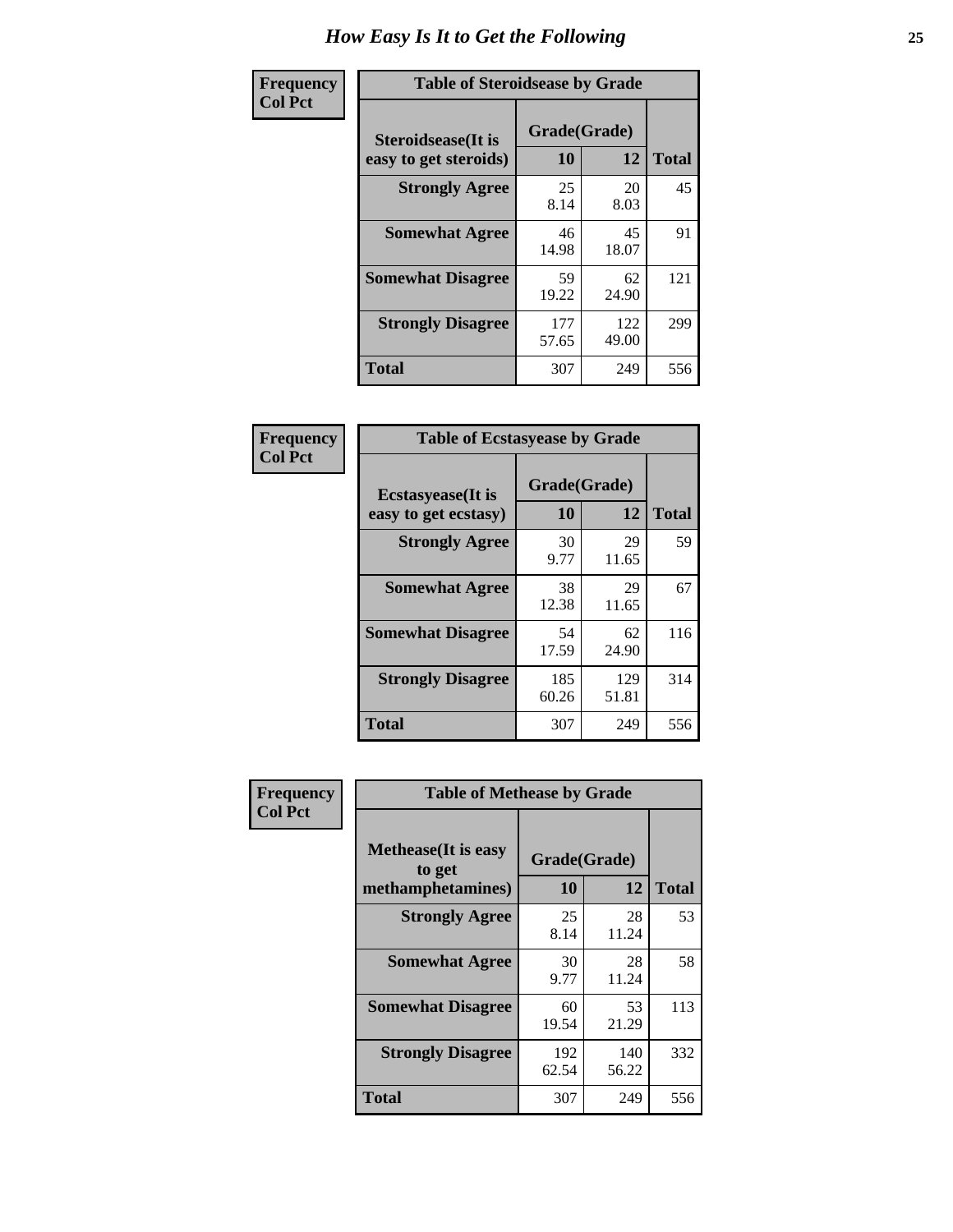# How Easy Is It to Get the Following

**Frequency**
**Col Pct**

| Table of Steroidsease by Grade | | | |
|---|---|---|---|
| **Steroidsease(It is easy to get steroids)** | **Grade(Grade)** | | **Total** |
| | **10** | **12** | |
| **Strongly Agree** | 25<br>8.14 | 20<br>8.03 | 45 |
| **Somewhat Agree** | 46<br>14.98 | 45<br>18.07 | 91 |
| **Somewhat Disagree** | 59<br>19.22 | 62<br>24.90 | 121 |
| **Strongly Disagree** | 177<br>57.65 | 122<br>49.00 | 299 |
| **Total** | 307 | 249 | 556 |

**Frequency**
**Col Pct**

| Table of Ecstasyease by Grade | | | |
|---|---|---|---|
| **Ecstasyease(It is easy to get ecstasy)** | **Grade(Grade)** | | **Total** |
| | **10** | **12** | |
| **Strongly Agree** | 30<br>9.77 | 29<br>11.65 | 59 |
| **Somewhat Agree** | 38<br>12.38 | 29<br>11.65 | 67 |
| **Somewhat Disagree** | 54<br>17.59 | 62<br>24.90 | 116 |
| **Strongly Disagree** | 185<br>60.26 | 129<br>51.81 | 314 |
| **Total** | 307 | 249 | 556 |

**Frequency**
**Col Pct**

| Table of Methease by Grade | | | |
|---|---|---|---|
| **Methease(It is easy to get methamphetamines)** | **Grade(Grade)** | | **Total** |
| | **10** | **12** | |
| **Strongly Agree** | 25<br>8.14 | 28<br>11.24 | 53 |
| **Somewhat Agree** | 30<br>9.77 | 28<br>11.24 | 58 |
| **Somewhat Disagree** | 60<br>19.54 | 53<br>21.29 | 113 |
| **Strongly Disagree** | 192<br>62.54 | 140<br>56.22 | 332 |
| **Total** | 307 | 249 | 556 |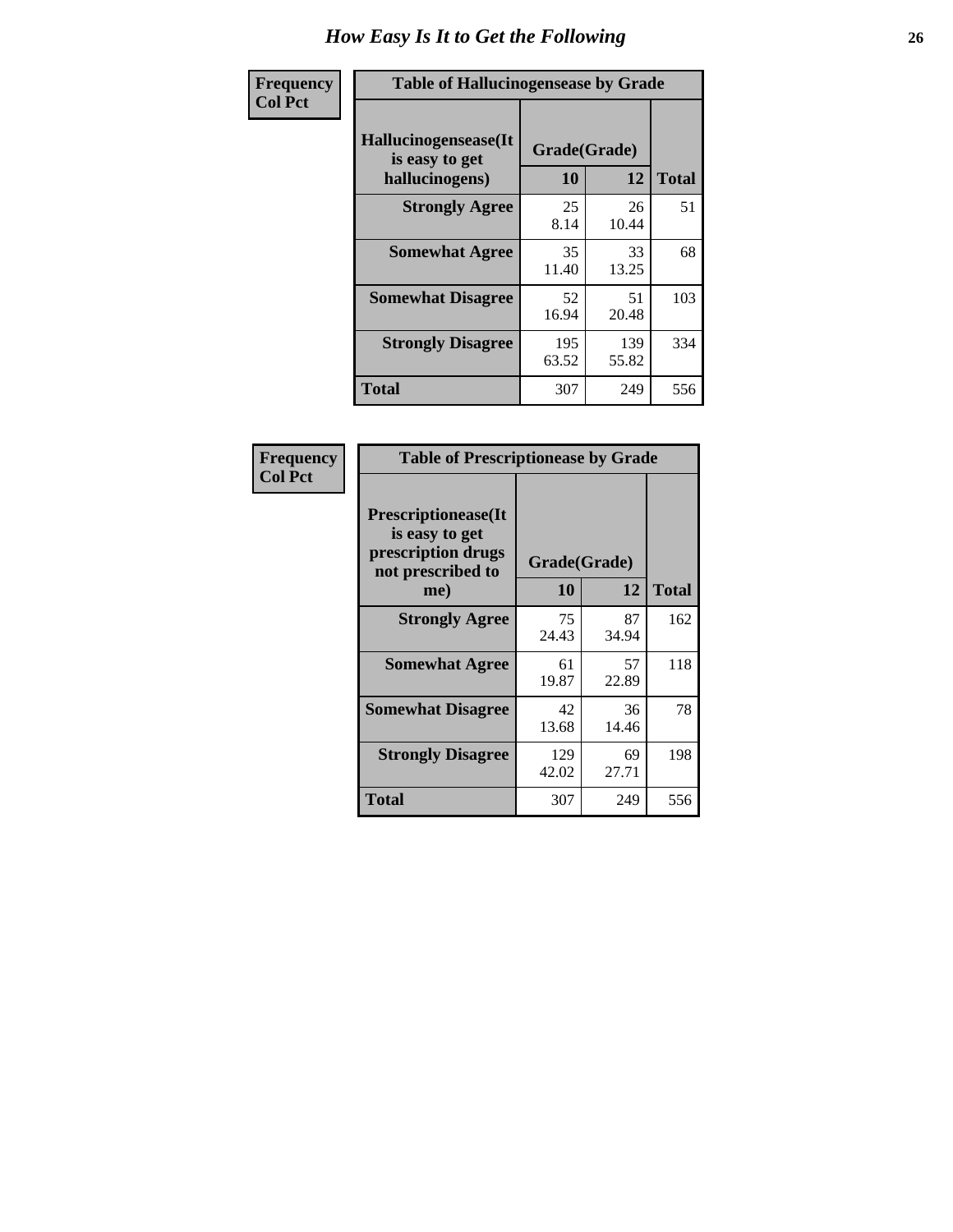# How Easy Is It to Get the Following

**Frequency**
**Col Pct**

**Table of Hallucinogensease by Grade**

| Hallucinogensease(It is easy to get hallucinogens) | Grade(Grade) 10 | 12 | Total |
|---|---|---|---|
| **Strongly Agree** | 25<br>8.14 | 26<br>10.44 | 51 |
| **Somewhat Agree** | 35<br>11.40 | 33<br>13.25 | 68 |
| **Somewhat Disagree** | 52<br>16.94 | 51<br>20.48 | 103 |
| **Strongly Disagree** | 195<br>63.52 | 139<br>55.82 | 334 |
| **Total** | 307 | 249 | 556 |

**Frequency**
**Col Pct**

**Table of Prescriptionease by Grade**

| Prescriptionease(It is easy to get prescription drugs not prescribed to me) | Grade(Grade) 10 | 12 | Total |
|---|---|---|---|
| **Strongly Agree** | 75<br>24.43 | 87<br>34.94 | 162 |
| **Somewhat Agree** | 61<br>19.87 | 57<br>22.89 | 118 |
| **Somewhat Disagree** | 42<br>13.68 | 36<br>14.46 | 78 |
| **Strongly Disagree** | 129<br>42.02 | 69<br>27.71 | 198 |
| **Total** | 307 | 249 | 556 |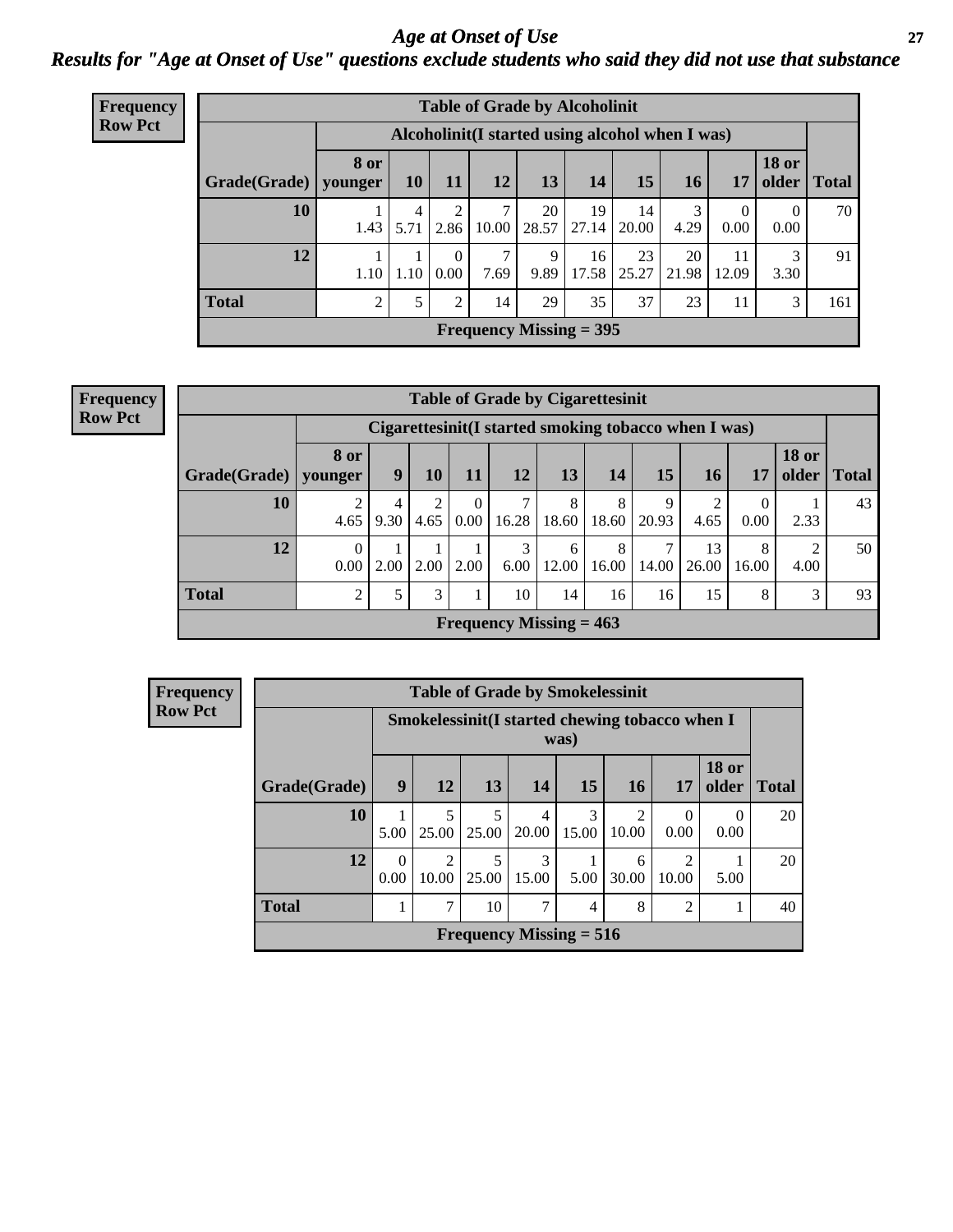# Age at Onset of Use

## Results for "Age at Onset of Use" questions exclude students who said they did not use that substance

**Frequency**
**Row Pct**

| Table of Grade by Alcoholinit | | | | | | | | | | | |
|---|---|---|---|---|---|---|---|---|---|---|---|
| | Alcoholinit(I started using alcohol when I was) | | | | | | | | | | |
| Grade(Grade) | 8 or younger | 10 | 11 | 12 | 13 | 14 | 15 | 16 | 17 | 18 or older | Total |
| 10 | 1<br>1.43 | 4<br>5.71 | 2<br>2.86 | 7<br>10.00 | 20<br>28.57 | 19<br>27.14 | 14<br>20.00 | 3<br>4.29 | 0<br>0.00 | 0<br>0.00 | 70 |
| 12 | 1<br>1.10 | 1<br>1.10 | 0<br>0.00 | 7<br>7.69 | 9<br>9.89 | 16<br>17.58 | 23<br>25.27 | 20<br>21.98 | 11<br>12.09 | 3<br>3.30 | 91 |
| Total | 2 | 5 | 2 | 14 | 29 | 35 | 37 | 23 | 11 | 3 | 161 |
| Frequency Missing = 395 | | | | | | | | | | | |

**Frequency**
**Row Pct**

| Table of Grade by Cigarettesinit | | | | | | | | | | | | |
|---|---|---|---|---|---|---|---|---|---|---|---|---|
| | Cigarettesinit(I started smoking tobacco when I was) | | | | | | | | | | | |
| Grade(Grade) | 8 or younger | 9 | 10 | 11 | 12 | 13 | 14 | 15 | 16 | 17 | 18 or older | Total |
| 10 | 2<br>4.65 | 4<br>9.30 | 2<br>4.65 | 0<br>0.00 | 7<br>16.28 | 8<br>18.60 | 8<br>18.60 | 9<br>20.93 | 2<br>4.65 | 0<br>0.00 | 1<br>2.33 | 43 |
| 12 | 0<br>0.00 | 1<br>2.00 | 1<br>2.00 | 1<br>2.00 | 3<br>6.00 | 6<br>12.00 | 8<br>16.00 | 7<br>14.00 | 13<br>26.00 | 8<br>16.00 | 2<br>4.00 | 50 |
| Total | 2 | 5 | 3 | 1 | 10 | 14 | 16 | 16 | 15 | 8 | 3 | 93 |
| Frequency Missing = 463 | | | | | | | | | | | | |

**Frequency**
**Row Pct**

| Table of Grade by Smokelessinit | | | | | | | | | |
|---|---|---|---|---|---|---|---|---|---|
| | Smokelessinit(I started chewing tobacco when I was) | | | | | | | | |
| Grade(Grade) | 9 | 12 | 13 | 14 | 15 | 16 | 17 | 18 or older | Total |
| 10 | 1<br>5.00 | 5<br>25.00 | 5<br>25.00 | 4<br>20.00 | 3<br>15.00 | 2<br>10.00 | 0<br>0.00 | 0<br>0.00 | 20 |
| 12 | 0<br>0.00 | 2<br>10.00 | 5<br>25.00 | 3<br>15.00 | 1<br>5.00 | 6<br>30.00 | 2<br>10.00 | 1<br>5.00 | 20 |
| Total | 1 | 7 | 10 | 7 | 4 | 8 | 2 | 1 | 40 |
| Frequency Missing = 516 | | | | | | | | | |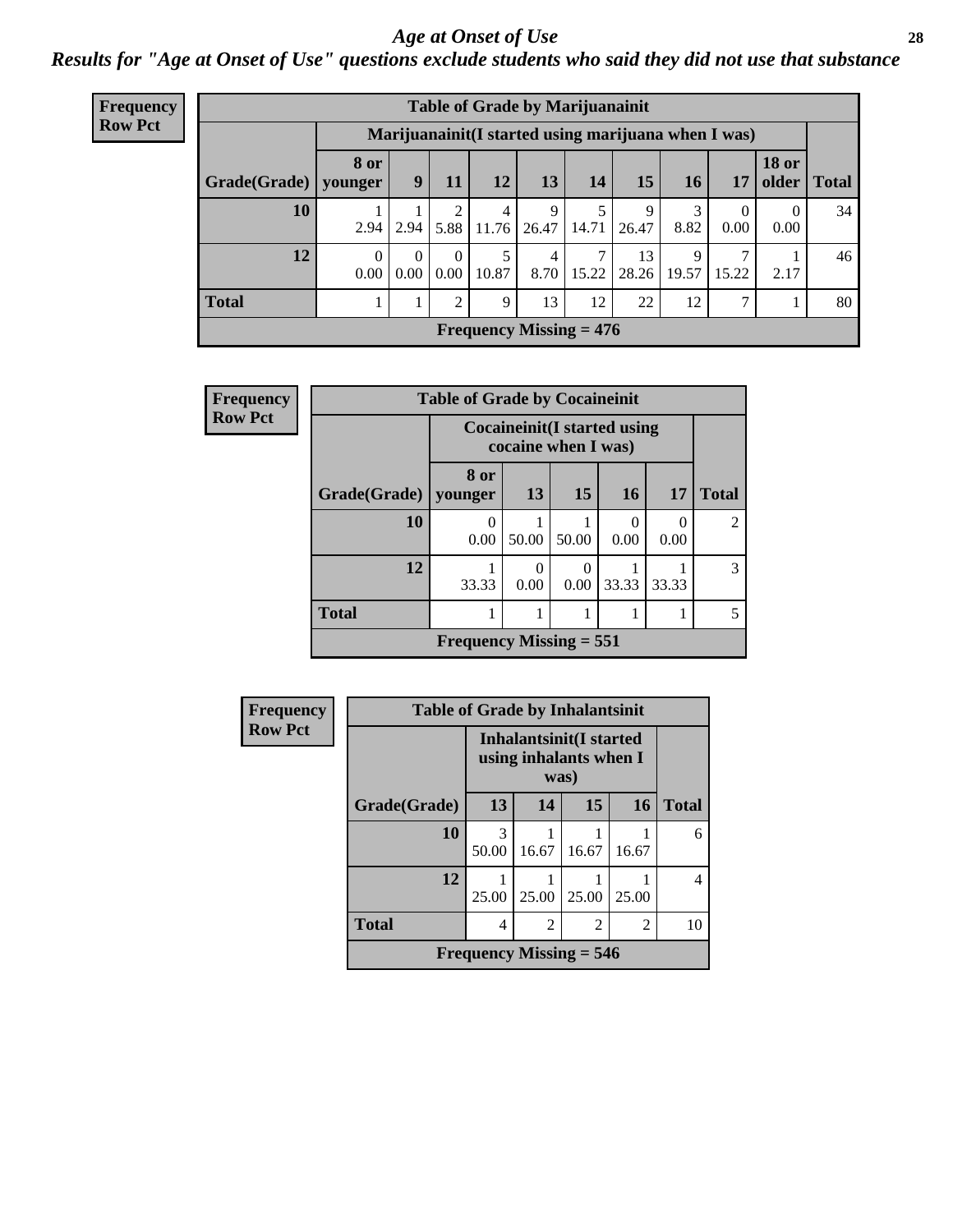# *Age at Onset of Use*

## *Results for "Age at Onset of Use" questions exclude students who said they did not use that substance*

**Frequency**
**Row Pct**

| Table of Grade by Marijuanainit | | | | | | | | | | | |
|---|---|---|---|---|---|---|---|---|---|---|---|
| | Marijuanainit(I started using marijuana when I was) | | | | | | | | | | |
| Grade(Grade) | 8 or younger | 9 | 11 | 12 | 13 | 14 | 15 | 16 | 17 | 18 or older | Total |
| 10 | 1<br>2.94 | 1<br>2.94 | 2<br>5.88 | 4<br>11.76 | 9<br>26.47 | 5<br>14.71 | 9<br>26.47 | 3<br>8.82 | 0<br>0.00 | 0<br>0.00 | 34 |
| 12 | 0<br>0.00 | 0<br>0.00 | 0<br>0.00 | 5<br>10.87 | 4<br>8.70 | 7<br>15.22 | 13<br>28.26 | 9<br>19.57 | 7<br>15.22 | 1<br>2.17 | 46 |
| Total | 1 | 1 | 2 | 9 | 13 | 12 | 22 | 12 | 7 | 1 | 80 |
| Frequency Missing = 476 | | | | | | | | | | | |

**Frequency**
**Row Pct**

| Table of Grade by Cocaineinit | | | | | | |
|---|---|---|---|---|---|---|
| | Cocaineinit(I started using cocaine when I was) | | | | | |
| Grade(Grade) | 8 or younger | 13 | 15 | 16 | 17 | Total |
| 10 | 0<br>0.00 | 1<br>50.00 | 1<br>50.00 | 0<br>0.00 | 0<br>0.00 | 2 |
| 12 | 1<br>33.33 | 0<br>0.00 | 0<br>0.00 | 1<br>33.33 | 1<br>33.33 | 3 |
| Total | 1 | 1 | 1 | 1 | 1 | 5 |
| Frequency Missing = 551 | | | | | | |

**Frequency**
**Row Pct**

| Table of Grade by Inhalantsinit | | | | | |
|---|---|---|---|---|---|
| | Inhalantsinit(I started using inhalants when I was) | | | | |
| Grade(Grade) | 13 | 14 | 15 | 16 | Total |
| 10 | 3<br>50.00 | 1<br>16.67 | 1<br>16.67 | 1<br>16.67 | 6 |
| 12 | 1<br>25.00 | 1<br>25.00 | 1<br>25.00 | 1<br>25.00 | 4 |
| Total | 4 | 2 | 2 | 2 | 10 |
| Frequency Missing = 546 | | | | | |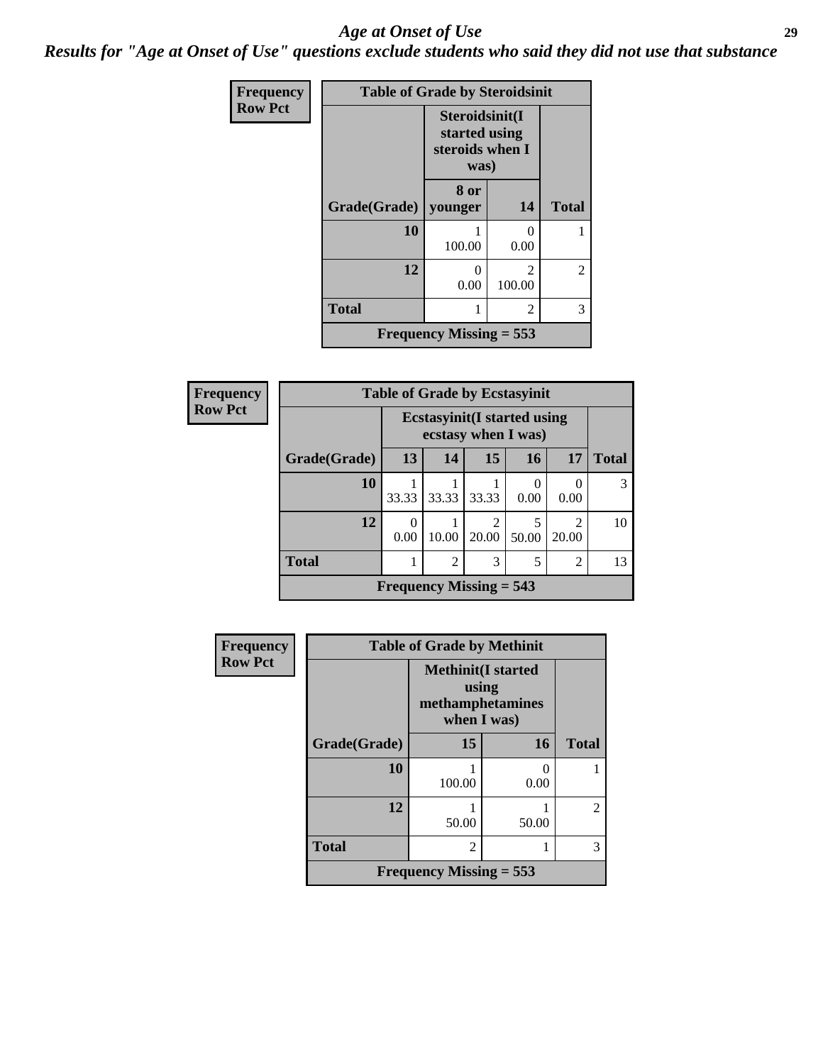# *Age at Onset of Use*

***Results for "Age at Onset of Use" questions exclude students who said they did not use that substance***

**Frequency**
**Row Pct**

| Table of Grade by Steroidsinit | | | |
|---|---|---|---|
| | Steroidsinit(I started using steroids when I was) | | |
| Grade(Grade) | 8 or younger | 14 | Total |
| 10 | 1<br>100.00 | 0<br>0.00 | 1 |
| 12 | 0<br>0.00 | 2<br>100.00 | 2 |
| Total | 1 | 2 | 3 |
| Frequency Missing = 553 | | | |

**Frequency**
**Row Pct**

| Table of Grade by Ecstasyinit | | | | | | |
|---|---|---|---|---|---|---|
| | Ecstasyinit(I started using ecstasy when I was) | | | | | |
| Grade(Grade) | 13 | 14 | 15 | 16 | 17 | Total |
| 10 | 1<br>33.33 | 1<br>33.33 | 1<br>33.33 | 0<br>0.00 | 0<br>0.00 | 3 |
| 12 | 0<br>0.00 | 1<br>10.00 | 2<br>20.00 | 5<br>50.00 | 2<br>20.00 | 10 |
| Total | 1 | 2 | 3 | 5 | 2 | 13 |
| Frequency Missing = 543 | | | | | | |

**Frequency**
**Row Pct**

| Table of Grade by Methinit | | | |
|---|---|---|---|
| | Methinit(I started using methamphetamines when I was) | | |
| Grade(Grade) | 15 | 16 | Total |
| 10 | 1<br>100.00 | 0<br>0.00 | 1 |
| 12 | 1<br>50.00 | 1<br>50.00 | 2 |
| Total | 2 | 1 | 3 |
| Frequency Missing = 553 | | | |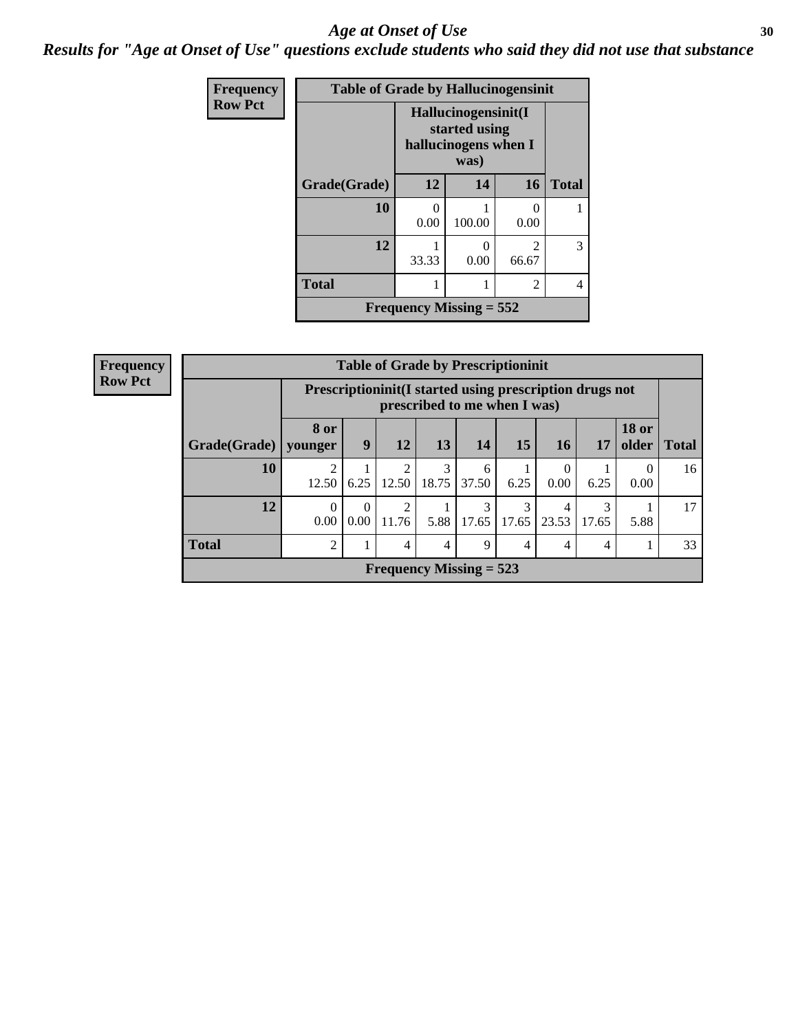# Age at Onset of Use

***Results for "Age at Onset of Use" questions exclude students who said they did not use that substance***

**Frequency / Row Pct**

**Table of Grade by Hallucinogensinit**

| Grade(Grade) | Hallucinogensinit(I started using hallucinogens when I was) 12 | 14 | 16 | Total |
|---|---|---|---|---|
| 10 | 0<br>0.00 | 1<br>100.00 | 0<br>0.00 | 1 |
| 12 | 1<br>33.33 | 0<br>0.00 | 2<br>66.67 | 3 |
| Total | 1 | 1 | 2 | 4 |

Frequency Missing = 552

**Frequency / Row Pct**

**Table of Grade by Prescriptioninit**

| Grade(Grade) | Prescriptioninit(I started using prescription drugs not prescribed to me when I was) 8 or younger | 9 | 12 | 13 | 14 | 15 | 16 | 17 | 18 or older | Total |
|---|---|---|---|---|---|---|---|---|---|---|
| 10 | 2<br>12.50 | 1<br>6.25 | 2<br>12.50 | 3<br>18.75 | 6<br>37.50 | 1<br>6.25 | 0<br>0.00 | 1<br>6.25 | 0<br>0.00 | 16 |
| 12 | 0<br>0.00 | 0<br>0.00 | 2<br>11.76 | 1<br>5.88 | 3<br>17.65 | 3<br>17.65 | 4<br>23.53 | 3<br>17.65 | 1<br>5.88 | 17 |
| Total | 2 | 1 | 4 | 4 | 9 | 4 | 4 | 4 | 1 | 33 |

Frequency Missing = 523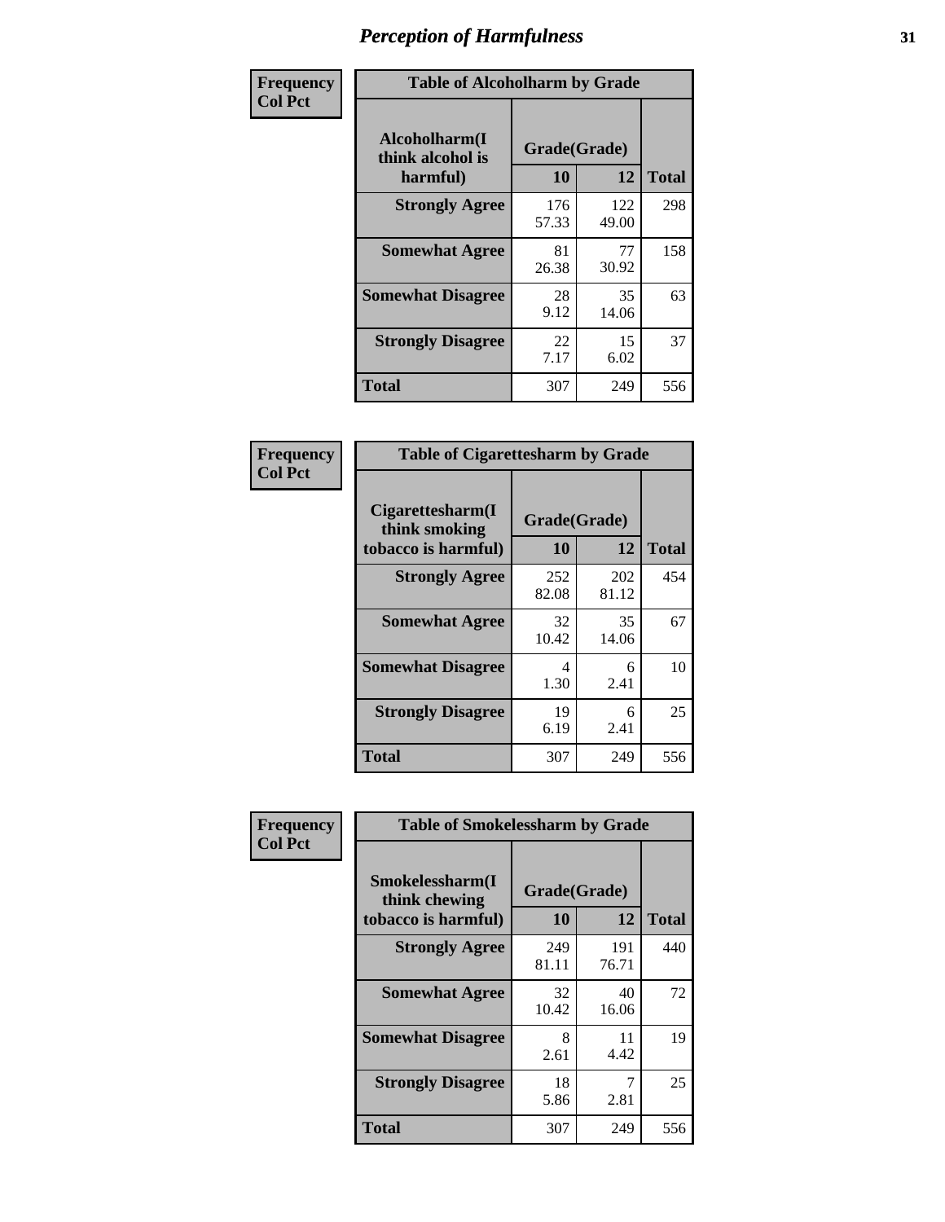# Perception of Harmfulness

**Frequency**
**Col Pct**

| Table of Alcoholharm by Grade | | | |
|---|---|---|---|
| **Alcoholharm(I think alcohol is harmful)** | **Grade(Grade)** | | **Total** |
| | **10** | **12** | |
| **Strongly Agree** | 176<br>57.33 | 122<br>49.00 | 298 |
| **Somewhat Agree** | 81<br>26.38 | 77<br>30.92 | 158 |
| **Somewhat Disagree** | 28<br>9.12 | 35<br>14.06 | 63 |
| **Strongly Disagree** | 22<br>7.17 | 15<br>6.02 | 37 |
| **Total** | 307 | 249 | 556 |

**Frequency**
**Col Pct**

| Table of Cigarettesharm by Grade | | | |
|---|---|---|---|
| **Cigarettesharm(I think smoking tobacco is harmful)** | **Grade(Grade)** | | **Total** |
| | **10** | **12** | |
| **Strongly Agree** | 252<br>82.08 | 202<br>81.12 | 454 |
| **Somewhat Agree** | 32<br>10.42 | 35<br>14.06 | 67 |
| **Somewhat Disagree** | 4<br>1.30 | 6<br>2.41 | 10 |
| **Strongly Disagree** | 19<br>6.19 | 6<br>2.41 | 25 |
| **Total** | 307 | 249 | 556 |

**Frequency**
**Col Pct**

| Table of Smokelessharm by Grade | | | |
|---|---|---|---|
| **Smokelessharm(I think chewing tobacco is harmful)** | **Grade(Grade)** | | **Total** |
| | **10** | **12** | |
| **Strongly Agree** | 249<br>81.11 | 191<br>76.71 | 440 |
| **Somewhat Agree** | 32<br>10.42 | 40<br>16.06 | 72 |
| **Somewhat Disagree** | 8<br>2.61 | 11<br>4.42 | 19 |
| **Strongly Disagree** | 18<br>5.86 | 7<br>2.81 | 25 |
| **Total** | 307 | 249 | 556 |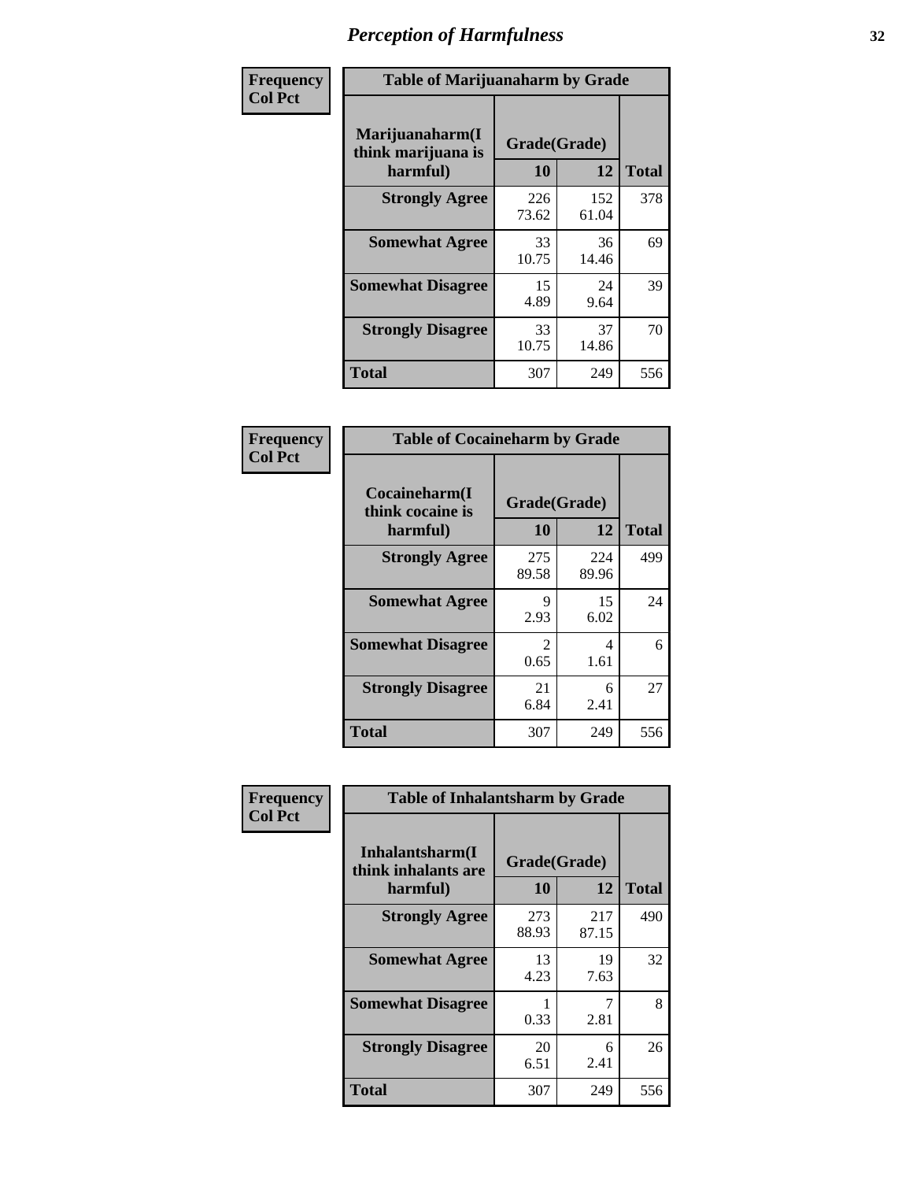# Perception of Harmfulness

**Frequency**
**Col Pct**

| Table of Marijuanaharm by Grade | | | |
|---|---|---|---|
| Marijuanaharm(I think marijuana is harmful) | Grade(Grade) | | Total |
| | 10 | 12 | |
| Strongly Agree | 226<br>73.62 | 152<br>61.04 | 378 |
| Somewhat Agree | 33<br>10.75 | 36<br>14.46 | 69 |
| Somewhat Disagree | 15<br>4.89 | 24<br>9.64 | 39 |
| Strongly Disagree | 33<br>10.75 | 37<br>14.86 | 70 |
| Total | 307 | 249 | 556 |

**Frequency**
**Col Pct**

| Table of Cocaineharm by Grade | | | |
|---|---|---|---|
| Cocaineharm(I think cocaine is harmful) | Grade(Grade) | | Total |
| | 10 | 12 | |
| Strongly Agree | 275<br>89.58 | 224<br>89.96 | 499 |
| Somewhat Agree | 9<br>2.93 | 15<br>6.02 | 24 |
| Somewhat Disagree | 2<br>0.65 | 4<br>1.61 | 6 |
| Strongly Disagree | 21<br>6.84 | 6<br>2.41 | 27 |
| Total | 307 | 249 | 556 |

**Frequency**
**Col Pct**

| Table of Inhalantsharm by Grade | | | |
|---|---|---|---|
| Inhalantsharm(I think inhalants are harmful) | Grade(Grade) | | Total |
| | 10 | 12 | |
| Strongly Agree | 273<br>88.93 | 217<br>87.15 | 490 |
| Somewhat Agree | 13<br>4.23 | 19<br>7.63 | 32 |
| Somewhat Disagree | 1<br>0.33 | 7<br>2.81 | 8 |
| Strongly Disagree | 20<br>6.51 | 6<br>2.41 | 26 |
| Total | 307 | 249 | 556 |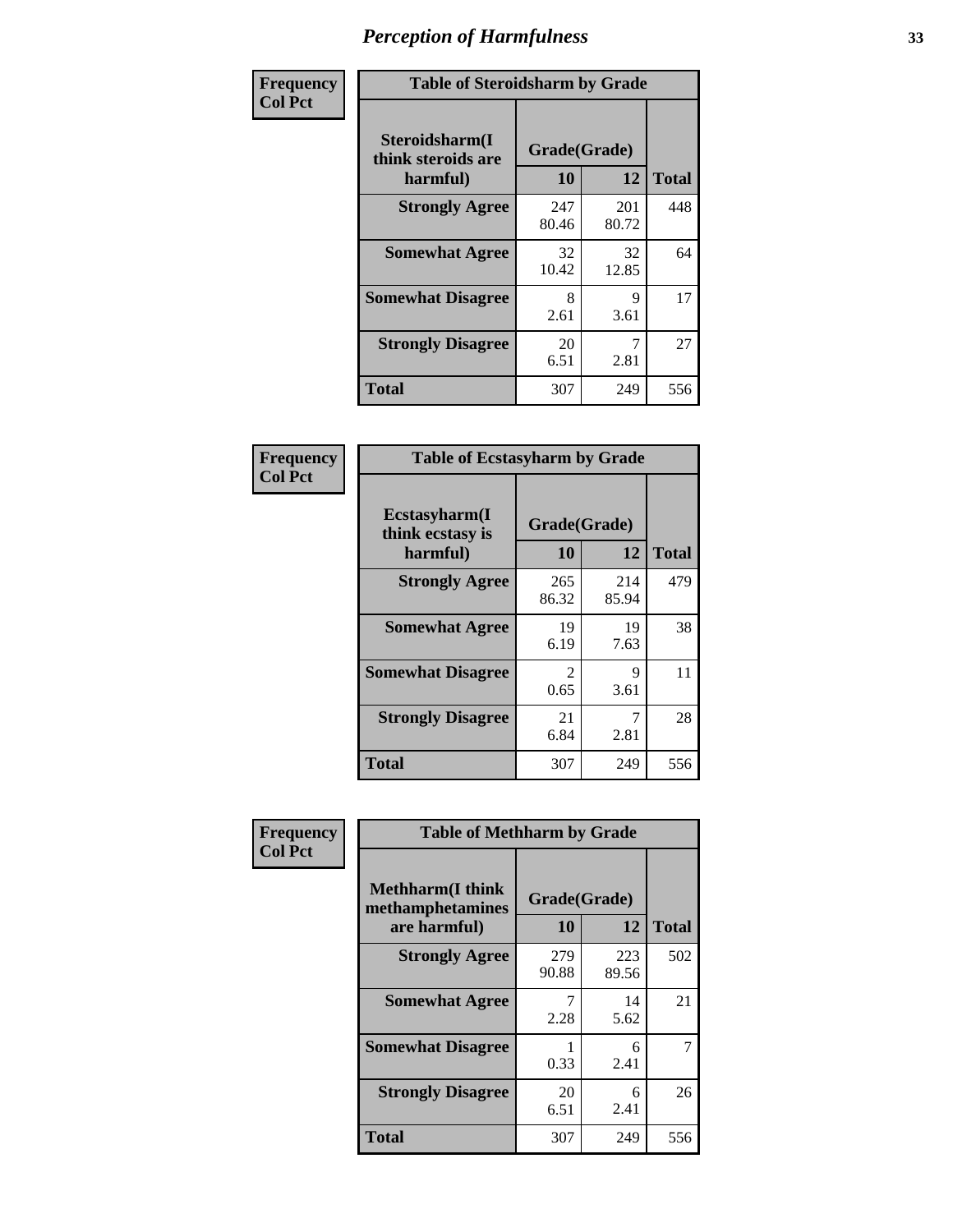# Perception of Harmfulness

**Frequency**
**Col Pct**

| Table of Steroidsharm by Grade | | | |
|---|---|---|---|
| **Steroidsharm(I think steroids are harmful)** | **Grade(Grade)** | | **Total** |
| | **10** | **12** | |
| **Strongly Agree** | 247<br>80.46 | 201<br>80.72 | 448 |
| **Somewhat Agree** | 32<br>10.42 | 32<br>12.85 | 64 |
| **Somewhat Disagree** | 8<br>2.61 | 9<br>3.61 | 17 |
| **Strongly Disagree** | 20<br>6.51 | 7<br>2.81 | 27 |
| **Total** | 307 | 249 | 556 |

**Frequency**
**Col Pct**

| Table of Ecstasyharm by Grade | | | |
|---|---|---|---|
| **Ecstasyharm(I think ecstasy is harmful)** | **Grade(Grade)** | | **Total** |
| | **10** | **12** | |
| **Strongly Agree** | 265<br>86.32 | 214<br>85.94 | 479 |
| **Somewhat Agree** | 19<br>6.19 | 19<br>7.63 | 38 |
| **Somewhat Disagree** | 2<br>0.65 | 9<br>3.61 | 11 |
| **Strongly Disagree** | 21<br>6.84 | 7<br>2.81 | 28 |
| **Total** | 307 | 249 | 556 |

**Frequency**
**Col Pct**

| Table of Methharm by Grade | | | |
|---|---|---|---|
| **Methharm(I think methamphetamines are harmful)** | **Grade(Grade)** | | **Total** |
| | **10** | **12** | |
| **Strongly Agree** | 279<br>90.88 | 223<br>89.56 | 502 |
| **Somewhat Agree** | 7<br>2.28 | 14<br>5.62 | 21 |
| **Somewhat Disagree** | 1<br>0.33 | 6<br>2.41 | 7 |
| **Strongly Disagree** | 20<br>6.51 | 6<br>2.41 | 26 |
| **Total** | 307 | 249 | 556 |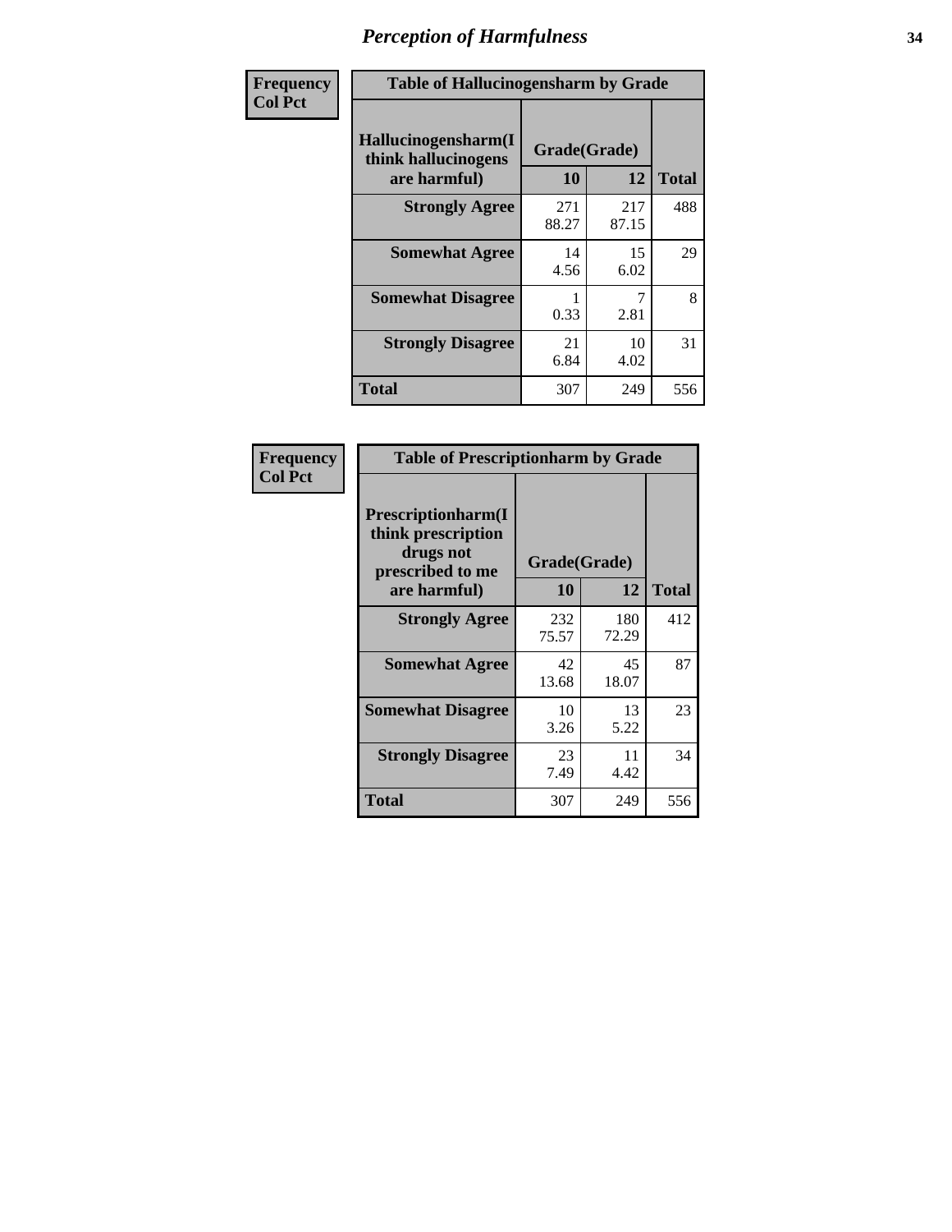# Perception of Harmfulness

| Frequency Col Pct | Table of Hallucinogensharm by Grade | | |
|---|---|---|---|
| Hallucinogensharm(I think hallucinogens are harmful) | Grade(Grade) | | |
| | 10 | 12 | Total |
| Strongly Agree | 271<br>88.27 | 217<br>87.15 | 488 |
| Somewhat Agree | 14<br>4.56 | 15<br>6.02 | 29 |
| Somewhat Disagree | 1<br>0.33 | 7<br>2.81 | 8 |
| Strongly Disagree | 21<br>6.84 | 10<br>4.02 | 31 |
| Total | 307 | 249 | 556 |

| Frequency Col Pct | Table of Prescriptionharm by Grade | | |
|---|---|---|---|
| Prescriptionharm(I think prescription drugs not prescribed to me are harmful) | Grade(Grade) | | |
| | 10 | 12 | Total |
| Strongly Agree | 232<br>75.57 | 180<br>72.29 | 412 |
| Somewhat Agree | 42<br>13.68 | 45<br>18.07 | 87 |
| Somewhat Disagree | 10<br>3.26 | 13<br>5.22 | 23 |
| Strongly Disagree | 23<br>7.49 | 11<br>4.42 | 34 |
| Total | 307 | 249 | 556 |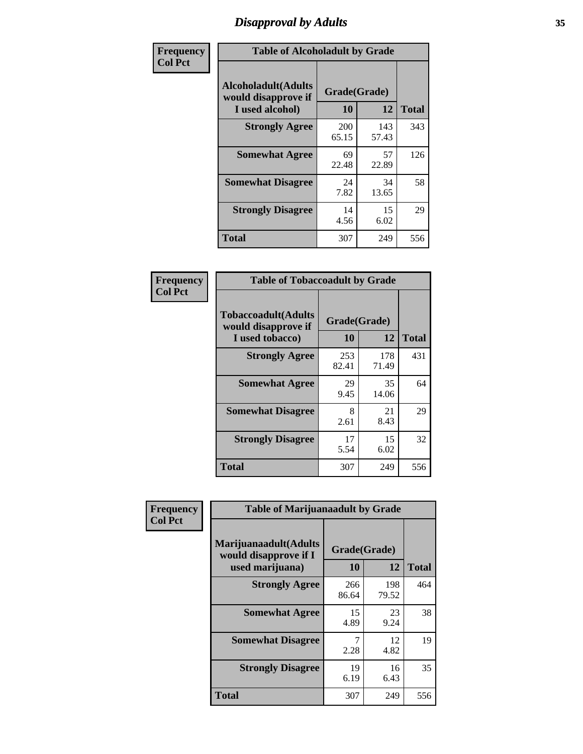# Disapproval by Adults

**Frequency**
**Col Pct**

**Table of Alcoholadult by Grade**

| Alcoholadult(Adults would disapprove if I used alcohol) | Grade(Grade) | | Total |
|---|---|---|---|
| | 10 | 12 | |
| Strongly Agree | 200<br>65.15 | 143<br>57.43 | 343 |
| Somewhat Agree | 69<br>22.48 | 57<br>22.89 | 126 |
| Somewhat Disagree | 24<br>7.82 | 34<br>13.65 | 58 |
| Strongly Disagree | 14<br>4.56 | 15<br>6.02 | 29 |
| Total | 307 | 249 | 556 |

**Frequency**
**Col Pct**

**Table of Tobaccoadult by Grade**

| Tobaccoadult(Adults would disapprove if I used tobacco) | Grade(Grade) | | Total |
|---|---|---|---|
| | 10 | 12 | |
| Strongly Agree | 253<br>82.41 | 178<br>71.49 | 431 |
| Somewhat Agree | 29<br>9.45 | 35<br>14.06 | 64 |
| Somewhat Disagree | 8<br>2.61 | 21<br>8.43 | 29 |
| Strongly Disagree | 17<br>5.54 | 15<br>6.02 | 32 |
| Total | 307 | 249 | 556 |

**Frequency**
**Col Pct**

**Table of Marijuanaadult by Grade**

| Marijuanaadult(Adults would disapprove if I used marijuana) | Grade(Grade) | | Total |
|---|---|---|---|
| | 10 | 12 | |
| Strongly Agree | 266<br>86.64 | 198<br>79.52 | 464 |
| Somewhat Agree | 15<br>4.89 | 23<br>9.24 | 38 |
| Somewhat Disagree | 7<br>2.28 | 12<br>4.82 | 19 |
| Strongly Disagree | 19<br>6.19 | 16<br>6.43 | 35 |
| Total | 307 | 249 | 556 |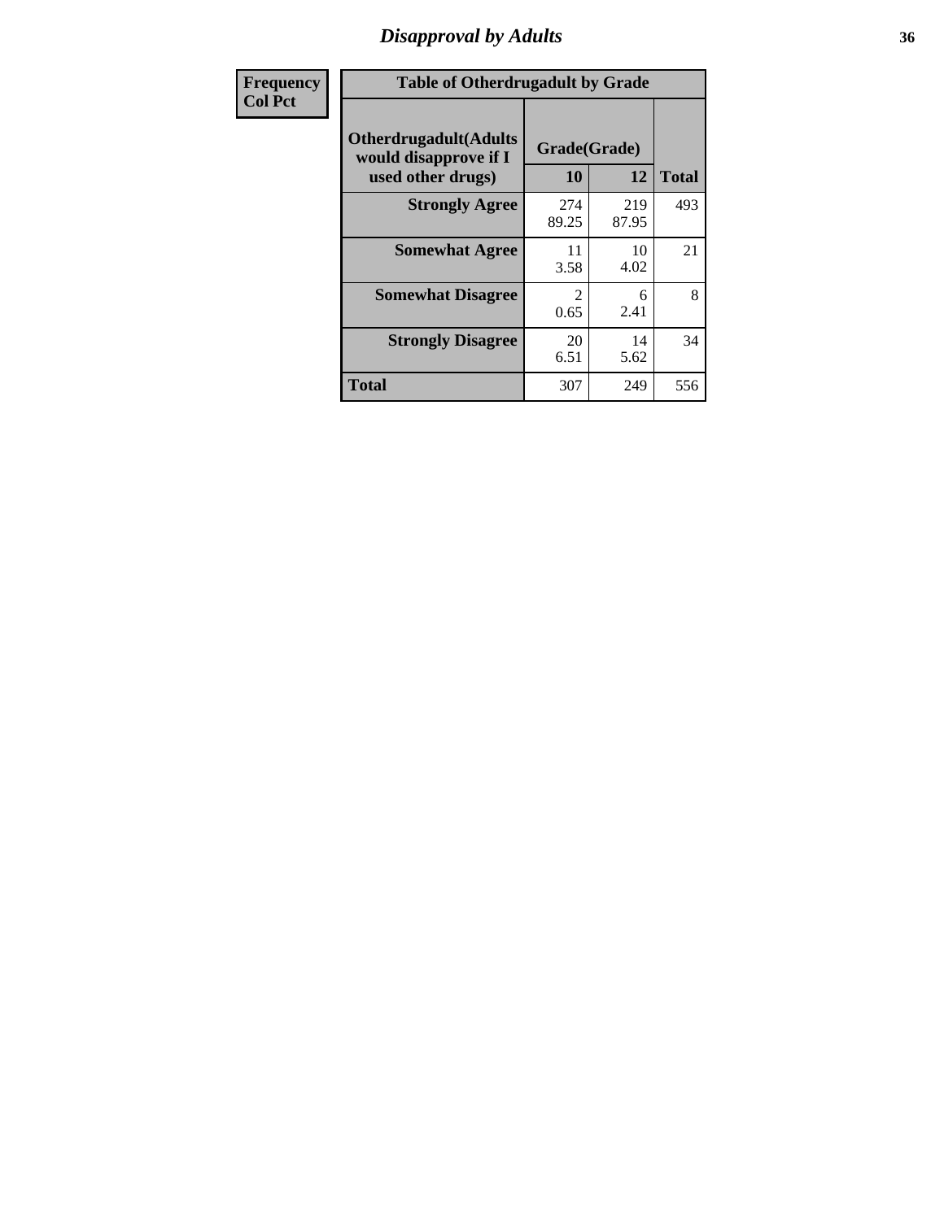# Disapproval by Adults

| Frequency<br>Col Pct |
|---|

**Table of Otherdrugadult by Grade**

| Otherdrugadult(Adults would disapprove if I used other drugs) | Grade(Grade) | | |
|---|---|---|---|
| | 10 | 12 | Total |
| Strongly Agree | 274<br>89.25 | 219<br>87.95 | 493 |
| Somewhat Agree | 11<br>3.58 | 10<br>4.02 | 21 |
| Somewhat Disagree | 2<br>0.65 | 6<br>2.41 | 8 |
| Strongly Disagree | 20<br>6.51 | 14<br>5.62 | 34 |
| Total | 307 | 249 | 556 |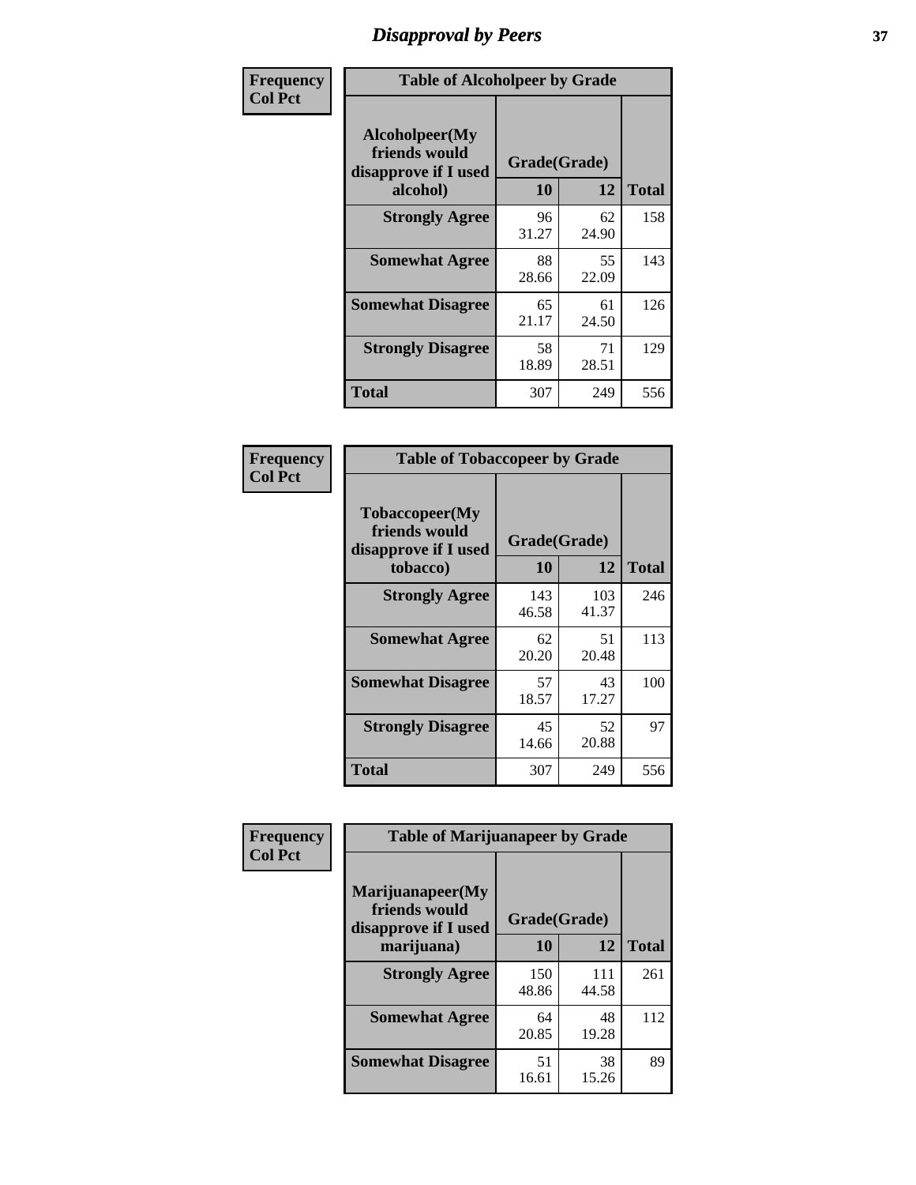# Disapproval by Peers

**Frequency**
**Col Pct**

| Table of Alcoholpeer by Grade | | | |
|---|---|---|---|
| Alcoholpeer(My friends would disapprove if I used alcohol) | Grade(Grade) | | Total |
| | 10 | 12 | |
| Strongly Agree | 96<br>31.27 | 62<br>24.90 | 158 |
| Somewhat Agree | 88<br>28.66 | 55<br>22.09 | 143 |
| Somewhat Disagree | 65<br>21.17 | 61<br>24.50 | 126 |
| Strongly Disagree | 58<br>18.89 | 71<br>28.51 | 129 |
| Total | 307 | 249 | 556 |

**Frequency**
**Col Pct**

| Table of Tobaccopeer by Grade | | | |
|---|---|---|---|
| Tobaccopeer(My friends would disapprove if I used tobacco) | Grade(Grade) | | Total |
| | 10 | 12 | |
| Strongly Agree | 143<br>46.58 | 103<br>41.37 | 246 |
| Somewhat Agree | 62<br>20.20 | 51<br>20.48 | 113 |
| Somewhat Disagree | 57<br>18.57 | 43<br>17.27 | 100 |
| Strongly Disagree | 45<br>14.66 | 52<br>20.88 | 97 |
| Total | 307 | 249 | 556 |

**Frequency**
**Col Pct**

| Table of Marijuanapeer by Grade | | | |
|---|---|---|---|
| Marijuanapeer(My friends would disapprove if I used marijuana) | Grade(Grade) | | Total |
| | 10 | 12 | |
| Strongly Agree | 150<br>48.86 | 111<br>44.58 | 261 |
| Somewhat Agree | 64<br>20.85 | 48<br>19.28 | 112 |
| Somewhat Disagree | 51<br>16.61 | 38<br>15.26 | 89 |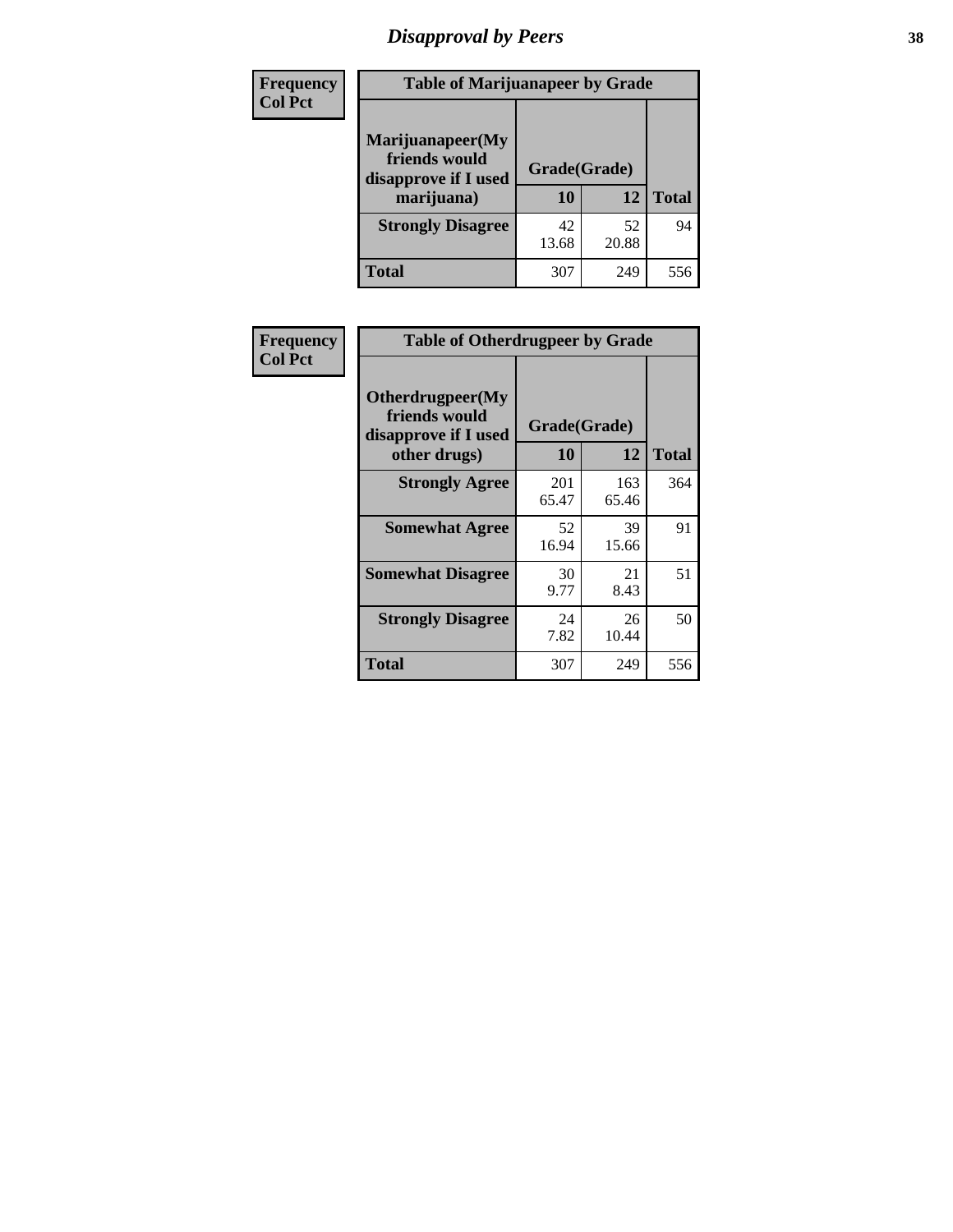# Disapproval by Peers

| Frequency<br>Col Pct | Table of Marijuanapeer by Grade | | |
|---|---|---|---|
| Marijuanapeer(My friends would disapprove if I used marijuana) | Grade(Grade) | | |
| | 10 | 12 | Total |
| Strongly Disagree | 42<br>13.68 | 52<br>20.88 | 94 |
| Total | 307 | 249 | 556 |

| Frequency<br>Col Pct | Table of Otherdrugpeer by Grade | | |
|---|---|---|---|
| Otherdrugpeer(My friends would disapprove if I used other drugs) | Grade(Grade) | | |
| | 10 | 12 | Total |
| Strongly Agree | 201<br>65.47 | 163<br>65.46 | 364 |
| Somewhat Agree | 52<br>16.94 | 39<br>15.66 | 91 |
| Somewhat Disagree | 30<br>9.77 | 21<br>8.43 | 51 |
| Strongly Disagree | 24<br>7.82 | 26<br>10.44 | 50 |
| Total | 307 | 249 | 556 |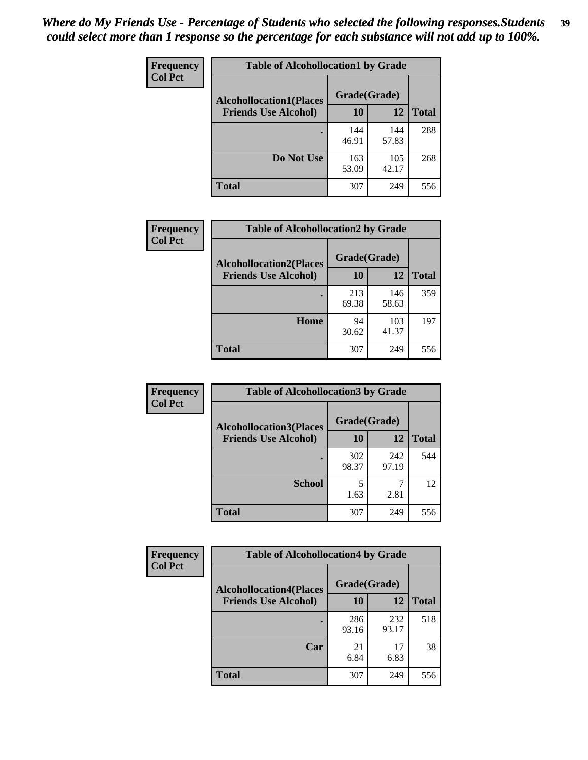*Where do My Friends Use - Percentage of Students who selected the following responses.Students could select more than 1 response so the percentage for each substance will not add up to 100%.*

**Frequency**
**Col Pct**

| Table of Alcohollocation1 by Grade | | | |
|---|---|---|---|
| Alcohollocation1(Places Friends Use Alcohol) | Grade(Grade) | | Total |
| | 10 | 12 | |
| . | 144<br>46.91 | 144<br>57.83 | 288 |
| Do Not Use | 163<br>53.09 | 105<br>42.17 | 268 |
| Total | 307 | 249 | 556 |

**Frequency**
**Col Pct**

| Table of Alcohollocation2 by Grade | | | |
|---|---|---|---|
| Alcohollocation2(Places Friends Use Alcohol) | Grade(Grade) | | Total |
| | 10 | 12 | |
| . | 213<br>69.38 | 146<br>58.63 | 359 |
| Home | 94<br>30.62 | 103<br>41.37 | 197 |
| Total | 307 | 249 | 556 |

**Frequency**
**Col Pct**

| Table of Alcohollocation3 by Grade | | | |
|---|---|---|---|
| Alcohollocation3(Places Friends Use Alcohol) | Grade(Grade) | | Total |
| | 10 | 12 | |
| . | 302<br>98.37 | 242<br>97.19 | 544 |
| School | 5<br>1.63 | 7<br>2.81 | 12 |
| Total | 307 | 249 | 556 |

**Frequency**
**Col Pct**

| Table of Alcohollocation4 by Grade | | | |
|---|---|---|---|
| Alcohollocation4(Places Friends Use Alcohol) | Grade(Grade) | | Total |
| | 10 | 12 | |
| . | 286<br>93.16 | 232<br>93.17 | 518 |
| Car | 21<br>6.84 | 17<br>6.83 | 38 |
| Total | 307 | 249 | 556 |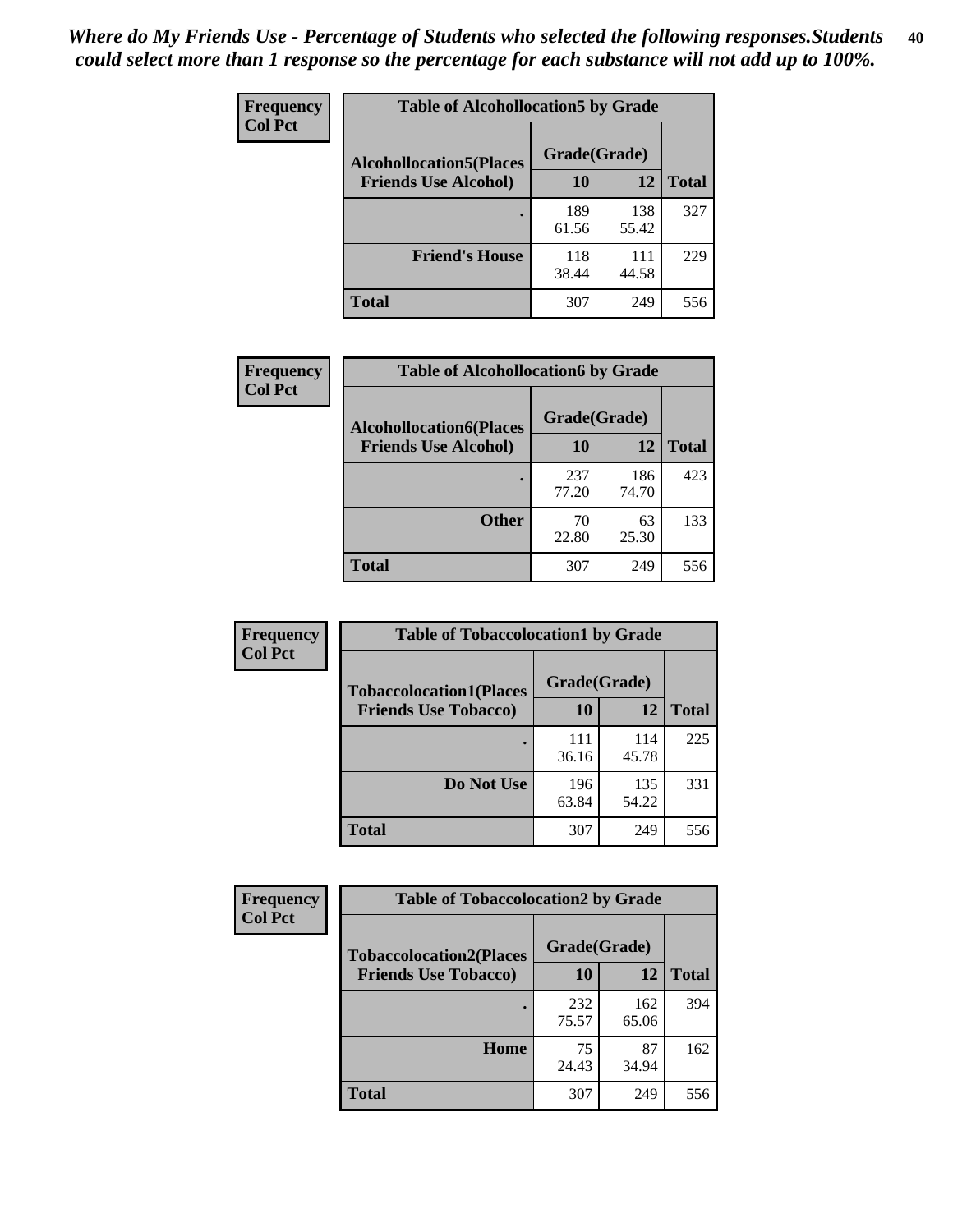*Where do My Friends Use - Percentage of Students who selected the following responses.Students could select more than 1 response so the percentage for each substance will not add up to 100%.*

**Frequency**
**Col Pct**

**Table of Alcohollocation5 by Grade**

| Alcohollocation5(Places Friends Use Alcohol) | Grade(Grade) 10 | 12 | Total |
|---|---|---|---|
| . | 189<br>61.56 | 138<br>55.42 | 327 |
| Friend's House | 118<br>38.44 | 111<br>44.58 | 229 |
| Total | 307 | 249 | 556 |

**Frequency**
**Col Pct**

**Table of Alcohollocation6 by Grade**

| Alcohollocation6(Places Friends Use Alcohol) | Grade(Grade) 10 | 12 | Total |
|---|---|---|---|
| . | 237<br>77.20 | 186<br>74.70 | 423 |
| Other | 70<br>22.80 | 63<br>25.30 | 133 |
| Total | 307 | 249 | 556 |

**Frequency**
**Col Pct**

**Table of Tobaccolocation1 by Grade**

| Tobaccolocation1(Places Friends Use Tobacco) | Grade(Grade) 10 | 12 | Total |
|---|---|---|---|
| . | 111<br>36.16 | 114<br>45.78 | 225 |
| Do Not Use | 196<br>63.84 | 135<br>54.22 | 331 |
| Total | 307 | 249 | 556 |

**Frequency**
**Col Pct**

**Table of Tobaccolocation2 by Grade**

| Tobaccolocation2(Places Friends Use Tobacco) | Grade(Grade) 10 | 12 | Total |
|---|---|---|---|
| . | 232<br>75.57 | 162<br>65.06 | 394 |
| Home | 75<br>24.43 | 87<br>34.94 | 162 |
| Total | 307 | 249 | 556 |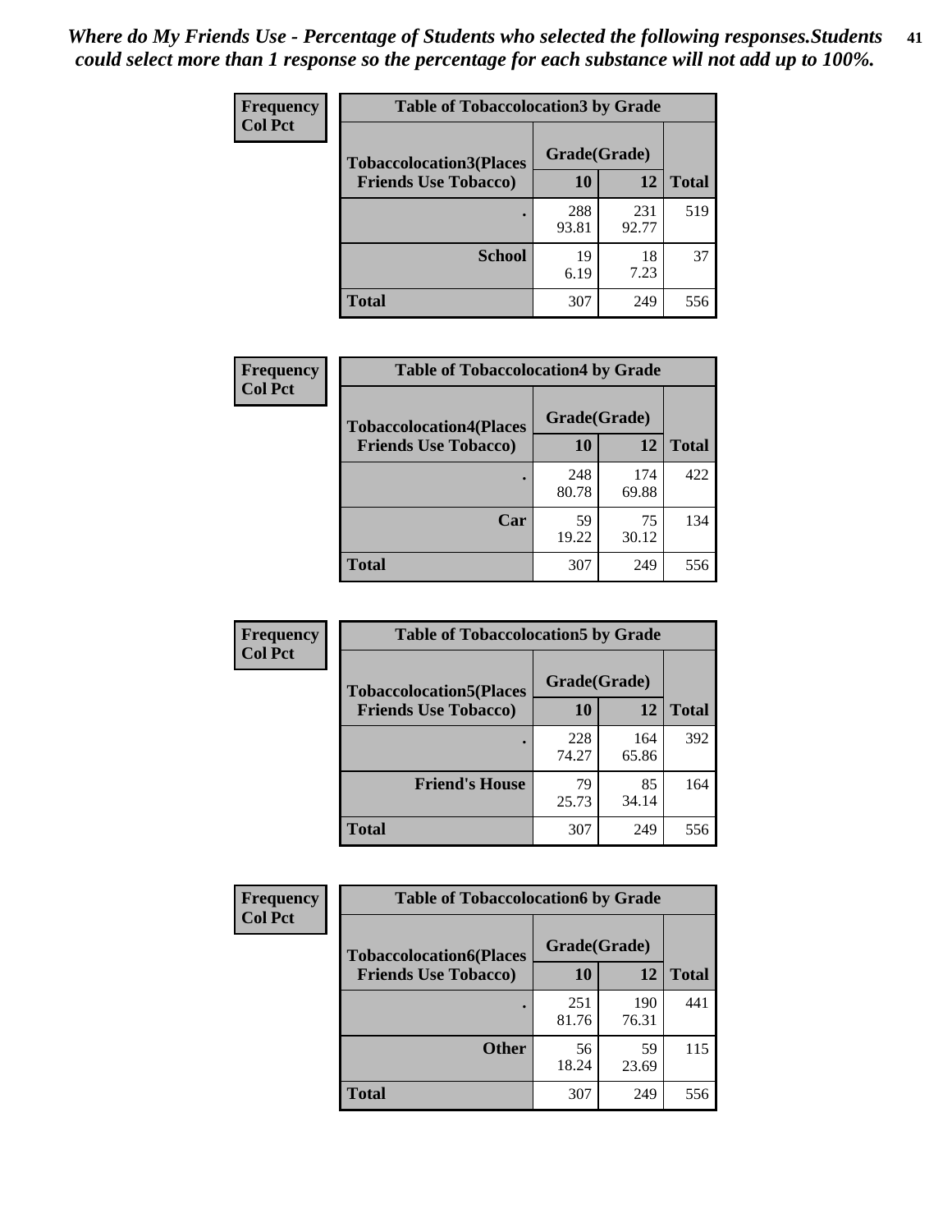*Where do My Friends Use - Percentage of Students who selected the following responses.Students could select more than 1 response so the percentage for each substance will not add up to 100%.*

| Frequency Col Pct | Table of Tobaccolocation3 by Grade | | |
|---|---|---|---|
| **Tobaccolocation3(Places Friends Use Tobacco)** | **Grade(Grade)** | | |
| | **10** | **12** | **Total** |
| **.** | 288<br>93.81 | 231<br>92.77 | 519 |
| **School** | 19<br>6.19 | 18<br>7.23 | 37 |
| **Total** | 307 | 249 | 556 |

| Frequency Col Pct | Table of Tobaccolocation4 by Grade | | |
|---|---|---|---|
| **Tobaccolocation4(Places Friends Use Tobacco)** | **Grade(Grade)** | | |
| | **10** | **12** | **Total** |
| **.** | 248<br>80.78 | 174<br>69.88 | 422 |
| **Car** | 59<br>19.22 | 75<br>30.12 | 134 |
| **Total** | 307 | 249 | 556 |

| Frequency Col Pct | Table of Tobaccolocation5 by Grade | | |
|---|---|---|---|
| **Tobaccolocation5(Places Friends Use Tobacco)** | **Grade(Grade)** | | |
| | **10** | **12** | **Total** |
| **.** | 228<br>74.27 | 164<br>65.86 | 392 |
| **Friend's House** | 79<br>25.73 | 85<br>34.14 | 164 |
| **Total** | 307 | 249 | 556 |

| Frequency Col Pct | Table of Tobaccolocation6 by Grade | | |
|---|---|---|---|
| **Tobaccolocation6(Places Friends Use Tobacco)** | **Grade(Grade)** | | |
| | **10** | **12** | **Total** |
| **.** | 251<br>81.76 | 190<br>76.31 | 441 |
| **Other** | 56<br>18.24 | 59<br>23.69 | 115 |
| **Total** | 307 | 249 | 556 |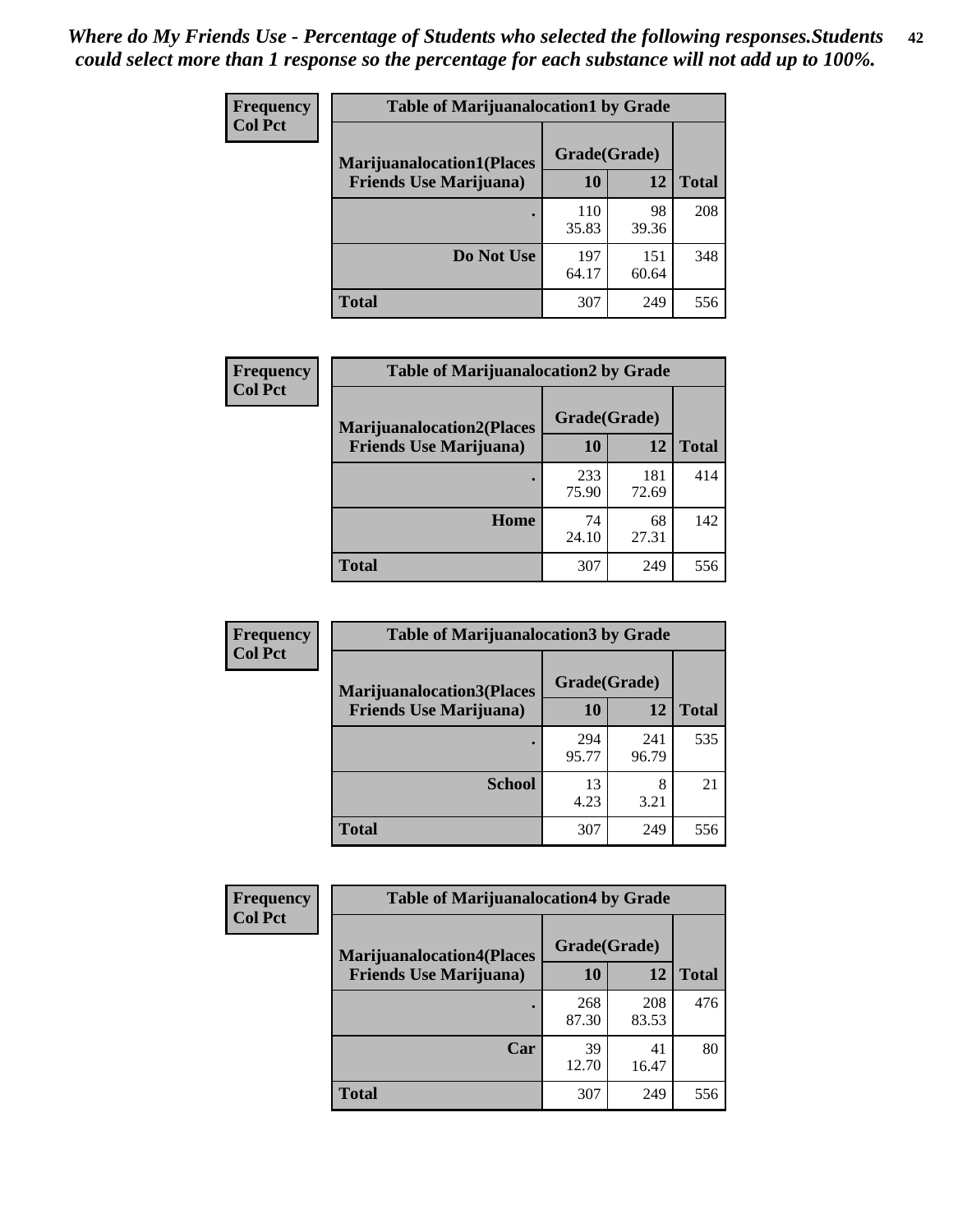*Where do My Friends Use - Percentage of Students who selected the following responses.Students could select more than 1 response so the percentage for each substance will not add up to 100%.*

**Frequency**
**Col Pct**

| Table of Marijuanalocation1 by Grade | | | |
|---|---|---|---|
| **Marijuanalocation1(Places Friends Use Marijuana)** | **Grade(Grade)** | | **Total** |
| | **10** | **12** | |
| **.** | 110<br>35.83 | 98<br>39.36 | 208 |
| **Do Not Use** | 197<br>64.17 | 151<br>60.64 | 348 |
| **Total** | 307 | 249 | 556 |

**Frequency**
**Col Pct**

| Table of Marijuanalocation2 by Grade | | | |
|---|---|---|---|
| **Marijuanalocation2(Places Friends Use Marijuana)** | **Grade(Grade)** | | **Total** |
| | **10** | **12** | |
| **.** | 233<br>75.90 | 181<br>72.69 | 414 |
| **Home** | 74<br>24.10 | 68<br>27.31 | 142 |
| **Total** | 307 | 249 | 556 |

**Frequency**
**Col Pct**

| Table of Marijuanalocation3 by Grade | | | |
|---|---|---|---|
| **Marijuanalocation3(Places Friends Use Marijuana)** | **Grade(Grade)** | | **Total** |
| | **10** | **12** | |
| **.** | 294<br>95.77 | 241<br>96.79 | 535 |
| **School** | 13<br>4.23 | 8<br>3.21 | 21 |
| **Total** | 307 | 249 | 556 |

**Frequency**
**Col Pct**

| Table of Marijuanalocation4 by Grade | | | |
|---|---|---|---|
| **Marijuanalocation4(Places Friends Use Marijuana)** | **Grade(Grade)** | | **Total** |
| | **10** | **12** | |
| **.** | 268<br>87.30 | 208<br>83.53 | 476 |
| **Car** | 39<br>12.70 | 41<br>16.47 | 80 |
| **Total** | 307 | 249 | 556 |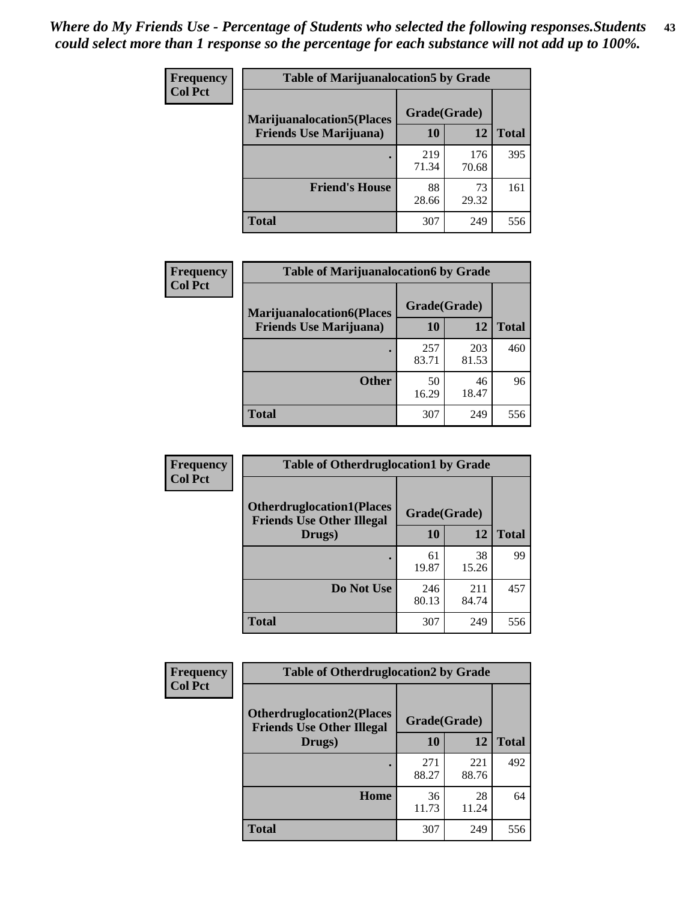*Where do My Friends Use - Percentage of Students who selected the following responses.Students could select more than 1 response so the percentage for each substance will not add up to 100%.*

**Frequency**
**Col Pct**

| Table of Marijuanalocation5 by Grade | | | |
|---|---|---|---|
| **Marijuanalocation5(Places Friends Use Marijuana)** | **Grade(Grade)** | | **Total** |
| | **10** | **12** | |
| **.** | 219<br>71.34 | 176<br>70.68 | 395 |
| **Friend's House** | 88<br>28.66 | 73<br>29.32 | 161 |
| **Total** | 307 | 249 | 556 |

**Frequency**
**Col Pct**

| Table of Marijuanalocation6 by Grade | | | |
|---|---|---|---|
| **Marijuanalocation6(Places Friends Use Marijuana)** | **Grade(Grade)** | | **Total** |
| | **10** | **12** | |
| **.** | 257<br>83.71 | 203<br>81.53 | 460 |
| **Other** | 50<br>16.29 | 46<br>18.47 | 96 |
| **Total** | 307 | 249 | 556 |

**Frequency**
**Col Pct**

| Table of Otherdruglocation1 by Grade | | | |
|---|---|---|---|
| **Otherdruglocation1(Places Friends Use Other Illegal Drugs)** | **Grade(Grade)** | | **Total** |
| | **10** | **12** | |
| **.** | 61<br>19.87 | 38<br>15.26 | 99 |
| **Do Not Use** | 246<br>80.13 | 211<br>84.74 | 457 |
| **Total** | 307 | 249 | 556 |

**Frequency**
**Col Pct**

| Table of Otherdruglocation2 by Grade | | | |
|---|---|---|---|
| **Otherdruglocation2(Places Friends Use Other Illegal Drugs)** | **Grade(Grade)** | | **Total** |
| | **10** | **12** | |
| **.** | 271<br>88.27 | 221<br>88.76 | 492 |
| **Home** | 36<br>11.73 | 28<br>11.24 | 64 |
| **Total** | 307 | 249 | 556 |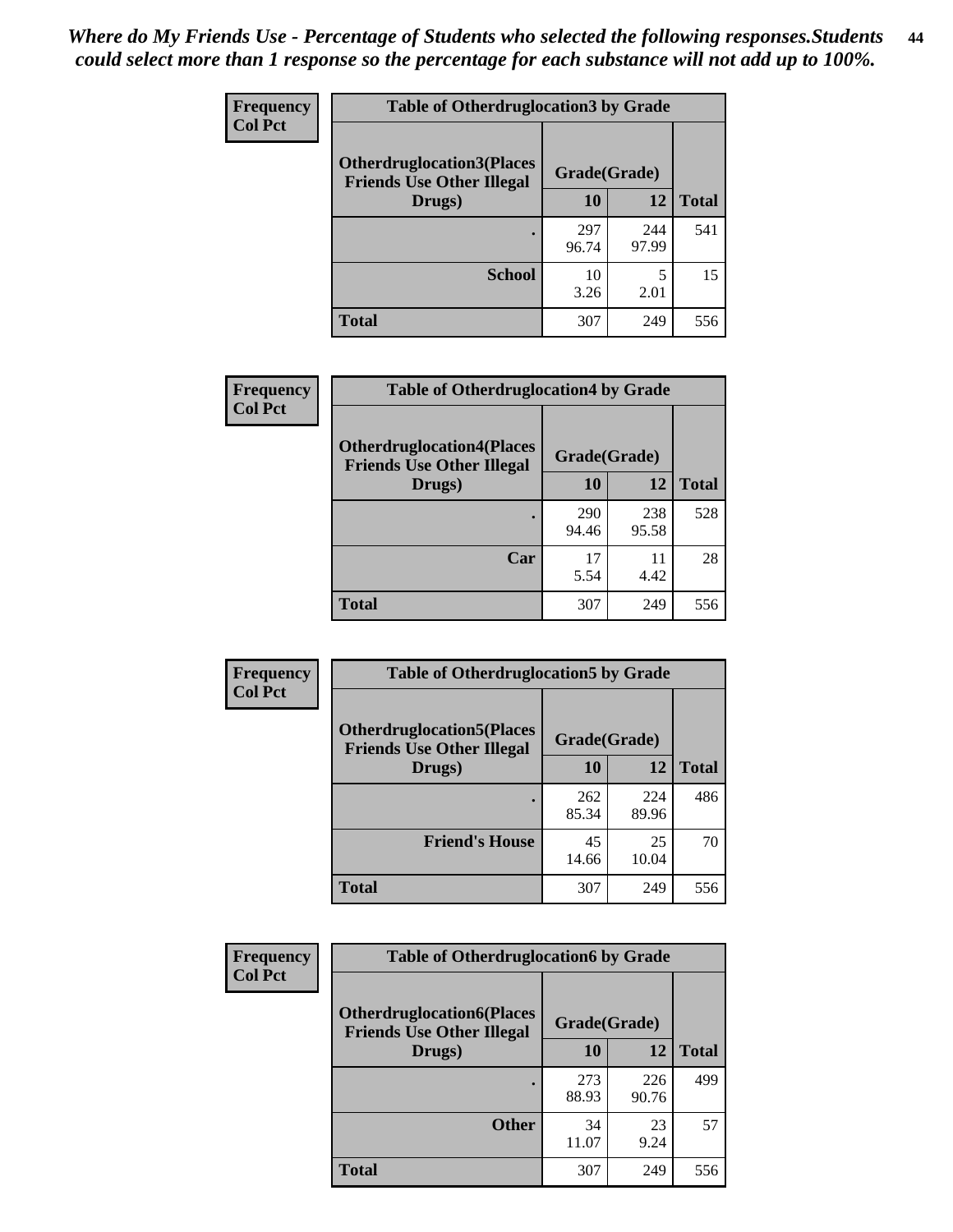*Where do My Friends Use - Percentage of Students who selected the following responses.Students could select more than 1 response so the percentage for each substance will not add up to 100%.*

**Frequency / Col Pct**

**Table of Otherdruglocation3 by Grade**

| Otherdruglocation3(Places Friends Use Other Illegal Drugs) | Grade(Grade) 10 | 12 | Total |
|---|---|---|---|
| . | 297<br>96.74 | 244<br>97.99 | 541 |
| School | 10<br>3.26 | 5<br>2.01 | 15 |
| Total | 307 | 249 | 556 |

**Frequency / Col Pct**

**Table of Otherdruglocation4 by Grade**

| Otherdruglocation4(Places Friends Use Other Illegal Drugs) | Grade(Grade) 10 | 12 | Total |
|---|---|---|---|
| . | 290<br>94.46 | 238<br>95.58 | 528 |
| Car | 17<br>5.54 | 11<br>4.42 | 28 |
| Total | 307 | 249 | 556 |

**Frequency / Col Pct**

**Table of Otherdruglocation5 by Grade**

| Otherdruglocation5(Places Friends Use Other Illegal Drugs) | Grade(Grade) 10 | 12 | Total |
|---|---|---|---|
| . | 262<br>85.34 | 224<br>89.96 | 486 |
| Friend's House | 45<br>14.66 | 25<br>10.04 | 70 |
| Total | 307 | 249 | 556 |

**Frequency / Col Pct**

**Table of Otherdruglocation6 by Grade**

| Otherdruglocation6(Places Friends Use Other Illegal Drugs) | Grade(Grade) 10 | 12 | Total |
|---|---|---|---|
| . | 273<br>88.93 | 226<br>90.76 | 499 |
| Other | 34<br>11.07 | 23<br>9.24 | 57 |
| Total | 307 | 249 | 556 |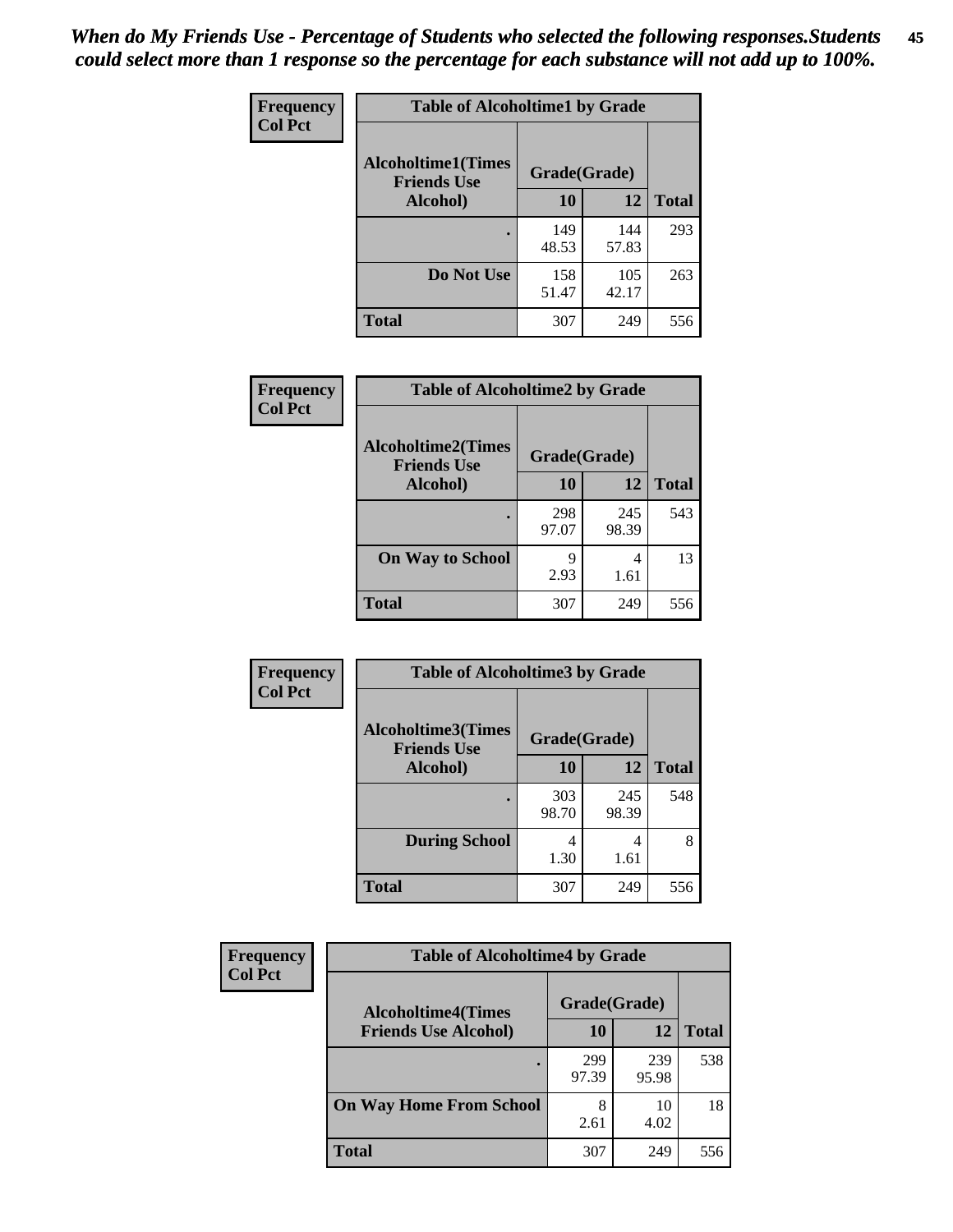*When do My Friends Use - Percentage of Students who selected the following responses.Students could select more than 1 response so the percentage for each substance will not add up to 100%.*

**Frequency**
**Col Pct**

| Table of Alcoholtime1 by Grade | | | |
|---|---|---|---|
| **Alcoholtime1(Times Friends Use Alcohol)** | **Grade(Grade)** | | |
| | **10** | **12** | **Total** |
| **.** | 149<br>48.53 | 144<br>57.83 | 293 |
| **Do Not Use** | 158<br>51.47 | 105<br>42.17 | 263 |
| **Total** | 307 | 249 | 556 |

**Frequency**
**Col Pct**

| Table of Alcoholtime2 by Grade | | | |
|---|---|---|---|
| **Alcoholtime2(Times Friends Use Alcohol)** | **Grade(Grade)** | | |
| | **10** | **12** | **Total** |
| **.** | 298<br>97.07 | 245<br>98.39 | 543 |
| **On Way to School** | 9<br>2.93 | 4<br>1.61 | 13 |
| **Total** | 307 | 249 | 556 |

**Frequency**
**Col Pct**

| Table of Alcoholtime3 by Grade | | | |
|---|---|---|---|
| **Alcoholtime3(Times Friends Use Alcohol)** | **Grade(Grade)** | | |
| | **10** | **12** | **Total** |
| **.** | 303<br>98.70 | 245<br>98.39 | 548 |
| **During School** | 4<br>1.30 | 4<br>1.61 | 8 |
| **Total** | 307 | 249 | 556 |

**Frequency**
**Col Pct**

| Table of Alcoholtime4 by Grade | | | |
|---|---|---|---|
| **Alcoholtime4(Times Friends Use Alcohol)** | **Grade(Grade)** | | |
| | **10** | **12** | **Total** |
| **.** | 299<br>97.39 | 239<br>95.98 | 538 |
| **On Way Home From School** | 8<br>2.61 | 10<br>4.02 | 18 |
| **Total** | 307 | 249 | 556 |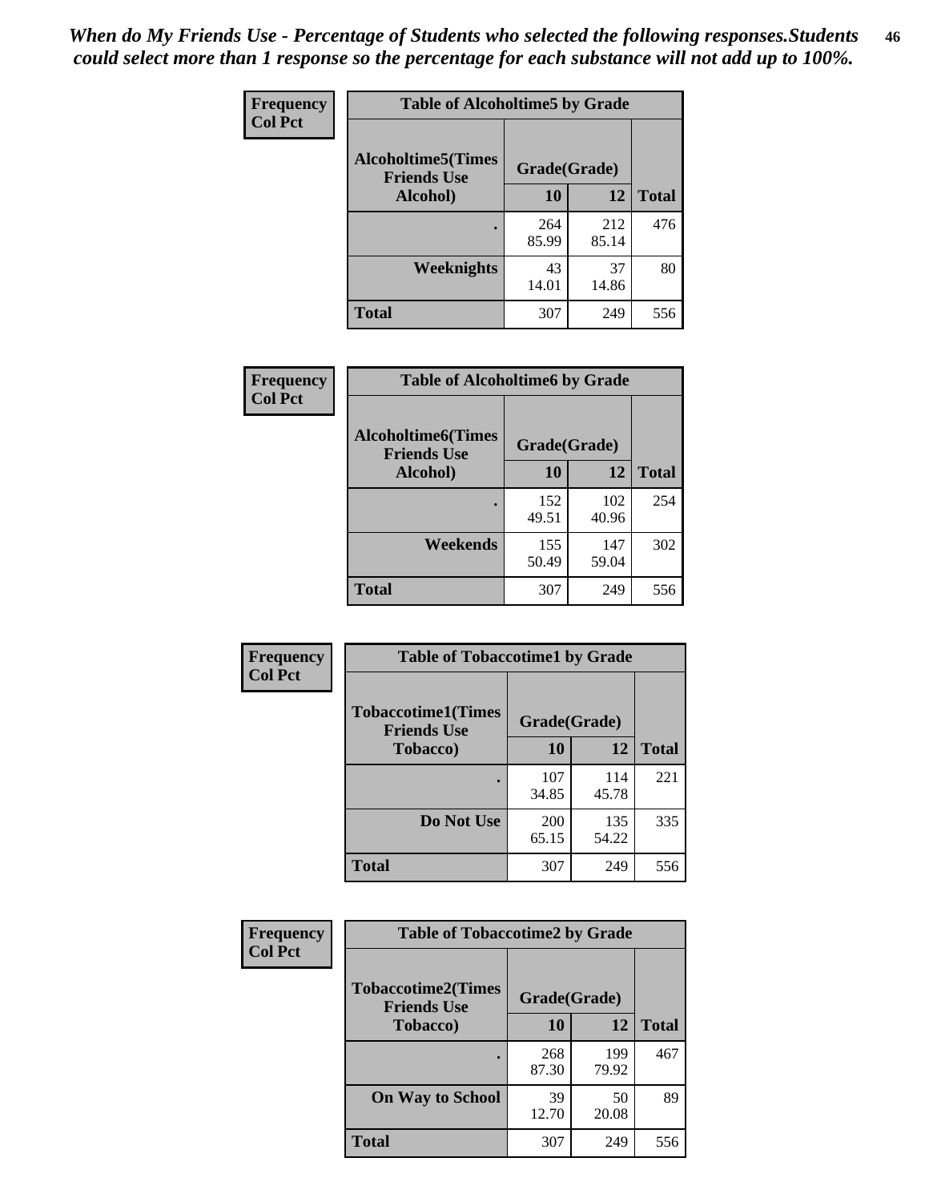*When do My Friends Use - Percentage of Students who selected the following responses.Students could select more than 1 response so the percentage for each substance will not add up to 100%.*

**Frequency**
**Col Pct**

| Table of Alcoholtime5 by Grade | | | |
|---|---|---|---|
| **Alcoholtime5(Times Friends Use Alcohol)** | **Grade(Grade)** | | **Total** |
| | **10** | **12** | |
| **.** | 264<br>85.99 | 212<br>85.14 | 476 |
| **Weeknights** | 43<br>14.01 | 37<br>14.86 | 80 |
| **Total** | 307 | 249 | 556 |

**Frequency**
**Col Pct**

| Table of Alcoholtime6 by Grade | | | |
|---|---|---|---|
| **Alcoholtime6(Times Friends Use Alcohol)** | **Grade(Grade)** | | **Total** |
| | **10** | **12** | |
| **.** | 152<br>49.51 | 102<br>40.96 | 254 |
| **Weekends** | 155<br>50.49 | 147<br>59.04 | 302 |
| **Total** | 307 | 249 | 556 |

**Frequency**
**Col Pct**

| Table of Tobaccotime1 by Grade | | | |
|---|---|---|---|
| **Tobaccotime1(Times Friends Use Tobacco)** | **Grade(Grade)** | | **Total** |
| | **10** | **12** | |
| **.** | 107<br>34.85 | 114<br>45.78 | 221 |
| **Do Not Use** | 200<br>65.15 | 135<br>54.22 | 335 |
| **Total** | 307 | 249 | 556 |

**Frequency**
**Col Pct**

| Table of Tobaccotime2 by Grade | | | |
|---|---|---|---|
| **Tobaccotime2(Times Friends Use Tobacco)** | **Grade(Grade)** | | **Total** |
| | **10** | **12** | |
| **.** | 268<br>87.30 | 199<br>79.92 | 467 |
| **On Way to School** | 39<br>12.70 | 50<br>20.08 | 89 |
| **Total** | 307 | 249 | 556 |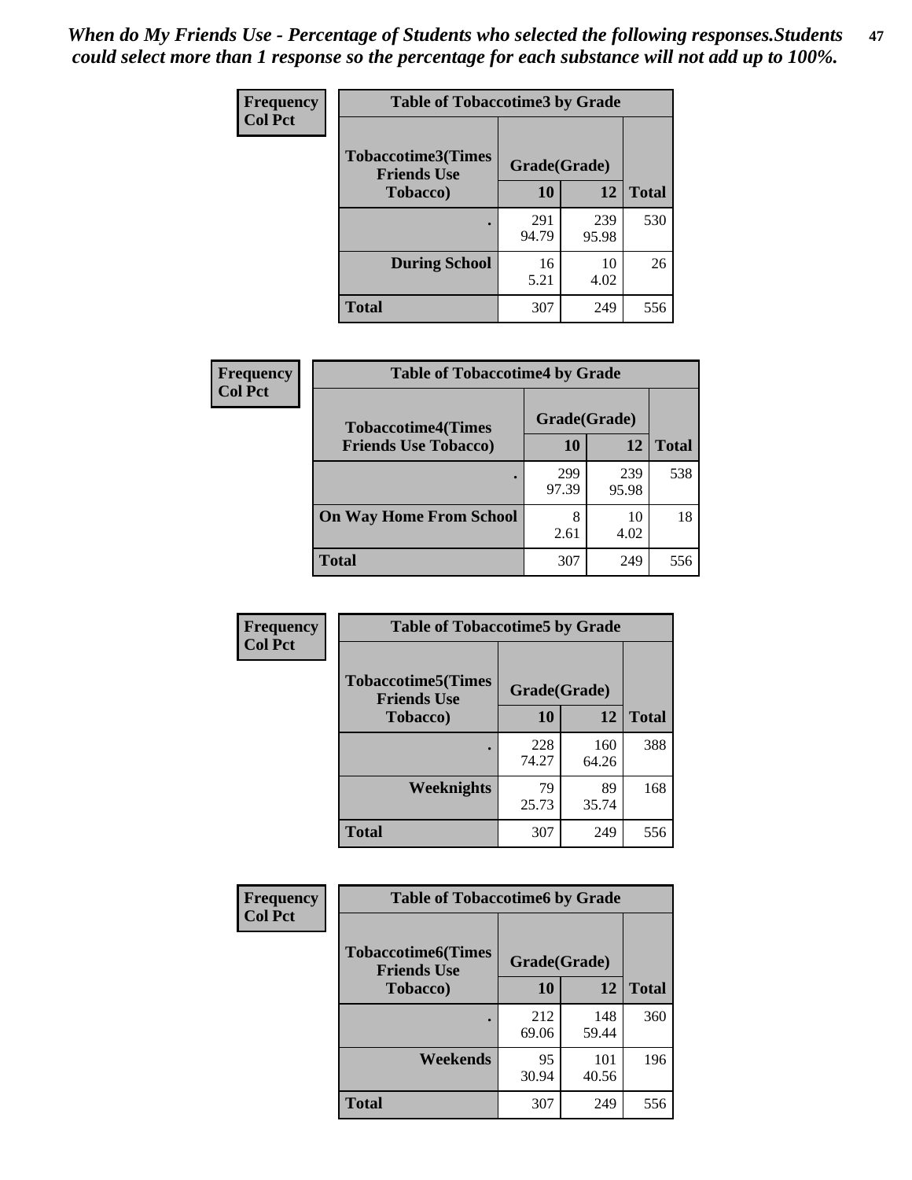*When do My Friends Use - Percentage of Students who selected the following responses.Students could select more than 1 response so the percentage for each substance will not add up to 100%.*

**Frequency**
**Col Pct**

| Table of Tobaccotime3 by Grade | | | |
|---|---|---|---|
| Tobaccotime3(Times Friends Use Tobacco) | Grade(Grade) | | |
| | 10 | 12 | Total |
| . | 291<br>94.79 | 239<br>95.98 | 530 |
| During School | 16<br>5.21 | 10<br>4.02 | 26 |
| Total | 307 | 249 | 556 |

**Frequency**
**Col Pct**

| Table of Tobaccotime4 by Grade | | | |
|---|---|---|---|
| Tobaccotime4(Times Friends Use Tobacco) | Grade(Grade) | | |
| | 10 | 12 | Total |
| . | 299<br>97.39 | 239<br>95.98 | 538 |
| On Way Home From School | 8<br>2.61 | 10<br>4.02 | 18 |
| Total | 307 | 249 | 556 |

**Frequency**
**Col Pct**

| Table of Tobaccotime5 by Grade | | | |
|---|---|---|---|
| Tobaccotime5(Times Friends Use Tobacco) | Grade(Grade) | | |
| | 10 | 12 | Total |
| . | 228<br>74.27 | 160<br>64.26 | 388 |
| Weeknights | 79<br>25.73 | 89<br>35.74 | 168 |
| Total | 307 | 249 | 556 |

**Frequency**
**Col Pct**

| Table of Tobaccotime6 by Grade | | | |
|---|---|---|---|
| Tobaccotime6(Times Friends Use Tobacco) | Grade(Grade) | | |
| | 10 | 12 | Total |
| . | 212<br>69.06 | 148<br>59.44 | 360 |
| Weekends | 95<br>30.94 | 101<br>40.56 | 196 |
| Total | 307 | 249 | 556 |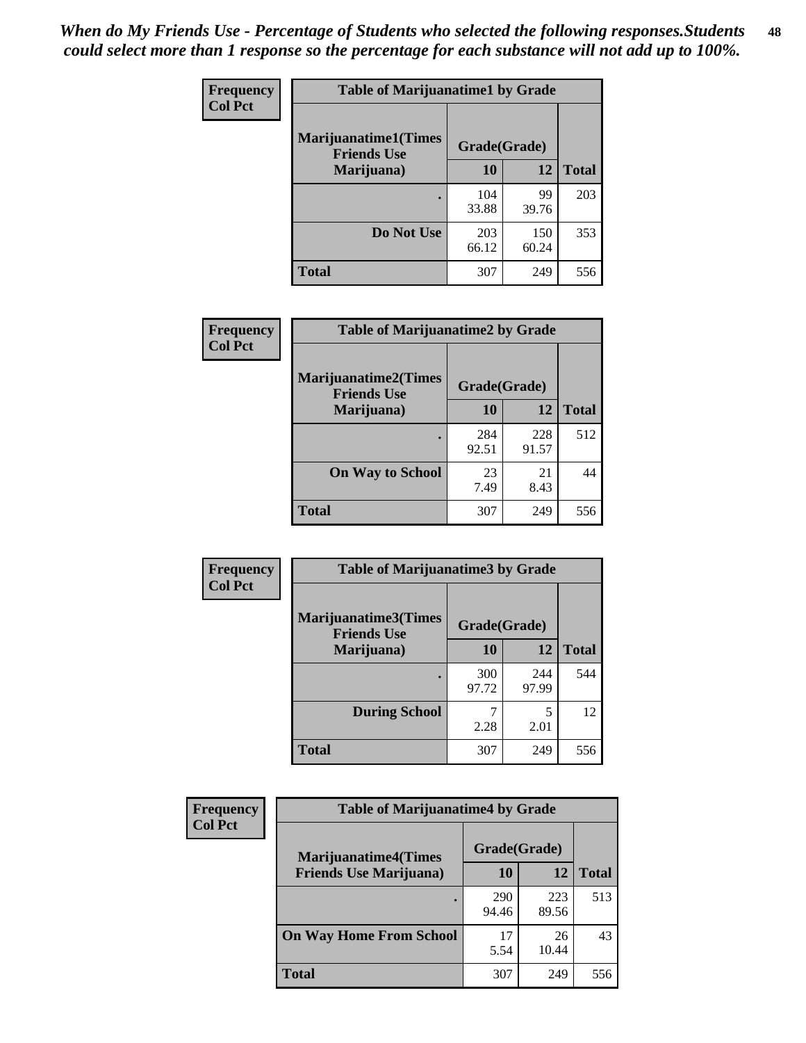*When do My Friends Use - Percentage of Students who selected the following responses.Students could select more than 1 response so the percentage for each substance will not add up to 100%.*

**Frequency**
**Col Pct**

| Table of Marijuanatime1 by Grade | | | |
|---|---|---|---|
| Marijuanatime1(Times Friends Use Marijuana) | Grade(Grade) | | Total |
| | 10 | 12 | |
| . | 104<br>33.88 | 99<br>39.76 | 203 |
| Do Not Use | 203<br>66.12 | 150<br>60.24 | 353 |
| Total | 307 | 249 | 556 |

**Frequency**
**Col Pct**

| Table of Marijuanatime2 by Grade | | | |
|---|---|---|---|
| Marijuanatime2(Times Friends Use Marijuana) | Grade(Grade) | | Total |
| | 10 | 12 | |
| . | 284<br>92.51 | 228<br>91.57 | 512 |
| On Way to School | 23<br>7.49 | 21<br>8.43 | 44 |
| Total | 307 | 249 | 556 |

**Frequency**
**Col Pct**

| Table of Marijuanatime3 by Grade | | | |
|---|---|---|---|
| Marijuanatime3(Times Friends Use Marijuana) | Grade(Grade) | | Total |
| | 10 | 12 | |
| . | 300<br>97.72 | 244<br>97.99 | 544 |
| During School | 7<br>2.28 | 5<br>2.01 | 12 |
| Total | 307 | 249 | 556 |

**Frequency**
**Col Pct**

| Table of Marijuanatime4 by Grade | | | |
|---|---|---|---|
| Marijuanatime4(Times Friends Use Marijuana) | Grade(Grade) | | Total |
| | 10 | 12 | |
| . | 290<br>94.46 | 223<br>89.56 | 513 |
| On Way Home From School | 17<br>5.54 | 26<br>10.44 | 43 |
| Total | 307 | 249 | 556 |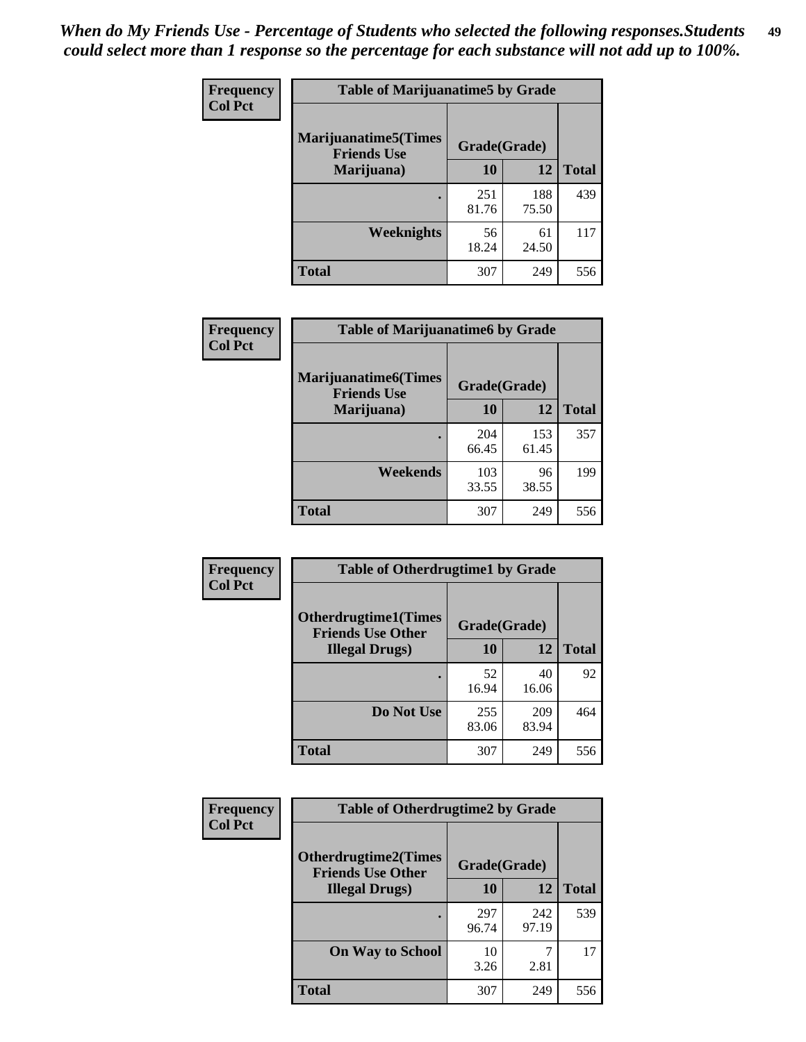*When do My Friends Use - Percentage of Students who selected the following responses.Students could select more than 1 response so the percentage for each substance will not add up to 100%.*

**Frequency**
**Col Pct**

| Table of Marijuanatime5 by Grade | | | |
|---|---|---|---|
| **Marijuanatime5(Times Friends Use Marijuana)** | **Grade(Grade)** | | |
| | **10** | **12** | **Total** |
| **.** | 251<br>81.76 | 188<br>75.50 | 439 |
| **Weeknights** | 56<br>18.24 | 61<br>24.50 | 117 |
| **Total** | 307 | 249 | 556 |

**Frequency**
**Col Pct**

| Table of Marijuanatime6 by Grade | | | |
|---|---|---|---|
| **Marijuanatime6(Times Friends Use Marijuana)** | **Grade(Grade)** | | |
| | **10** | **12** | **Total** |
| **.** | 204<br>66.45 | 153<br>61.45 | 357 |
| **Weekends** | 103<br>33.55 | 96<br>38.55 | 199 |
| **Total** | 307 | 249 | 556 |

**Frequency**
**Col Pct**

| Table of Otherdrugtime1 by Grade | | | |
|---|---|---|---|
| **Otherdrugtime1(Times Friends Use Other Illegal Drugs)** | **Grade(Grade)** | | |
| | **10** | **12** | **Total** |
| **.** | 52<br>16.94 | 40<br>16.06 | 92 |
| **Do Not Use** | 255<br>83.06 | 209<br>83.94 | 464 |
| **Total** | 307 | 249 | 556 |

**Frequency**
**Col Pct**

| Table of Otherdrugtime2 by Grade | | | |
|---|---|---|---|
| **Otherdrugtime2(Times Friends Use Other Illegal Drugs)** | **Grade(Grade)** | | |
| | **10** | **12** | **Total** |
| **.** | 297<br>96.74 | 242<br>97.19 | 539 |
| **On Way to School** | 10<br>3.26 | 7<br>2.81 | 17 |
| **Total** | 307 | 249 | 556 |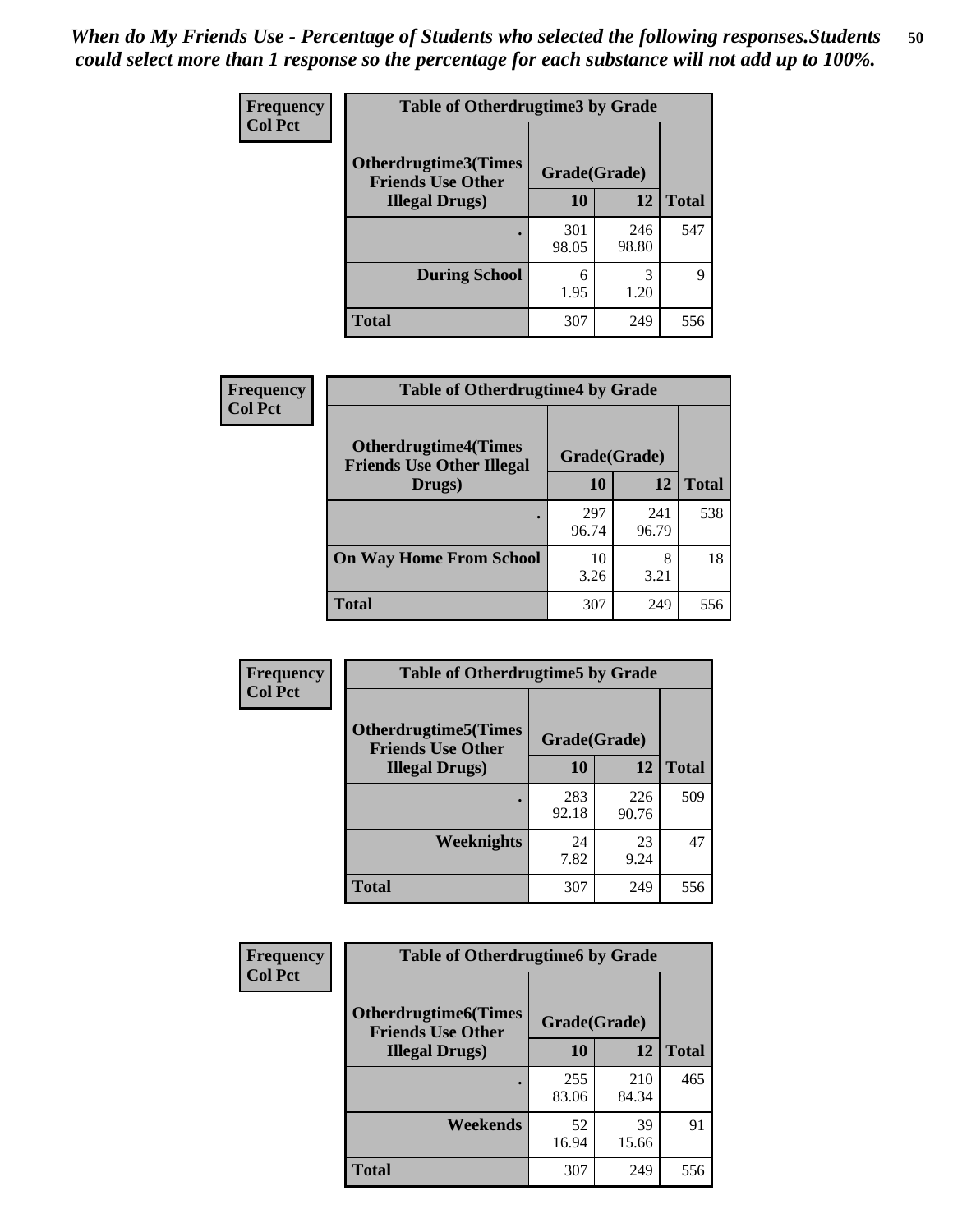*When do My Friends Use - Percentage of Students who selected the following responses.Students could select more than 1 response so the percentage for each substance will not add up to 100%.*

**Frequency**
**Col Pct**

| Table of Otherdrugtime3 by Grade | | | |
|---|---|---|---|
| Otherdrugtime3(Times Friends Use Other Illegal Drugs) | Grade(Grade) | | |
| | 10 | 12 | Total |
| . | 301<br>98.05 | 246<br>98.80 | 547 |
| During School | 6<br>1.95 | 3<br>1.20 | 9 |
| Total | 307 | 249 | 556 |

**Frequency**
**Col Pct**

| Table of Otherdrugtime4 by Grade | | | |
|---|---|---|---|
| Otherdrugtime4(Times Friends Use Other Illegal Drugs) | Grade(Grade) | | |
| | 10 | 12 | Total |
| . | 297<br>96.74 | 241<br>96.79 | 538 |
| On Way Home From School | 10<br>3.26 | 8<br>3.21 | 18 |
| Total | 307 | 249 | 556 |

**Frequency**
**Col Pct**

| Table of Otherdrugtime5 by Grade | | | |
|---|---|---|---|
| Otherdrugtime5(Times Friends Use Other Illegal Drugs) | Grade(Grade) | | |
| | 10 | 12 | Total |
| . | 283<br>92.18 | 226<br>90.76 | 509 |
| Weeknights | 24<br>7.82 | 23<br>9.24 | 47 |
| Total | 307 | 249 | 556 |

**Frequency**
**Col Pct**

| Table of Otherdrugtime6 by Grade | | | |
|---|---|---|---|
| Otherdrugtime6(Times Friends Use Other Illegal Drugs) | Grade(Grade) | | |
| | 10 | 12 | Total |
| . | 255<br>83.06 | 210<br>84.34 | 465 |
| Weekends | 52<br>16.94 | 39<br>15.66 | 91 |
| Total | 307 | 249 | 556 |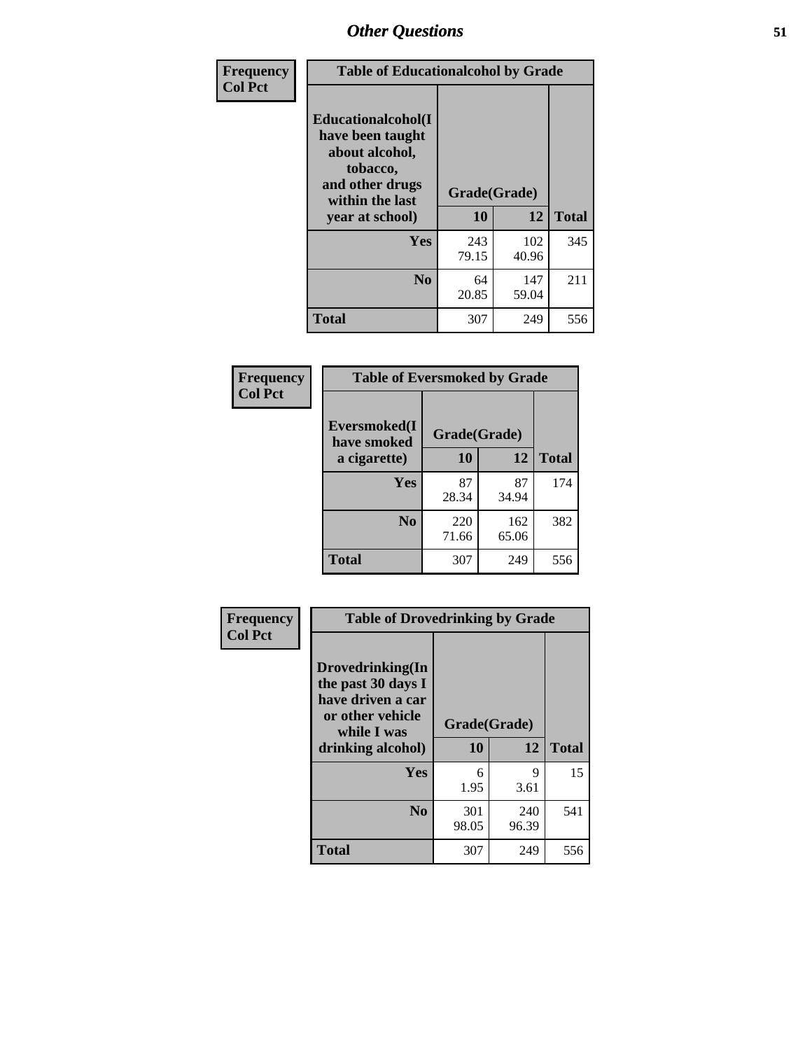## Other Questions

Frequency
Col Pct

**Table of Educationalcohol by Grade**

| Educationalcohol(I have been taught about alcohol, tobacco, and other drugs within the last year at school) | Grade(Grade) | | Total |
|---|---|---|---|
| | 10 | 12 | |
| **Yes** | 243<br>79.15 | 102<br>40.96 | 345 |
| **No** | 64<br>20.85 | 147<br>59.04 | 211 |
| **Total** | 307 | 249 | 556 |

Frequency
Col Pct

**Table of Eversmoked by Grade**

| Eversmoked(I have smoked a cigarette) | Grade(Grade) | | Total |
|---|---|---|---|
| | 10 | 12 | |
| **Yes** | 87<br>28.34 | 87<br>34.94 | 174 |
| **No** | 220<br>71.66 | 162<br>65.06 | 382 |
| **Total** | 307 | 249 | 556 |

Frequency
Col Pct

**Table of Drovedrinking by Grade**

| Drovedrinking(In the past 30 days I have driven a car or other vehicle while I was drinking alcohol) | Grade(Grade) | | Total |
|---|---|---|---|
| | 10 | 12 | |
| **Yes** | 6<br>1.95 | 9<br>3.61 | 15 |
| **No** | 301<br>98.05 | 240<br>96.39 | 541 |
| **Total** | 307 | 249 | 556 |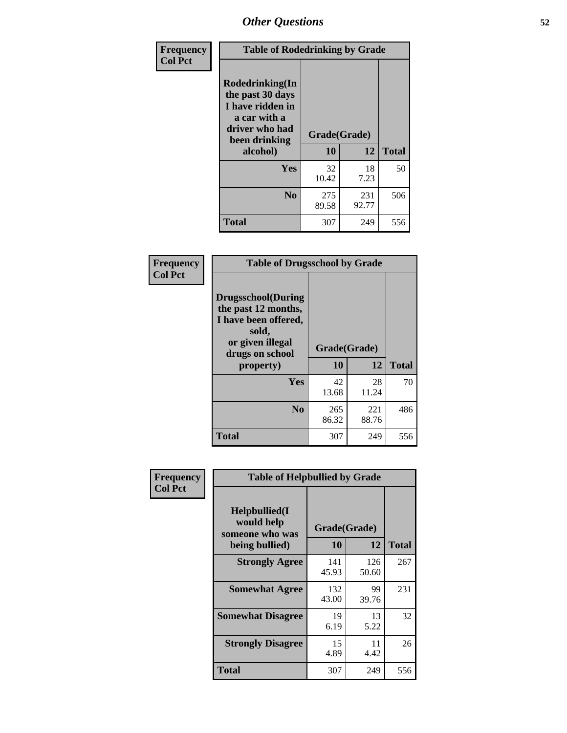## Other Questions

**Frequency**
**Col Pct**

**Table of Rodedrinking by Grade**

| Rodedrinking(In the past 30 days I have ridden in a car with a driver who had been drinking alcohol) | Grade(Grade) 10 | 12 | Total |
|---|---|---|---|
| **Yes** | 32<br>10.42 | 18<br>7.23 | 50 |
| **No** | 275<br>89.58 | 231<br>92.77 | 506 |
| **Total** | 307 | 249 | 556 |

**Frequency**
**Col Pct**

**Table of Drugsschool by Grade**

| Drugsschool(During the past 12 months, I have been offered, sold, or given illegal drugs on school property) | Grade(Grade) 10 | 12 | Total |
|---|---|---|---|
| **Yes** | 42<br>13.68 | 28<br>11.24 | 70 |
| **No** | 265<br>86.32 | 221<br>88.76 | 486 |
| **Total** | 307 | 249 | 556 |

**Frequency**
**Col Pct**

**Table of Helpbullied by Grade**

| Helpbullied(I would help someone who was being bullied) | Grade(Grade) 10 | 12 | Total |
|---|---|---|---|
| **Strongly Agree** | 141<br>45.93 | 126<br>50.60 | 267 |
| **Somewhat Agree** | 132<br>43.00 | 99<br>39.76 | 231 |
| **Somewhat Disagree** | 19<br>6.19 | 13<br>5.22 | 32 |
| **Strongly Disagree** | 15<br>4.89 | 11<br>4.42 | 26 |
| **Total** | 307 | 249 | 556 |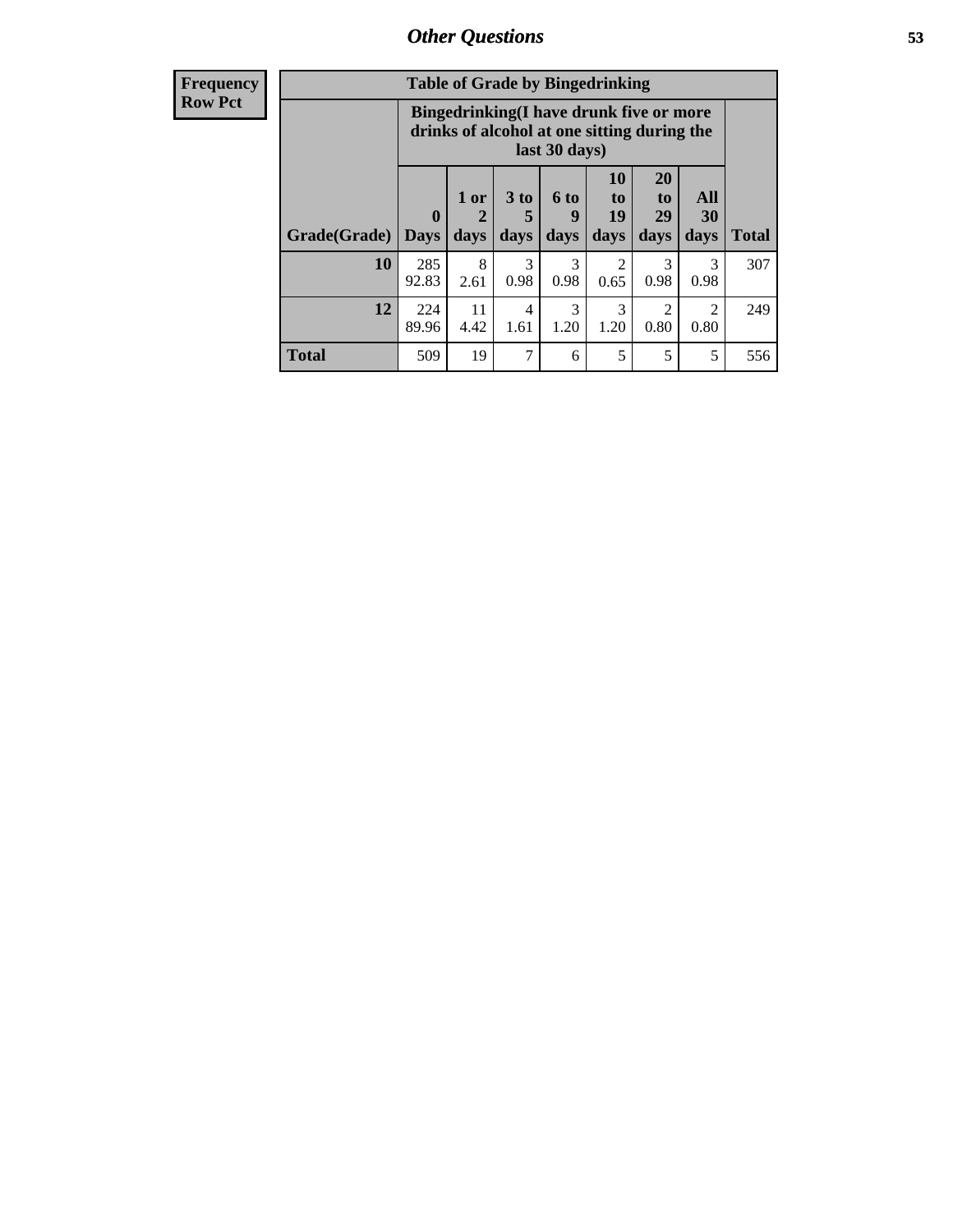## Other Questions

**Frequency**
**Row Pct**

| Table of Grade by Bingedrinking | | | | | | | | |
|---|---|---|---|---|---|---|---|---|
| | Bingedrinking(I have drunk five or more drinks of alcohol at one sitting during the last 30 days) | | | | | | | |
| Grade(Grade) | 0 Days | 1 or 2 days | 3 to 5 days | 6 to 9 days | 10 to 19 days | 20 to 29 days | All 30 days | Total |
| **10** | 285<br>92.83 | 8<br>2.61 | 3<br>0.98 | 3<br>0.98 | 2<br>0.65 | 3<br>0.98 | 3<br>0.98 | 307 |
| **12** | 224<br>89.96 | 11<br>4.42 | 4<br>1.61 | 3<br>1.20 | 3<br>1.20 | 2<br>0.80 | 2<br>0.80 | 249 |
| **Total** | 509 | 19 | 7 | 6 | 5 | 5 | 5 | 556 |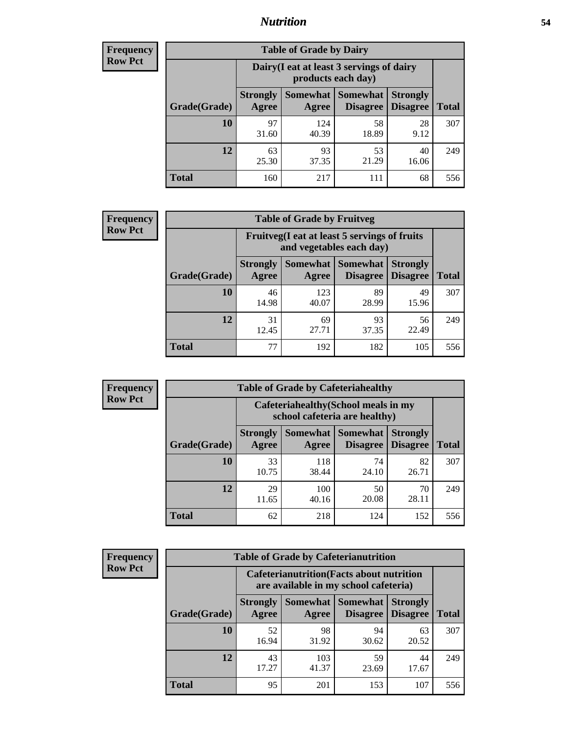**Frequency**
**Row Pct**

| Table of Grade by Dairy | | | | | |
|---|---|---|---|---|---|
| | Dairy(I eat at least 3 servings of dairy products each day) | | | | |
| Grade(Grade) | Strongly Agree | Somewhat Agree | Somewhat Disagree | Strongly Disagree | Total |
| 10 | 97<br>31.60 | 124<br>40.39 | 58<br>18.89 | 28<br>9.12 | 307 |
| 12 | 63<br>25.30 | 93<br>37.35 | 53<br>21.29 | 40<br>16.06 | 249 |
| Total | 160 | 217 | 111 | 68 | 556 |

**Frequency**
**Row Pct**

| Table of Grade by Fruitveg | | | | | |
|---|---|---|---|---|---|
| | Fruitveg(I eat at least 5 servings of fruits and vegetables each day) | | | | |
| Grade(Grade) | Strongly Agree | Somewhat Agree | Somewhat Disagree | Strongly Disagree | Total |
| 10 | 46<br>14.98 | 123<br>40.07 | 89<br>28.99 | 49<br>15.96 | 307 |
| 12 | 31<br>12.45 | 69<br>27.71 | 93<br>37.35 | 56<br>22.49 | 249 |
| Total | 77 | 192 | 182 | 105 | 556 |

**Frequency**
**Row Pct**

| Table of Grade by Cafeteriahealthy | | | | | |
|---|---|---|---|---|---|
| | Cafeteriahealthy(School meals in my school cafeteria are healthy) | | | | |
| Grade(Grade) | Strongly Agree | Somewhat Agree | Somewhat Disagree | Strongly Disagree | Total |
| 10 | 33<br>10.75 | 118<br>38.44 | 74<br>24.10 | 82<br>26.71 | 307 |
| 12 | 29<br>11.65 | 100<br>40.16 | 50<br>20.08 | 70<br>28.11 | 249 |
| Total | 62 | 218 | 124 | 152 | 556 |

**Frequency**
**Row Pct**

| Table of Grade by Cafeterianutrition | | | | | |
|---|---|---|---|---|---|
| | Cafeterianutrition(Facts about nutrition are available in my school cafeteria) | | | | |
| Grade(Grade) | Strongly Agree | Somewhat Agree | Somewhat Disagree | Strongly Disagree | Total |
| 10 | 52<br>16.94 | 98<br>31.92 | 94<br>30.62 | 63<br>20.52 | 307 |
| 12 | 43<br>17.27 | 103<br>41.37 | 59<br>23.69 | 44<br>17.67 | 249 |
| Total | 95 | 201 | 153 | 107 | 556 |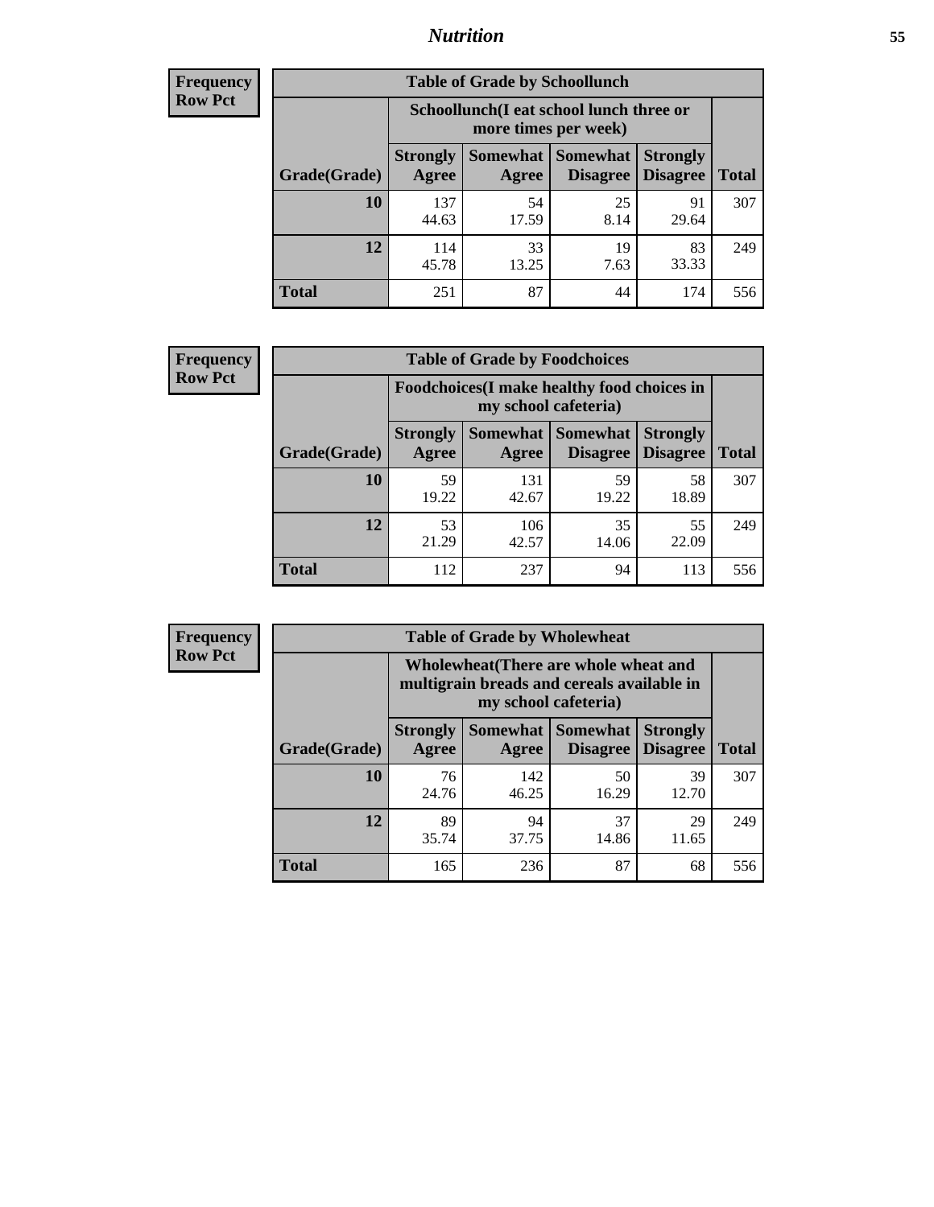| Frequency Row Pct |
|---|

**Table of Grade by Schoollunch**

| | Schoollunch(I eat school lunch three or more times per week) | | | | |
|---|---|---|---|---|---|
| Grade(Grade) | Strongly Agree | Somewhat Agree | Somewhat Disagree | Strongly Disagree | Total |
| **10** | 137<br>44.63 | 54<br>17.59 | 25<br>8.14 | 91<br>29.64 | 307 |
| **12** | 114<br>45.78 | 33<br>13.25 | 19<br>7.63 | 83<br>33.33 | 249 |
| **Total** | 251 | 87 | 44 | 174 | 556 |

| Frequency Row Pct |
|---|

**Table of Grade by Foodchoices**

| | Foodchoices(I make healthy food choices in my school cafeteria) | | | | |
|---|---|---|---|---|---|
| Grade(Grade) | Strongly Agree | Somewhat Agree | Somewhat Disagree | Strongly Disagree | Total |
| **10** | 59<br>19.22 | 131<br>42.67 | 59<br>19.22 | 58<br>18.89 | 307 |
| **12** | 53<br>21.29 | 106<br>42.57 | 35<br>14.06 | 55<br>22.09 | 249 |
| **Total** | 112 | 237 | 94 | 113 | 556 |

| Frequency Row Pct |
|---|

**Table of Grade by Wholewheat**

| | Wholewheat(There are whole wheat and multigrain breads and cereals available in my school cafeteria) | | | | |
|---|---|---|---|---|---|
| Grade(Grade) | Strongly Agree | Somewhat Agree | Somewhat Disagree | Strongly Disagree | Total |
| **10** | 76<br>24.76 | 142<br>46.25 | 50<br>16.29 | 39<br>12.70 | 307 |
| **12** | 89<br>35.74 | 94<br>37.75 | 37<br>14.86 | 29<br>11.65 | 249 |
| **Total** | 165 | 236 | 87 | 68 | 556 |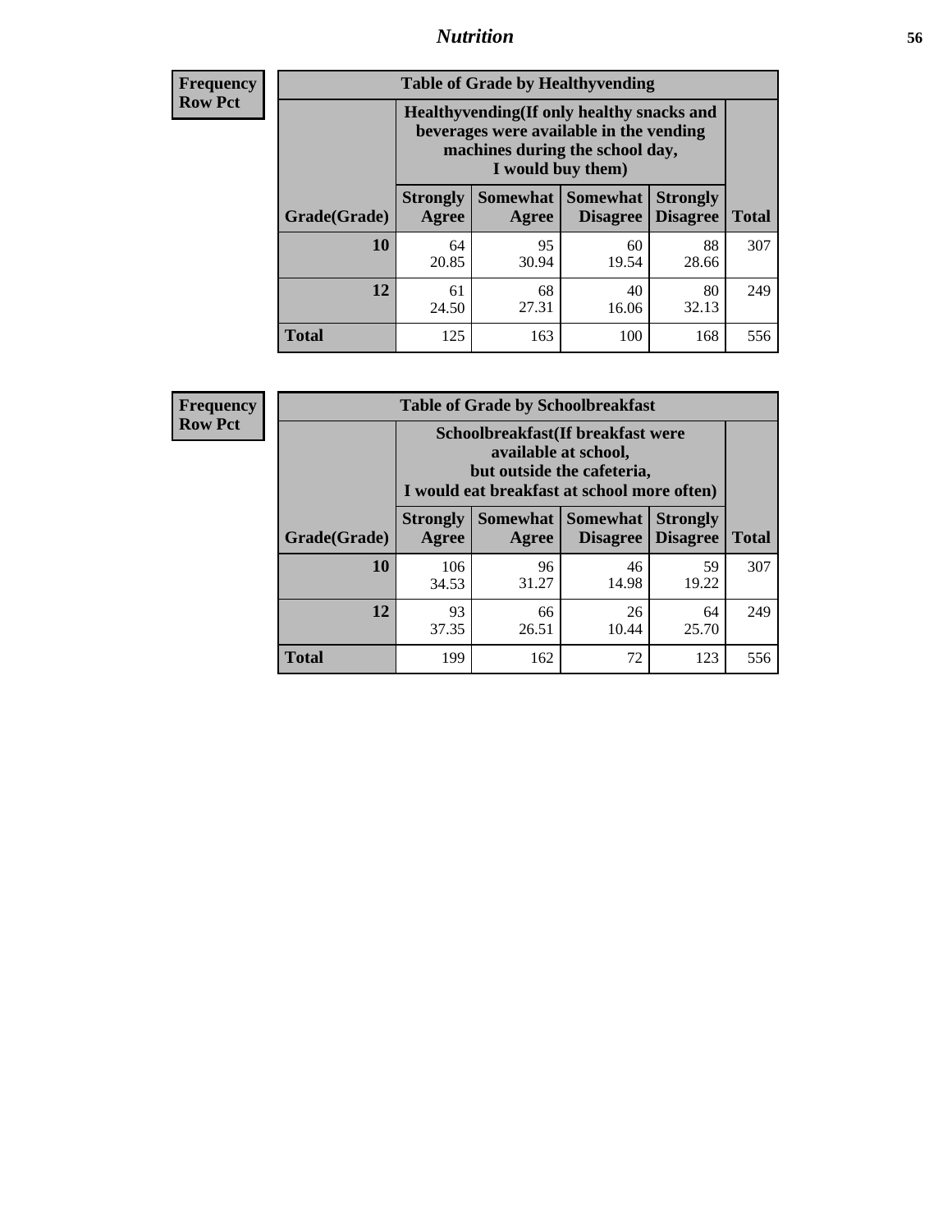## Nutrition

**Frequency**
**Row Pct**

**Table of Grade by Healthyvending**

| Grade(Grade) | Healthyvending(If only healthy snacks and beverages were available in the vending machines during the school day, I would buy them) | | | | Total |
|---|---|---|---|---|---|
| | Strongly Agree | Somewhat Agree | Somewhat Disagree | Strongly Disagree | |
| 10 | 64<br>20.85 | 95<br>30.94 | 60<br>19.54 | 88<br>28.66 | 307 |
| 12 | 61<br>24.50 | 68<br>27.31 | 40<br>16.06 | 80<br>32.13 | 249 |
| Total | 125 | 163 | 100 | 168 | 556 |

**Frequency**
**Row Pct**

**Table of Grade by Schoolbreakfast**

| Grade(Grade) | Schoolbreakfast(If breakfast were available at school, but outside the cafeteria, I would eat breakfast at school more often) | | | | Total |
|---|---|---|---|---|---|
| | Strongly Agree | Somewhat Agree | Somewhat Disagree | Strongly Disagree | |
| 10 | 106<br>34.53 | 96<br>31.27 | 46<br>14.98 | 59<br>19.22 | 307 |
| 12 | 93<br>37.35 | 66<br>26.51 | 26<br>10.44 | 64<br>25.70 | 249 |
| Total | 199 | 162 | 72 | 123 | 556 |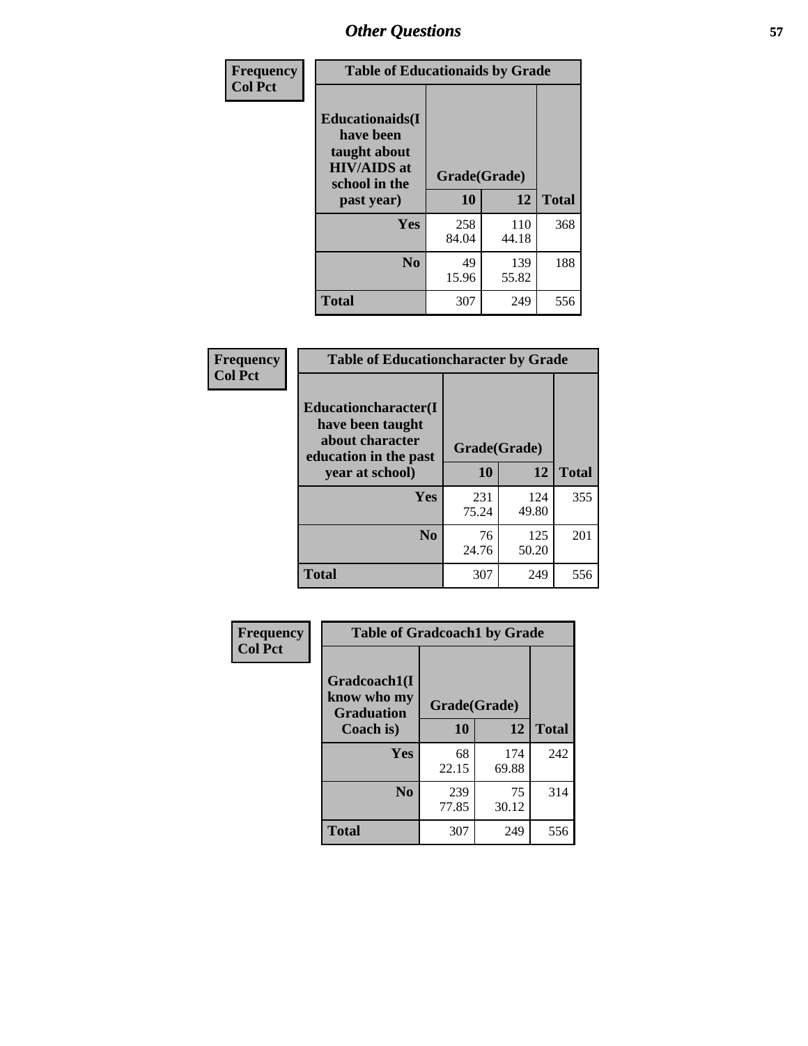# Other Questions

Frequency
Col Pct

| Table of Educationaids by Grade | | | |
|---|---|---|---|
| Educationaids(I have been taught about HIV/AIDS at school in the past year) | Grade(Grade) | | |
| | 10 | 12 | Total |
| Yes | 258<br>84.04 | 110<br>44.18 | 368 |
| No | 49<br>15.96 | 139<br>55.82 | 188 |
| Total | 307 | 249 | 556 |

Frequency
Col Pct

| Table of Educationcharacter by Grade | | | |
|---|---|---|---|
| Educationcharacter(I have been taught about character education in the past year at school) | Grade(Grade) | | |
| | 10 | 12 | Total |
| Yes | 231<br>75.24 | 124<br>49.80 | 355 |
| No | 76<br>24.76 | 125<br>50.20 | 201 |
| Total | 307 | 249 | 556 |

Frequency
Col Pct

| Table of Gradcoach1 by Grade | | | |
|---|---|---|---|
| Gradcoach1(I know who my Graduation Coach is) | Grade(Grade) | | |
| | 10 | 12 | Total |
| Yes | 68<br>22.15 | 174<br>69.88 | 242 |
| No | 239<br>77.85 | 75<br>30.12 | 314 |
| Total | 307 | 249 | 556 |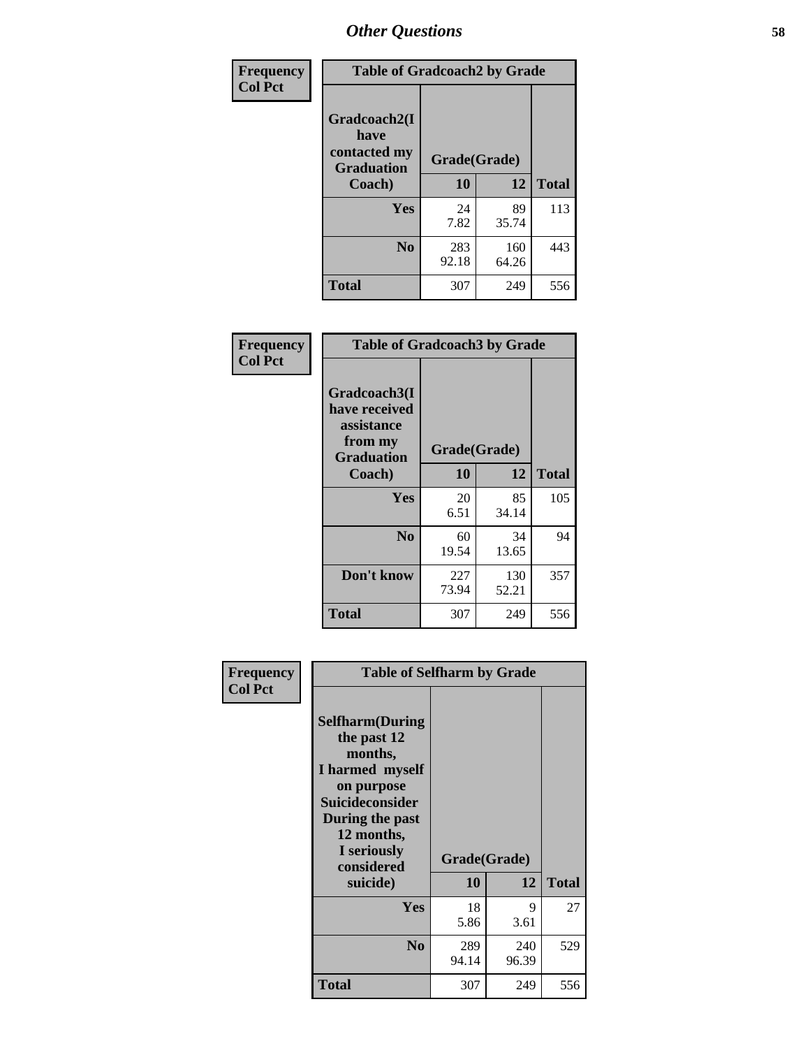| Frequency<br>Col Pct | Table of Gradcoach2 by Grade | | |
|---|---|---|---|
| Gradcoach2(I have contacted my Graduation Coach) | Grade(Grade) | | |
| | 10 | 12 | Total |
| Yes | 24<br>7.82 | 89<br>35.74 | 113 |
| No | 283<br>92.18 | 160<br>64.26 | 443 |
| Total | 307 | 249 | 556 |

| Frequency<br>Col Pct | Table of Gradcoach3 by Grade | | |
|---|---|---|---|
| Gradcoach3(I have received assistance from my Graduation Coach) | Grade(Grade) | | |
| | 10 | 12 | Total |
| Yes | 20<br>6.51 | 85<br>34.14 | 105 |
| No | 60<br>19.54 | 34<br>13.65 | 94 |
| Don't know | 227<br>73.94 | 130<br>52.21 | 357 |
| Total | 307 | 249 | 556 |

| Frequency<br>Col Pct | Table of Selfharm by Grade | | |
|---|---|---|---|
| Selfharm(During the past 12 months, I harmed myself on purpose Suicideconsider During the past 12 months, I seriously considered suicide) | Grade(Grade) | | |
| | 10 | 12 | Total |
| Yes | 18<br>5.86 | 9<br>3.61 | 27 |
| No | 289<br>94.14 | 240<br>96.39 | 529 |
| Total | 307 | 249 | 556 |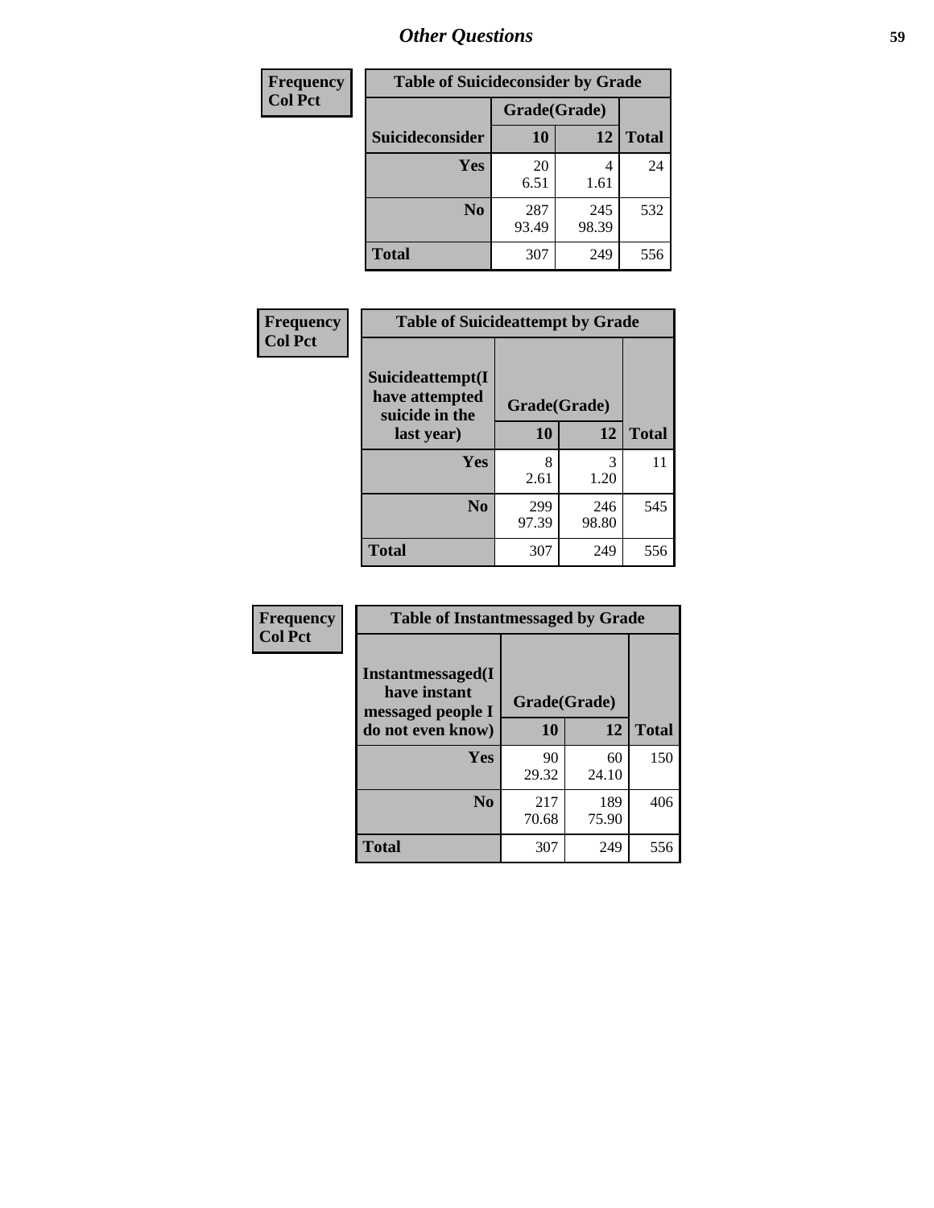# Other Questions

| Frequency<br>Col Pct | Table of Suicideconsider by Grade | | |
|---|---|---|---|
| | Grade(Grade) | | |
| Suicideconsider | 10 | 12 | Total |
| Yes | 20<br>6.51 | 4<br>1.61 | 24 |
| No | 287<br>93.49 | 245<br>98.39 | 532 |
| Total | 307 | 249 | 556 |

| Frequency<br>Col Pct | Table of Suicideattempt by Grade | | |
|---|---|---|---|
| Suicideattempt(I have attempted suicide in the last year) | Grade(Grade) | | |
| | 10 | 12 | Total |
| Yes | 8<br>2.61 | 3<br>1.20 | 11 |
| No | 299<br>97.39 | 246<br>98.80 | 545 |
| Total | 307 | 249 | 556 |

| Frequency<br>Col Pct | Table of Instantmessaged by Grade | | |
|---|---|---|---|
| Instantmessaged(I have instant messaged people I do not even know) | Grade(Grade) | | |
| | 10 | 12 | Total |
| Yes | 90<br>29.32 | 60<br>24.10 | 150 |
| No | 217<br>70.68 | 189<br>75.90 | 406 |
| Total | 307 | 249 | 556 |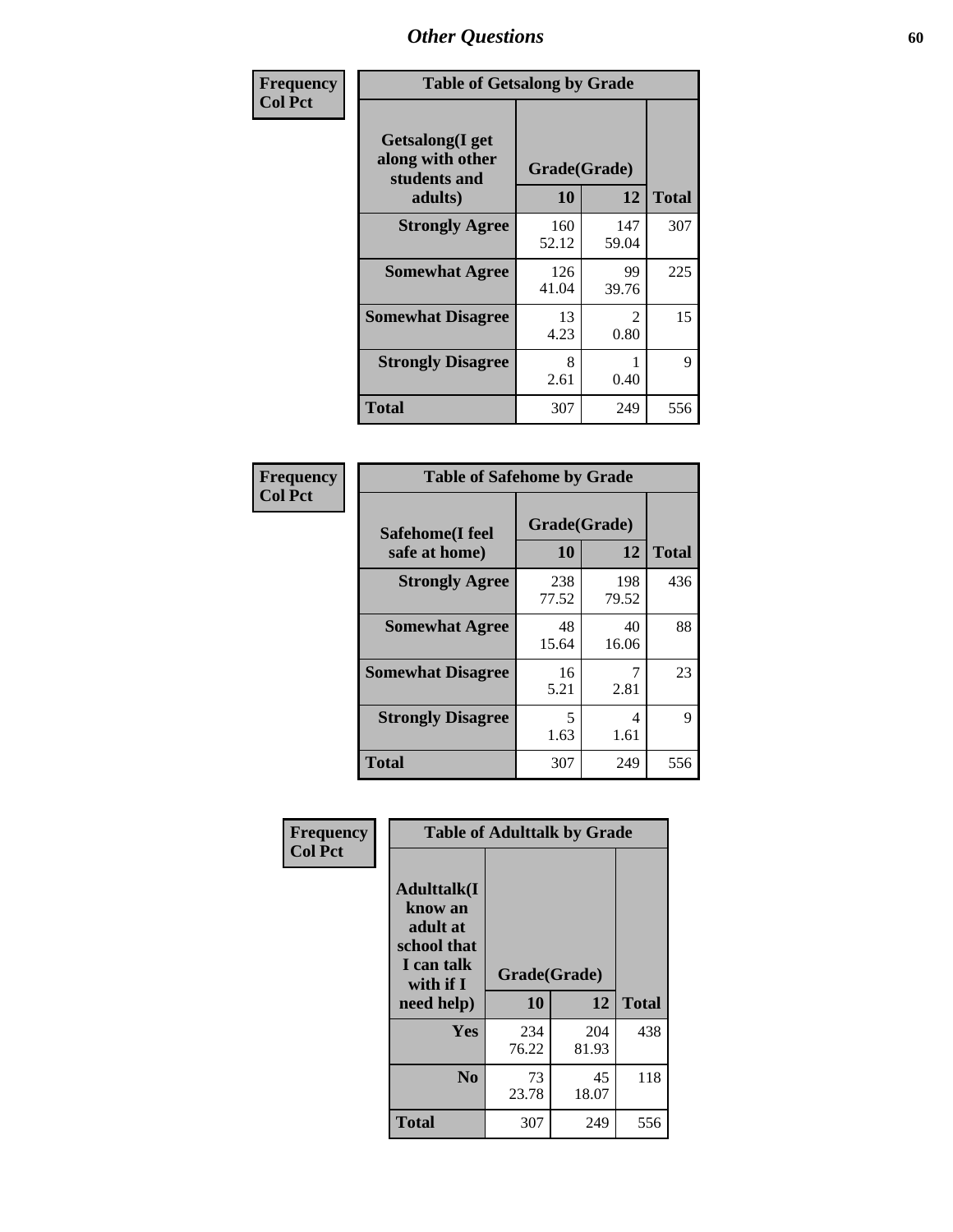# Other Questions

**Frequency**
**Col Pct**

| Table of Getsalong by Grade | | | |
|---|---|---|---|
| Getsalong(I get along with other students and adults) | Grade(Grade) | | |
| | 10 | 12 | Total |
| **Strongly Agree** | 160<br>52.12 | 147<br>59.04 | 307 |
| **Somewhat Agree** | 126<br>41.04 | 99<br>39.76 | 225 |
| **Somewhat Disagree** | 13<br>4.23 | 2<br>0.80 | 15 |
| **Strongly Disagree** | 8<br>2.61 | 1<br>0.40 | 9 |
| **Total** | 307 | 249 | 556 |

**Frequency**
**Col Pct**

| Table of Safehome by Grade | | | |
|---|---|---|---|
| Safehome(I feel safe at home) | Grade(Grade) | | |
| | 10 | 12 | Total |
| **Strongly Agree** | 238<br>77.52 | 198<br>79.52 | 436 |
| **Somewhat Agree** | 48<br>15.64 | 40<br>16.06 | 88 |
| **Somewhat Disagree** | 16<br>5.21 | 7<br>2.81 | 23 |
| **Strongly Disagree** | 5<br>1.63 | 4<br>1.61 | 9 |
| **Total** | 307 | 249 | 556 |

**Frequency**
**Col Pct**

| Table of Adulttalk by Grade | | | |
|---|---|---|---|
| Adulttalk(I know an adult at school that I can talk with if I need help) | Grade(Grade) | | |
| | 10 | 12 | Total |
| **Yes** | 234<br>76.22 | 204<br>81.93 | 438 |
| **No** | 73<br>23.78 | 45<br>18.07 | 118 |
| **Total** | 307 | 249 | 556 |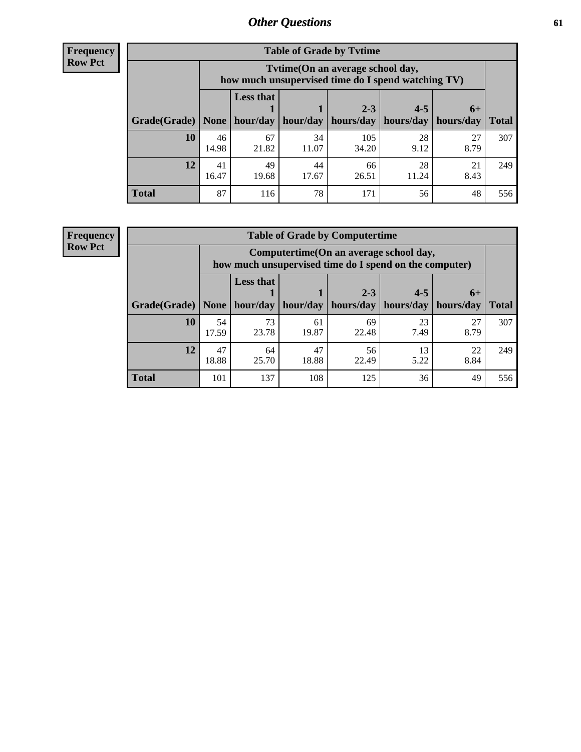**Frequency**
**Row Pct**

| Table of Grade by Tvtime | | | | | | | |
|---|---|---|---|---|---|---|---|
| | Tvtime(On an average school day, how much unsupervised time do I spend watching TV) | | | | | | |
| Grade(Grade) | None | Less that 1 hour/day | 1 hour/day | 2-3 hours/day | 4-5 hours/day | 6+ hours/day | Total |
| **10** | 46<br>14.98 | 67<br>21.82 | 34<br>11.07 | 105<br>34.20 | 28<br>9.12 | 27<br>8.79 | 307 |
| **12** | 41<br>16.47 | 49<br>19.68 | 44<br>17.67 | 66<br>26.51 | 28<br>11.24 | 21<br>8.43 | 249 |
| **Total** | 87 | 116 | 78 | 171 | 56 | 48 | 556 |

**Frequency**
**Row Pct**

| Table of Grade by Computertime | | | | | | | |
|---|---|---|---|---|---|---|---|
| | Computertime(On an average school day, how much unsupervised time do I spend on the computer) | | | | | | |
| Grade(Grade) | None | Less that 1 hour/day | 1 hour/day | 2-3 hours/day | 4-5 hours/day | 6+ hours/day | Total |
| **10** | 54<br>17.59 | 73<br>23.78 | 61<br>19.87 | 69<br>22.48 | 23<br>7.49 | 27<br>8.79 | 307 |
| **12** | 47<br>18.88 | 64<br>25.70 | 47<br>18.88 | 56<br>22.49 | 13<br>5.22 | 22<br>8.84 | 249 |
| **Total** | 101 | 137 | 108 | 125 | 36 | 49 | 556 |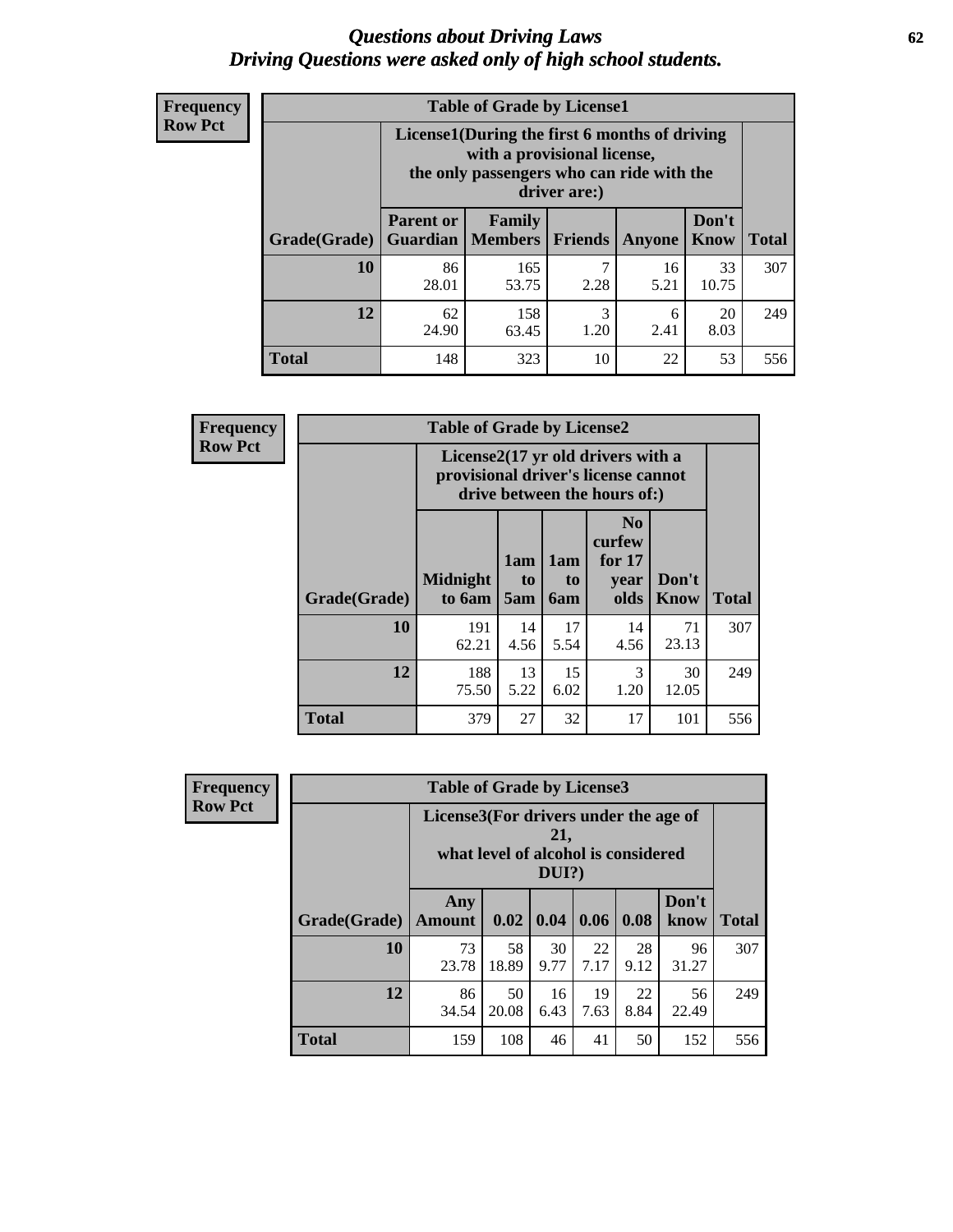# Questions about Driving Laws
*Driving Questions were asked only of high school students.*

**Frequency**
**Row Pct**

| Table of Grade by License1 | | | | | | |
|---|---|---|---|---|---|---|
| | License1(During the first 6 months of driving with a provisional license, the only passengers who can ride with the driver are:) | | | | | |
| Grade(Grade) | Parent or Guardian | Family Members | Friends | Anyone | Don't Know | Total |
| **10** | 86<br>28.01 | 165<br>53.75 | 7<br>2.28 | 16<br>5.21 | 33<br>10.75 | 307 |
| **12** | 62<br>24.90 | 158<br>63.45 | 3<br>1.20 | 6<br>2.41 | 20<br>8.03 | 249 |
| **Total** | 148 | 323 | 10 | 22 | 53 | 556 |

**Frequency**
**Row Pct**

| Table of Grade by License2 | | | | | | |
|---|---|---|---|---|---|---|
| | License2(17 yr old drivers with a provisional driver's license cannot drive between the hours of:) | | | | | |
| Grade(Grade) | Midnight to 6am | 1am to 5am | 1am to 6am | No curfew for 17 year olds | Don't Know | Total |
| **10** | 191<br>62.21 | 14<br>4.56 | 17<br>5.54 | 14<br>4.56 | 71<br>23.13 | 307 |
| **12** | 188<br>75.50 | 13<br>5.22 | 15<br>6.02 | 3<br>1.20 | 30<br>12.05 | 249 |
| **Total** | 379 | 27 | 32 | 17 | 101 | 556 |

**Frequency**
**Row Pct**

| Table of Grade by License3 | | | | | | | |
|---|---|---|---|---|---|---|---|
| | License3(For drivers under the age of 21, what level of alcohol is considered DUI?) | | | | | | |
| Grade(Grade) | Any Amount | 0.02 | 0.04 | 0.06 | 0.08 | Don't know | Total |
| **10** | 73<br>23.78 | 58<br>18.89 | 30<br>9.77 | 22<br>7.17 | 28<br>9.12 | 96<br>31.27 | 307 |
| **12** | 86<br>34.54 | 50<br>20.08 | 16<br>6.43 | 19<br>7.63 | 22<br>8.84 | 56<br>22.49 | 249 |
| **Total** | 159 | 108 | 46 | 41 | 50 | 152 | 556 |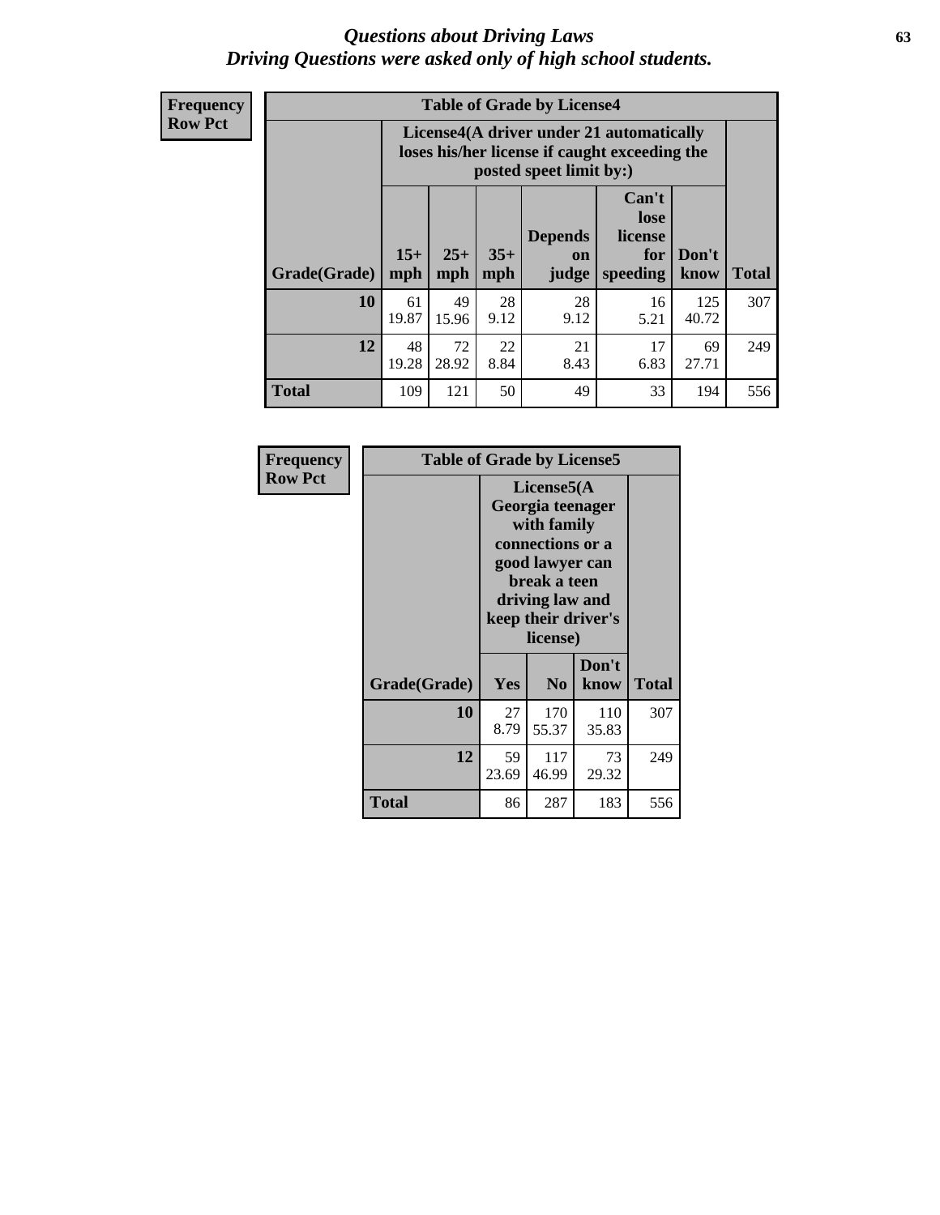# Questions about Driving Laws
## Driving Questions were asked only of high school students.

**Frequency**
**Row Pct**

**Table of Grade by License4**

| Grade(Grade) | License4(A driver under 21 automatically loses his/her license if caught exceeding the posted speet limit by:) 15+ mph | 25+ mph | 35+ mph | Depends on judge | Can't lose license for speeding | Don't know | Total |
|---|---|---|---|---|---|---|---|
| **10** | 61<br>19.87 | 49<br>15.96 | 28<br>9.12 | 28<br>9.12 | 16<br>5.21 | 125<br>40.72 | 307 |
| **12** | 48<br>19.28 | 72<br>28.92 | 22<br>8.84 | 21<br>8.43 | 17<br>6.83 | 69<br>27.71 | 249 |
| **Total** | 109 | 121 | 50 | 49 | 33 | 194 | 556 |

**Frequency**
**Row Pct**

**Table of Grade by License5**

| Grade(Grade) | License5(A Georgia teenager with family connections or a good lawyer can break a teen driving law and keep their driver's license) Yes | No | Don't know | Total |
|---|---|---|---|---|
| **10** | 27<br>8.79 | 170<br>55.37 | 110<br>35.83 | 307 |
| **12** | 59<br>23.69 | 117<br>46.99 | 73<br>29.32 | 249 |
| **Total** | 86 | 287 | 183 | 556 |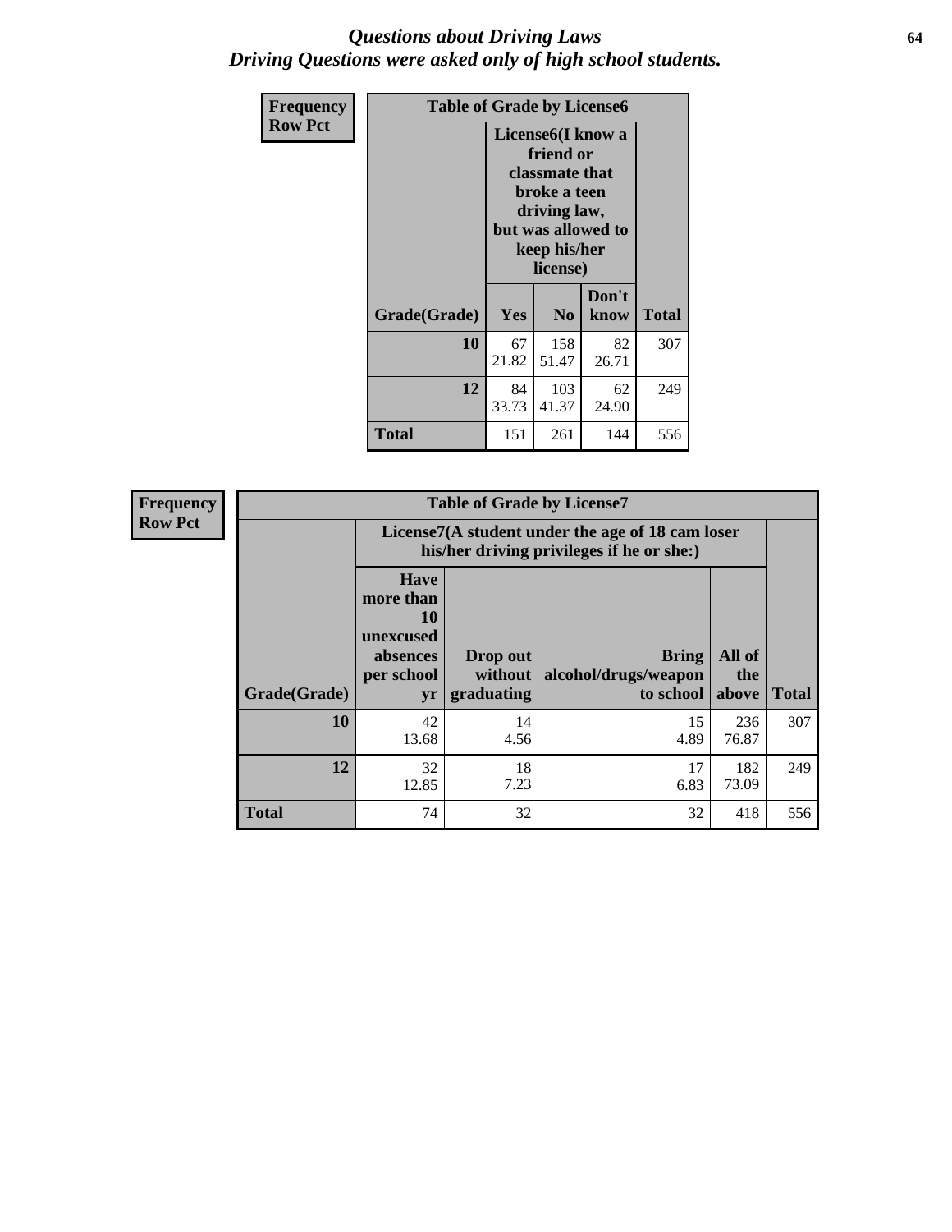# *Questions about Driving Laws*
## *Driving Questions were asked only of high school students.*

**Frequency**
**Row Pct**

| Table of Grade by License6 | | | | |
|---|---|---|---|---|
| | License6(I know a friend or classmate that broke a teen driving law, but was allowed to keep his/her license) | | | |
| **Grade(Grade)** | **Yes** | **No** | **Don't know** | **Total** |
| **10** | 67<br>21.82 | 158<br>51.47 | 82<br>26.71 | 307 |
| **12** | 84<br>33.73 | 103<br>41.37 | 62<br>24.90 | 249 |
| **Total** | 151 | 261 | 144 | 556 |

**Frequency**
**Row Pct**

| Table of Grade by License7 | | | | | |
|---|---|---|---|---|---|
| | License7(A student under the age of 18 cam loser his/her driving privileges if he or she:) | | | | |
| **Grade(Grade)** | **Have more than 10 unexcused absences per school yr** | **Drop out without graduating** | **Bring alcohol/drugs/weapon to school** | **All of the above** | **Total** |
| **10** | 42<br>13.68 | 14<br>4.56 | 15<br>4.89 | 236<br>76.87 | 307 |
| **12** | 32<br>12.85 | 18<br>7.23 | 17<br>6.83 | 182<br>73.09 | 249 |
| **Total** | 74 | 32 | 32 | 418 | 556 |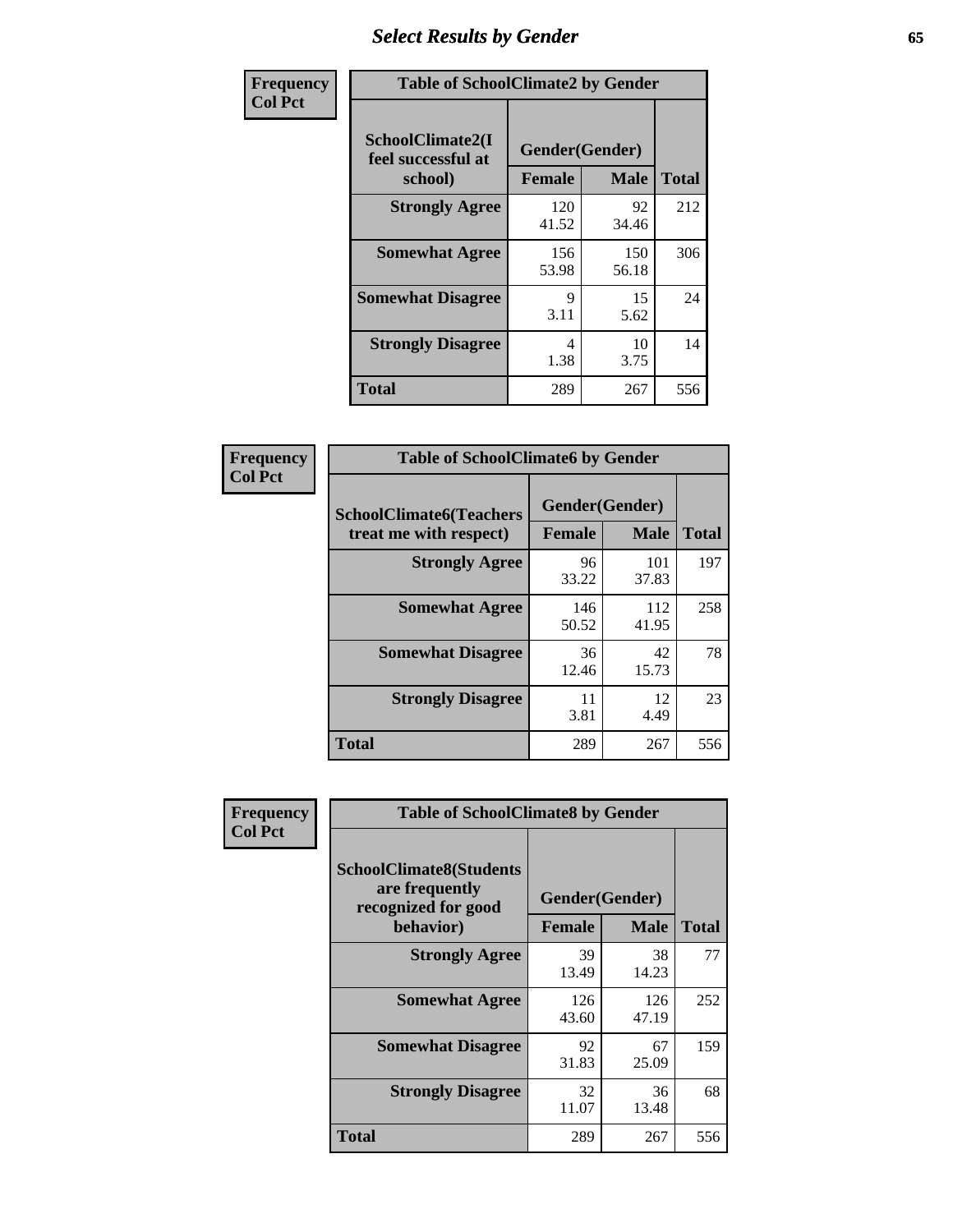# Select Results by Gender

| Frequency<br>Col Pct | Table of SchoolClimate2 by Gender | | |
|---|---|---|---|
| **SchoolClimate2(I feel successful at school)** | **Gender(Gender)** | | **Total** |
| | **Female** | **Male** | |
| **Strongly Agree** | 120<br>41.52 | 92<br>34.46 | 212 |
| **Somewhat Agree** | 156<br>53.98 | 150<br>56.18 | 306 |
| **Somewhat Disagree** | 9<br>3.11 | 15<br>5.62 | 24 |
| **Strongly Disagree** | 4<br>1.38 | 10<br>3.75 | 14 |
| **Total** | 289 | 267 | 556 |

| Frequency<br>Col Pct | Table of SchoolClimate6 by Gender | | |
|---|---|---|---|
| **SchoolClimate6(Teachers treat me with respect)** | **Gender(Gender)** | | **Total** |
| | **Female** | **Male** | |
| **Strongly Agree** | 96<br>33.22 | 101<br>37.83 | 197 |
| **Somewhat Agree** | 146<br>50.52 | 112<br>41.95 | 258 |
| **Somewhat Disagree** | 36<br>12.46 | 42<br>15.73 | 78 |
| **Strongly Disagree** | 11<br>3.81 | 12<br>4.49 | 23 |
| **Total** | 289 | 267 | 556 |

| Frequency<br>Col Pct | Table of SchoolClimate8 by Gender | | |
|---|---|---|---|
| **SchoolClimate8(Students are frequently recognized for good behavior)** | **Gender(Gender)** | | **Total** |
| | **Female** | **Male** | |
| **Strongly Agree** | 39<br>13.49 | 38<br>14.23 | 77 |
| **Somewhat Agree** | 126<br>43.60 | 126<br>47.19 | 252 |
| **Somewhat Disagree** | 92<br>31.83 | 67<br>25.09 | 159 |
| **Strongly Disagree** | 32<br>11.07 | 36<br>13.48 | 68 |
| **Total** | 289 | 267 | 556 |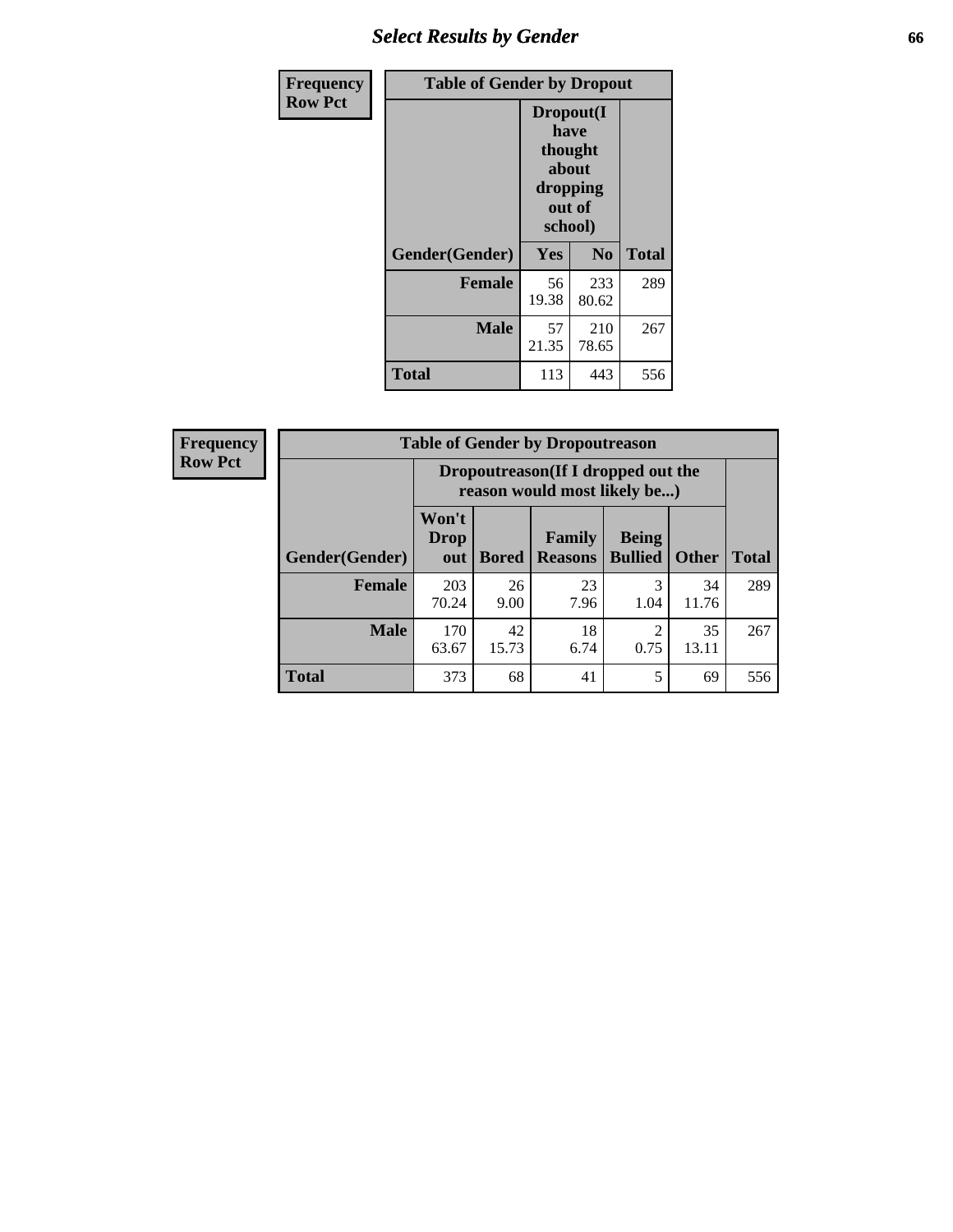| Frequency<br>Row Pct | Table of Gender by Dropout | | |
|---|---|---|---|
| | Dropout(I have thought about dropping out of school) | | |
| Gender(Gender) | Yes | No | Total |
| **Female** | 56<br>19.38 | 233<br>80.62 | 289 |
| **Male** | 57<br>21.35 | 210<br>78.65 | 267 |
| **Total** | 113 | 443 | 556 |

| Frequency<br>Row Pct | Table of Gender by Dropoutreason | | | | | |
|---|---|---|---|---|---|---|
| | Dropoutreason(If I dropped out the reason would most likely be...) | | | | | |
| Gender(Gender) | Won't Drop out | Bored | Family Reasons | Being Bullied | Other | Total |
| **Female** | 203<br>70.24 | 26<br>9.00 | 23<br>7.96 | 3<br>1.04 | 34<br>11.76 | 289 |
| **Male** | 170<br>63.67 | 42<br>15.73 | 18<br>6.74 | 2<br>0.75 | 35<br>13.11 | 267 |
| **Total** | 373 | 68 | 41 | 5 | 69 | 556 |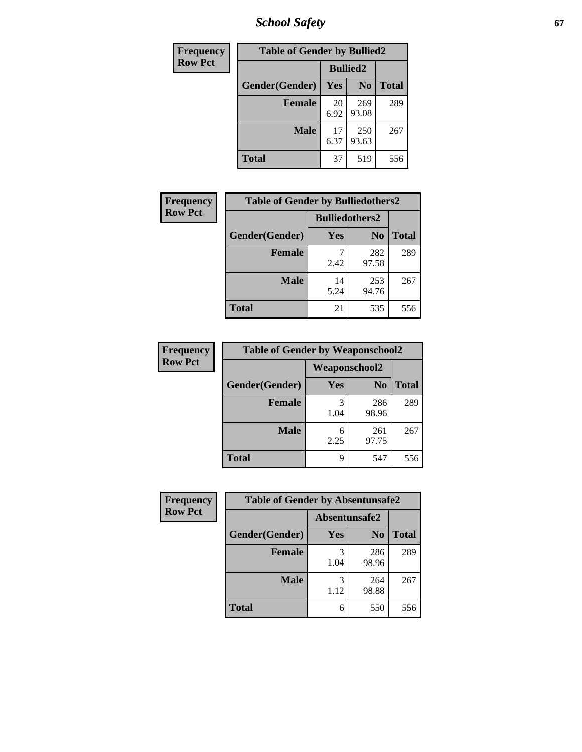| Frequency<br>Row Pct | | | |
|---|---|---|---|
| **Table of Gender by Bullied2** | | | |
| | **Bullied2** | | |
| **Gender(Gender)** | **Yes** | **No** | **Total** |
| **Female** | 20<br>6.92 | 269<br>93.08 | 289 |
| **Male** | 17<br>6.37 | 250<br>93.63 | 267 |
| **Total** | 37 | 519 | 556 |

| Frequency<br>Row Pct | | | |
|---|---|---|---|
| **Table of Gender by Bulliedothers2** | | | |
| | **Bulliedothers2** | | |
| **Gender(Gender)** | **Yes** | **No** | **Total** |
| **Female** | 7<br>2.42 | 282<br>97.58 | 289 |
| **Male** | 14<br>5.24 | 253<br>94.76 | 267 |
| **Total** | 21 | 535 | 556 |

| Frequency<br>Row Pct | | | |
|---|---|---|---|
| **Table of Gender by Weaponschool2** | | | |
| | **Weaponschool2** | | |
| **Gender(Gender)** | **Yes** | **No** | **Total** |
| **Female** | 3<br>1.04 | 286<br>98.96 | 289 |
| **Male** | 6<br>2.25 | 261<br>97.75 | 267 |
| **Total** | 9 | 547 | 556 |

| Frequency<br>Row Pct | | | |
|---|---|---|---|
| **Table of Gender by Absentunsafe2** | | | |
| | **Absentunsafe2** | | |
| **Gender(Gender)** | **Yes** | **No** | **Total** |
| **Female** | 3<br>1.04 | 286<br>98.96 | 289 |
| **Male** | 3<br>1.12 | 264<br>98.88 | 267 |
| **Total** | 6 | 550 | 556 |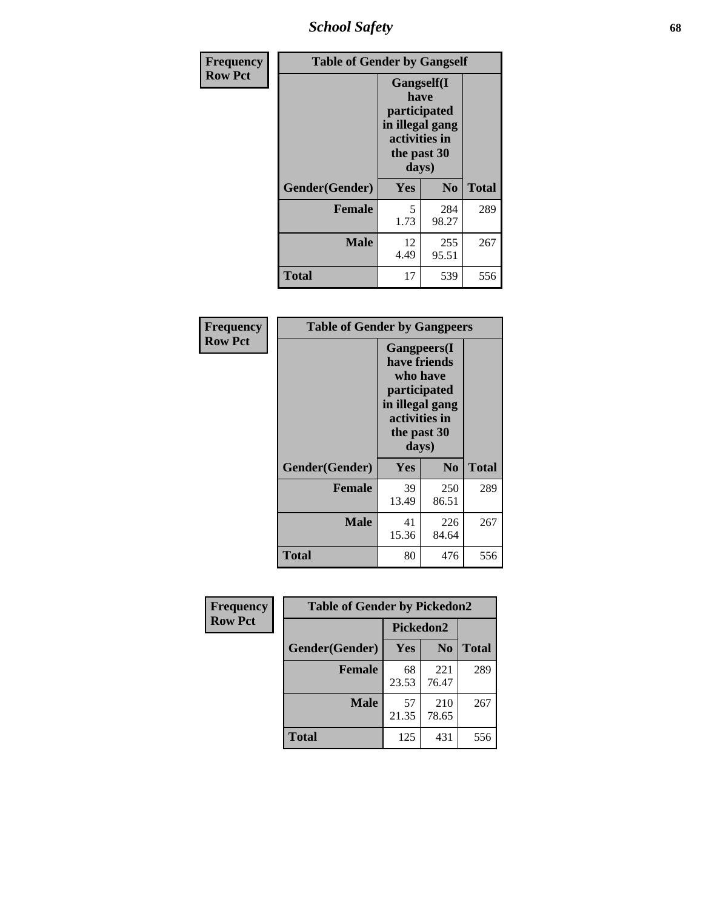**Frequency Row Pct**

| Table of Gender by Gangself | | | |
|---|---|---|---|
| | Gangself(I have participated in illegal gang activities in the past 30 days) | | |
| Gender(Gender) | Yes | No | Total |
| Female | 5<br>1.73 | 284<br>98.27 | 289 |
| Male | 12<br>4.49 | 255<br>95.51 | 267 |
| Total | 17 | 539 | 556 |

**Frequency Row Pct**

| Table of Gender by Gangpeers | | | |
|---|---|---|---|
| | Gangpeers(I have friends who have participated in illegal gang activities in the past 30 days) | | |
| Gender(Gender) | Yes | No | Total |
| Female | 39<br>13.49 | 250<br>86.51 | 289 |
| Male | 41<br>15.36 | 226<br>84.64 | 267 |
| Total | 80 | 476 | 556 |

**Frequency Row Pct**

| Table of Gender by Pickedon2 | | | |
|---|---|---|---|
| | Pickedon2 | | |
| Gender(Gender) | Yes | No | Total |
| Female | 68<br>23.53 | 221<br>76.47 | 289 |
| Male | 57<br>21.35 | 210<br>78.65 | 267 |
| Total | 125 | 431 | 556 |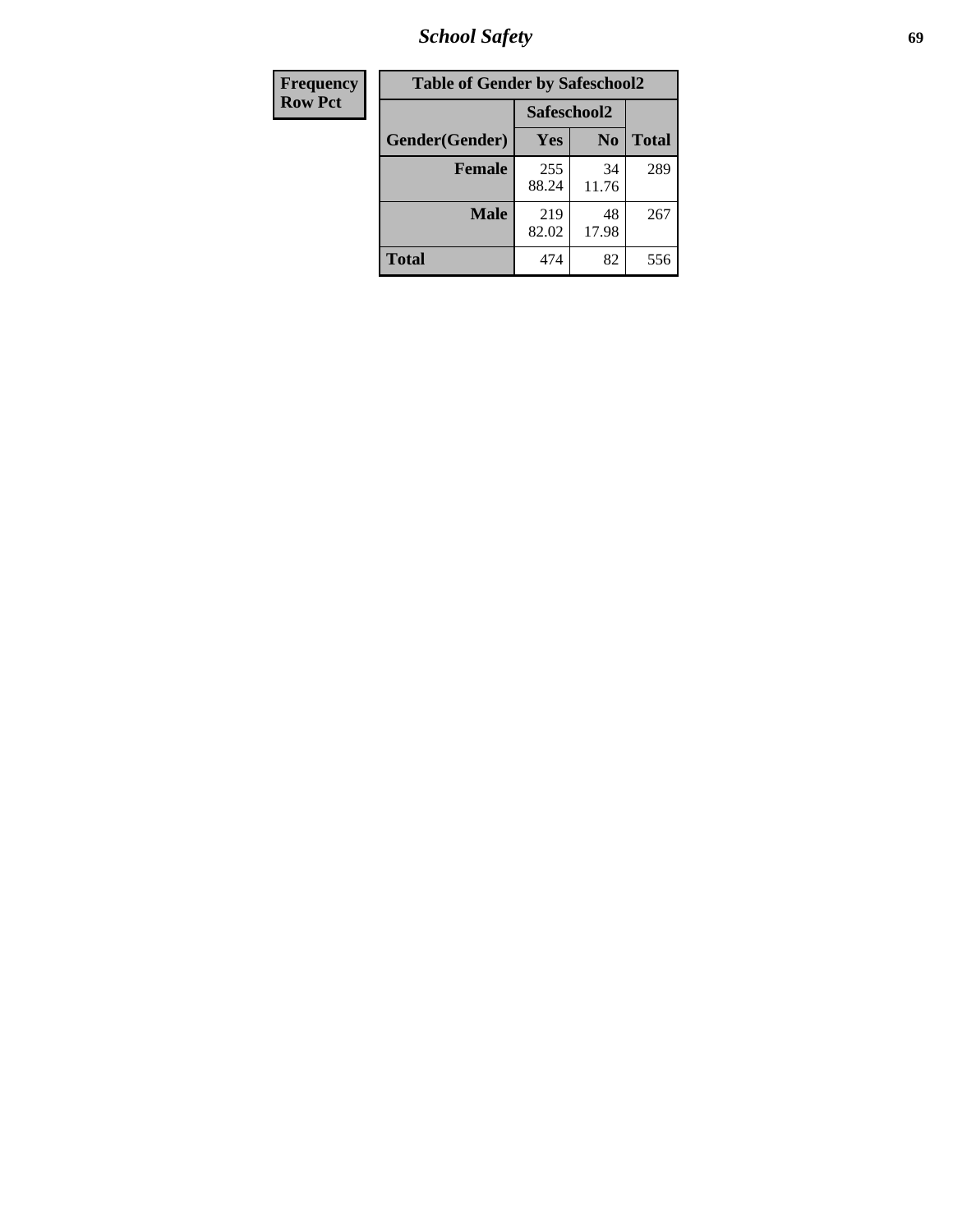| Frequency<br>Row Pct | | | |
|---|---|---|---|
| **Table of Gender by Safeschool2** | | | |
| | **Safeschool2** | | |
| **Gender(Gender)** | **Yes** | **No** | **Total** |
| **Female** | 255<br>88.24 | 34<br>11.76 | 289 |
| **Male** | 219<br>82.02 | 48<br>17.98 | 267 |
| **Total** | 474 | 82 | 556 |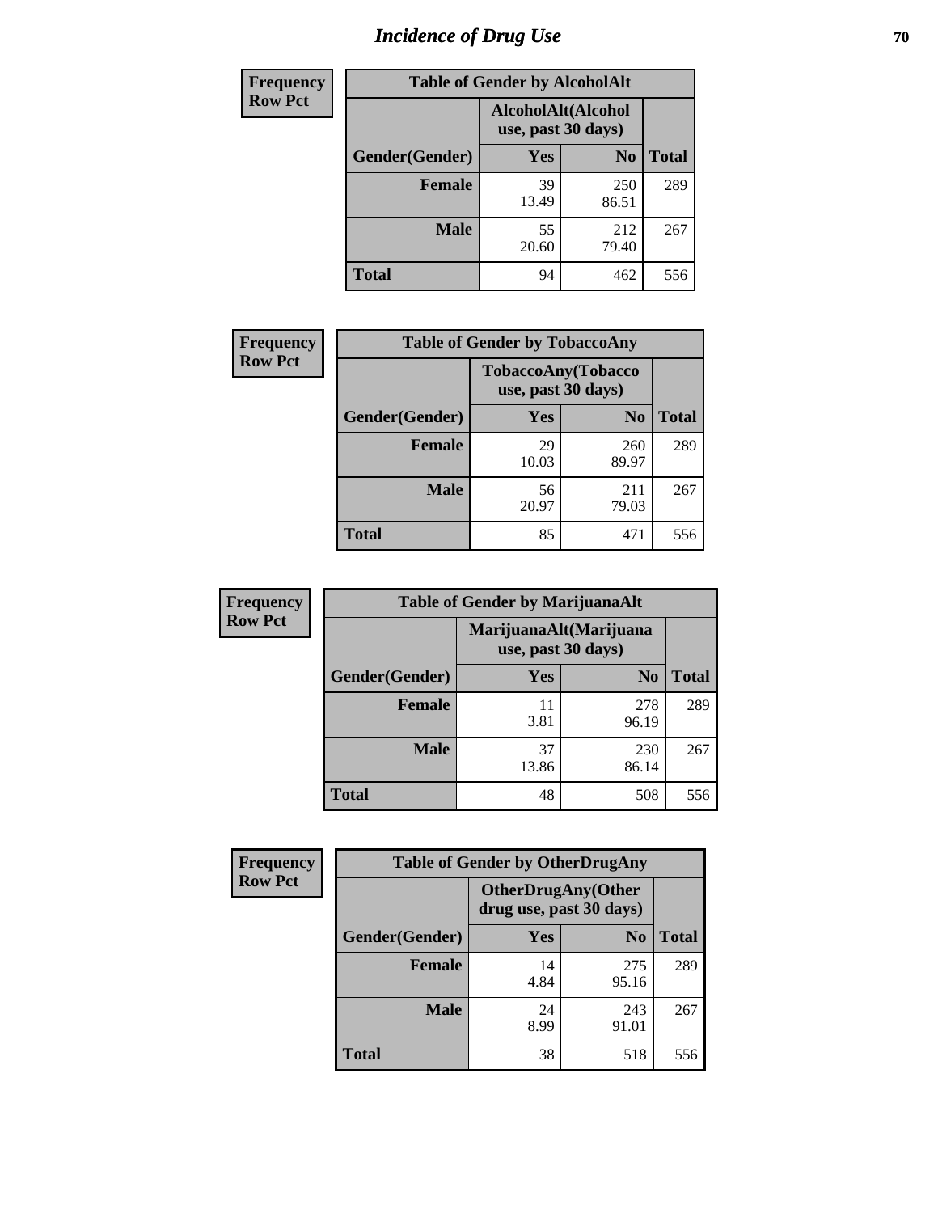# Incidence of Drug Use

**Frequency**
**Row Pct**

| Table of Gender by AlcoholAlt | | | |
|---|---|---|---|
| | AlcoholAlt(Alcohol use, past 30 days) | | |
| Gender(Gender) | Yes | No | Total |
| Female | 39<br>13.49 | 250<br>86.51 | 289 |
| Male | 55<br>20.60 | 212<br>79.40 | 267 |
| Total | 94 | 462 | 556 |

**Frequency**
**Row Pct**

| Table of Gender by TobaccoAny | | | |
|---|---|---|---|
| | TobaccoAny(Tobacco use, past 30 days) | | |
| Gender(Gender) | Yes | No | Total |
| Female | 29<br>10.03 | 260<br>89.97 | 289 |
| Male | 56<br>20.97 | 211<br>79.03 | 267 |
| Total | 85 | 471 | 556 |

**Frequency**
**Row Pct**

| Table of Gender by MarijuanaAlt | | | |
|---|---|---|---|
| | MarijuanaAlt(Marijuana use, past 30 days) | | |
| Gender(Gender) | Yes | No | Total |
| Female | 11<br>3.81 | 278<br>96.19 | 289 |
| Male | 37<br>13.86 | 230<br>86.14 | 267 |
| Total | 48 | 508 | 556 |

**Frequency**
**Row Pct**

| Table of Gender by OtherDrugAny | | | |
|---|---|---|---|
| | OtherDrugAny(Other drug use, past 30 days) | | |
| Gender(Gender) | Yes | No | Total |
| Female | 14<br>4.84 | 275<br>95.16 | 289 |
| Male | 24<br>8.99 | 243<br>91.01 | 267 |
| Total | 38 | 518 | 556 |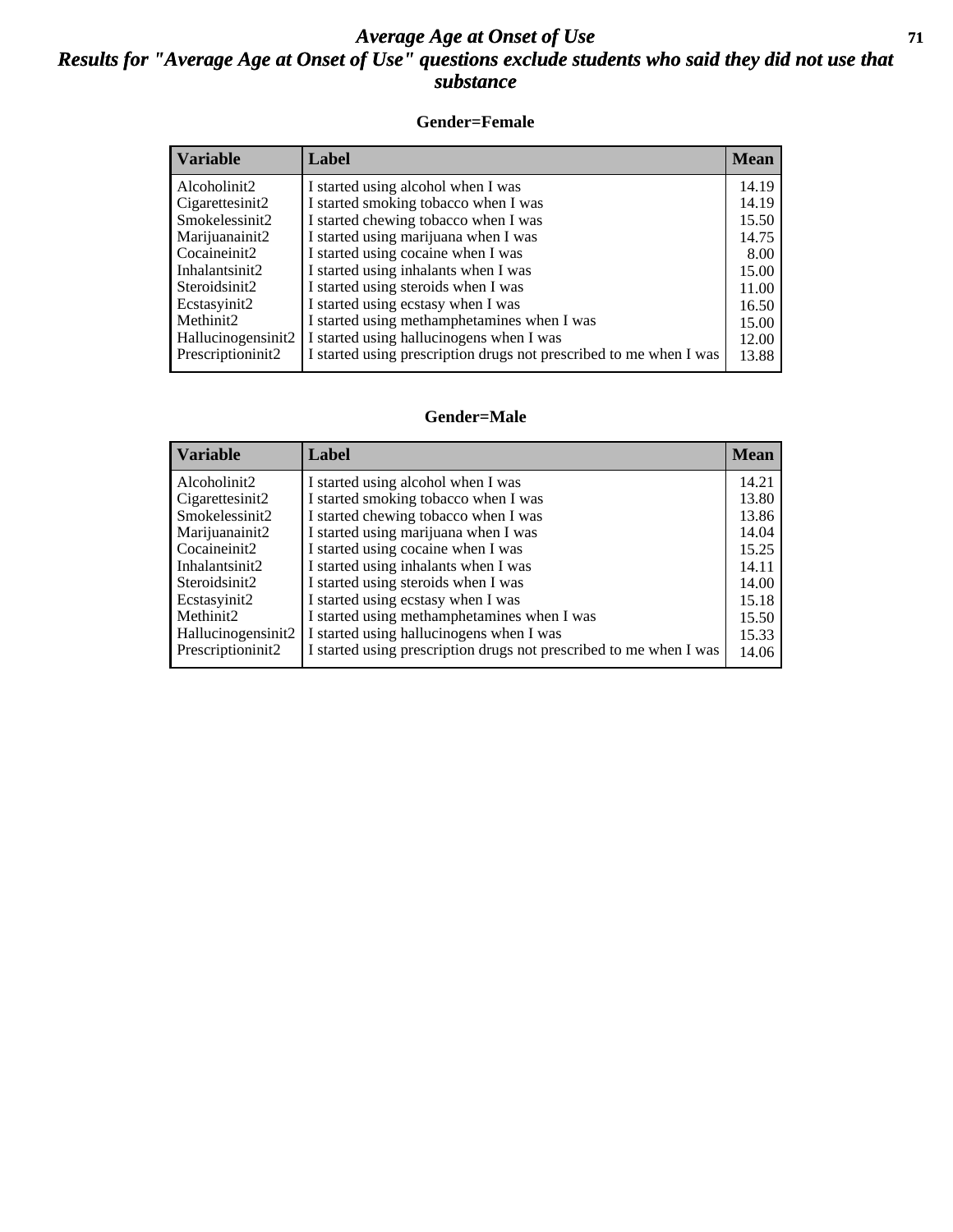# Average Age at Onset of Use

## Results for "Average Age at Onset of Use" questions exclude students who said they did not use that substance

### Gender=Female

| Variable | Label | Mean |
|---|---|---|
| Alcoholinit2 | I started using alcohol when I was | 14.19 |
| Cigarettesinit2 | I started smoking tobacco when I was | 14.19 |
| Smokelessinit2 | I started chewing tobacco when I was | 15.50 |
| Marijuanainit2 | I started using marijuana when I was | 14.75 |
| Cocaineinit2 | I started using cocaine when I was | 8.00 |
| Inhalantsinit2 | I started using inhalants when I was | 15.00 |
| Steroidsinit2 | I started using steroids when I was | 11.00 |
| Ecstasyinit2 | I started using ecstasy when I was | 16.50 |
| Methinit2 | I started using methamphetamines when I was | 15.00 |
| Hallucinogensinit2 | I started using hallucinogens when I was | 12.00 |
| Prescriptioninit2 | I started using prescription drugs not prescribed to me when I was | 13.88 |

### Gender=Male

| Variable | Label | Mean |
|---|---|---|
| Alcoholinit2 | I started using alcohol when I was | 14.21 |
| Cigarettesinit2 | I started smoking tobacco when I was | 13.80 |
| Smokelessinit2 | I started chewing tobacco when I was | 13.86 |
| Marijuanainit2 | I started using marijuana when I was | 14.04 |
| Cocaineinit2 | I started using cocaine when I was | 15.25 |
| Inhalantsinit2 | I started using inhalants when I was | 14.11 |
| Steroidsinit2 | I started using steroids when I was | 14.00 |
| Ecstasyinit2 | I started using ecstasy when I was | 15.18 |
| Methinit2 | I started using methamphetamines when I was | 15.50 |
| Hallucinogensinit2 | I started using hallucinogens when I was | 15.33 |
| Prescriptioninit2 | I started using prescription drugs not prescribed to me when I was | 14.06 |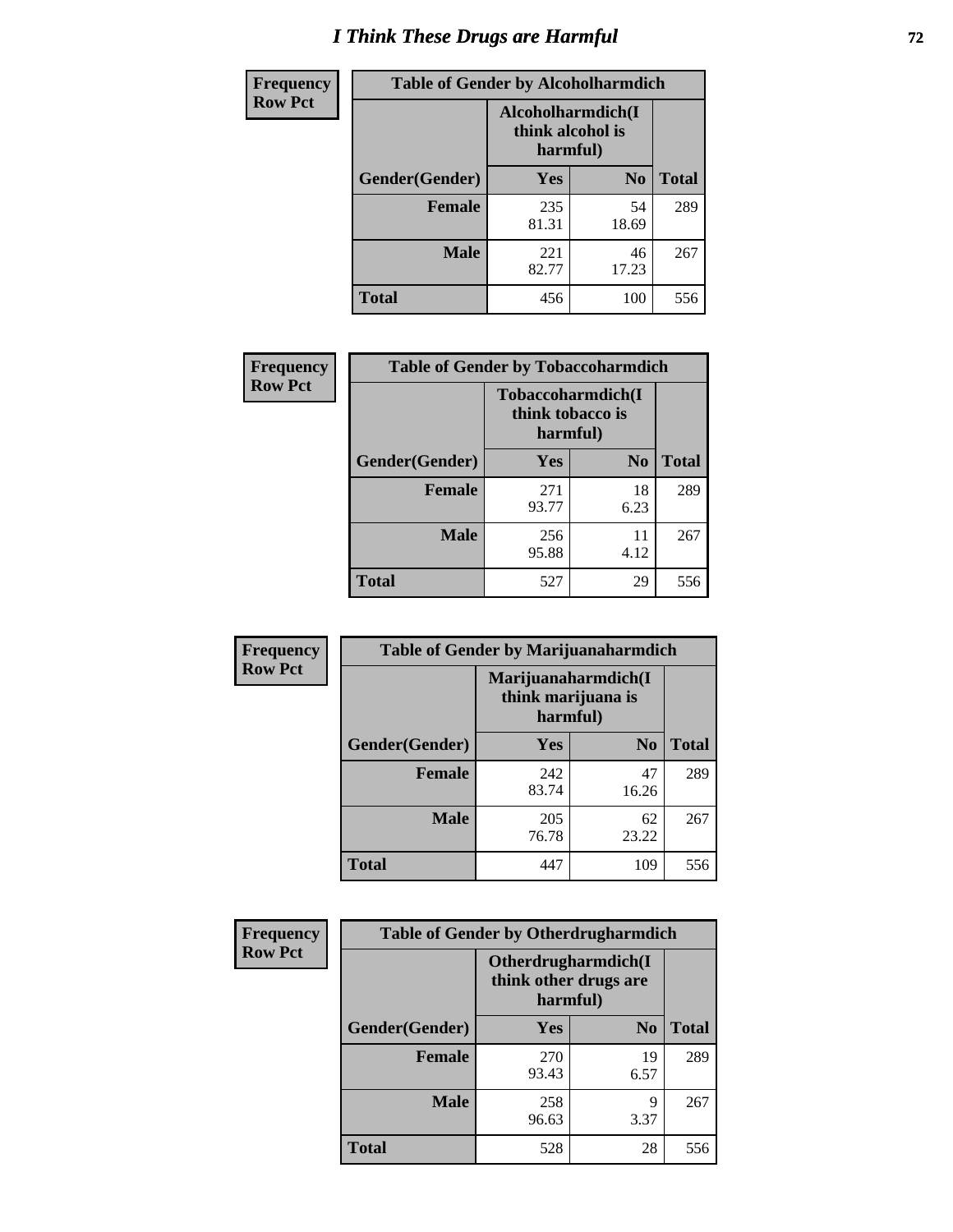# I Think These Drugs are Harmful

**Frequency**
**Row Pct**

| Table of Gender by Alcoholharmdich | | | |
|---|---|---|---|
| | Alcoholharmdich(I think alcohol is harmful) | | |
| Gender(Gender) | Yes | No | Total |
| Female | 235<br>81.31 | 54<br>18.69 | 289 |
| Male | 221<br>82.77 | 46<br>17.23 | 267 |
| Total | 456 | 100 | 556 |

**Frequency**
**Row Pct**

| Table of Gender by Tobaccoharmdich | | | |
|---|---|---|---|
| | Tobaccoharmdich(I think tobacco is harmful) | | |
| Gender(Gender) | Yes | No | Total |
| Female | 271<br>93.77 | 18<br>6.23 | 289 |
| Male | 256<br>95.88 | 11<br>4.12 | 267 |
| Total | 527 | 29 | 556 |

**Frequency**
**Row Pct**

| Table of Gender by Marijuanaharmdich | | | |
|---|---|---|---|
| | Marijuanaharmdich(I think marijuana is harmful) | | |
| Gender(Gender) | Yes | No | Total |
| Female | 242<br>83.74 | 47<br>16.26 | 289 |
| Male | 205<br>76.78 | 62<br>23.22 | 267 |
| Total | 447 | 109 | 556 |

**Frequency**
**Row Pct**

| Table of Gender by Otherdrugharmdich | | | |
|---|---|---|---|
| | Otherdrugharmdich(I think other drugs are harmful) | | |
| Gender(Gender) | Yes | No | Total |
| Female | 270<br>93.43 | 19<br>6.57 | 289 |
| Male | 258<br>96.63 | 9<br>3.37 | 267 |
| Total | 528 | 28 | 556 |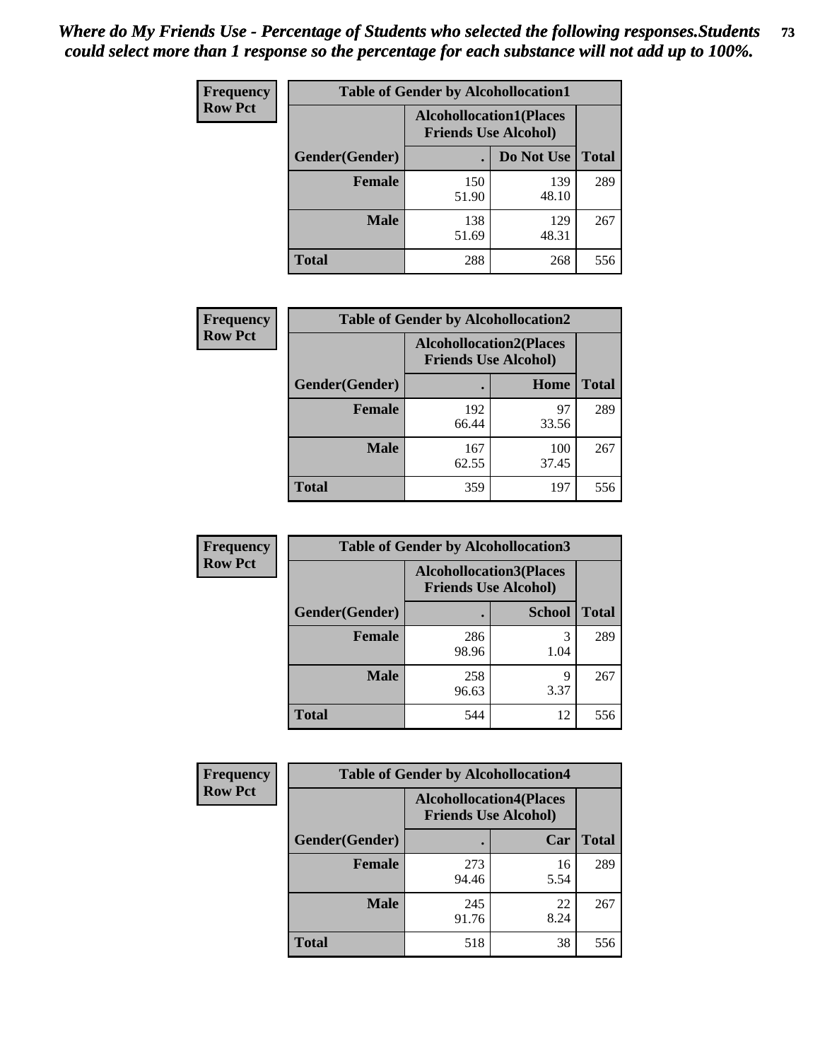*Where do My Friends Use - Percentage of Students who selected the following responses.Students could select more than 1 response so the percentage for each substance will not add up to 100%.*

**Frequency Row Pct**

| Table of Gender by Alcohollocation1 | | | |
|---|---|---|---|
| | Alcohollocation1(Places Friends Use Alcohol) | | |
| Gender(Gender) | . | Do Not Use | Total |
| Female | 150<br>51.90 | 139<br>48.10 | 289 |
| Male | 138<br>51.69 | 129<br>48.31 | 267 |
| Total | 288 | 268 | 556 |

**Frequency Row Pct**

| Table of Gender by Alcohollocation2 | | | |
|---|---|---|---|
| | Alcohollocation2(Places Friends Use Alcohol) | | |
| Gender(Gender) | . | Home | Total |
| Female | 192<br>66.44 | 97<br>33.56 | 289 |
| Male | 167<br>62.55 | 100<br>37.45 | 267 |
| Total | 359 | 197 | 556 |

**Frequency Row Pct**

| Table of Gender by Alcohollocation3 | | | |
|---|---|---|---|
| | Alcohollocation3(Places Friends Use Alcohol) | | |
| Gender(Gender) | . | School | Total |
| Female | 286<br>98.96 | 3<br>1.04 | 289 |
| Male | 258<br>96.63 | 9<br>3.37 | 267 |
| Total | 544 | 12 | 556 |

**Frequency Row Pct**

| Table of Gender by Alcohollocation4 | | | |
|---|---|---|---|
| | Alcohollocation4(Places Friends Use Alcohol) | | |
| Gender(Gender) | . | Car | Total |
| Female | 273<br>94.46 | 16<br>5.54 | 289 |
| Male | 245<br>91.76 | 22<br>8.24 | 267 |
| Total | 518 | 38 | 556 |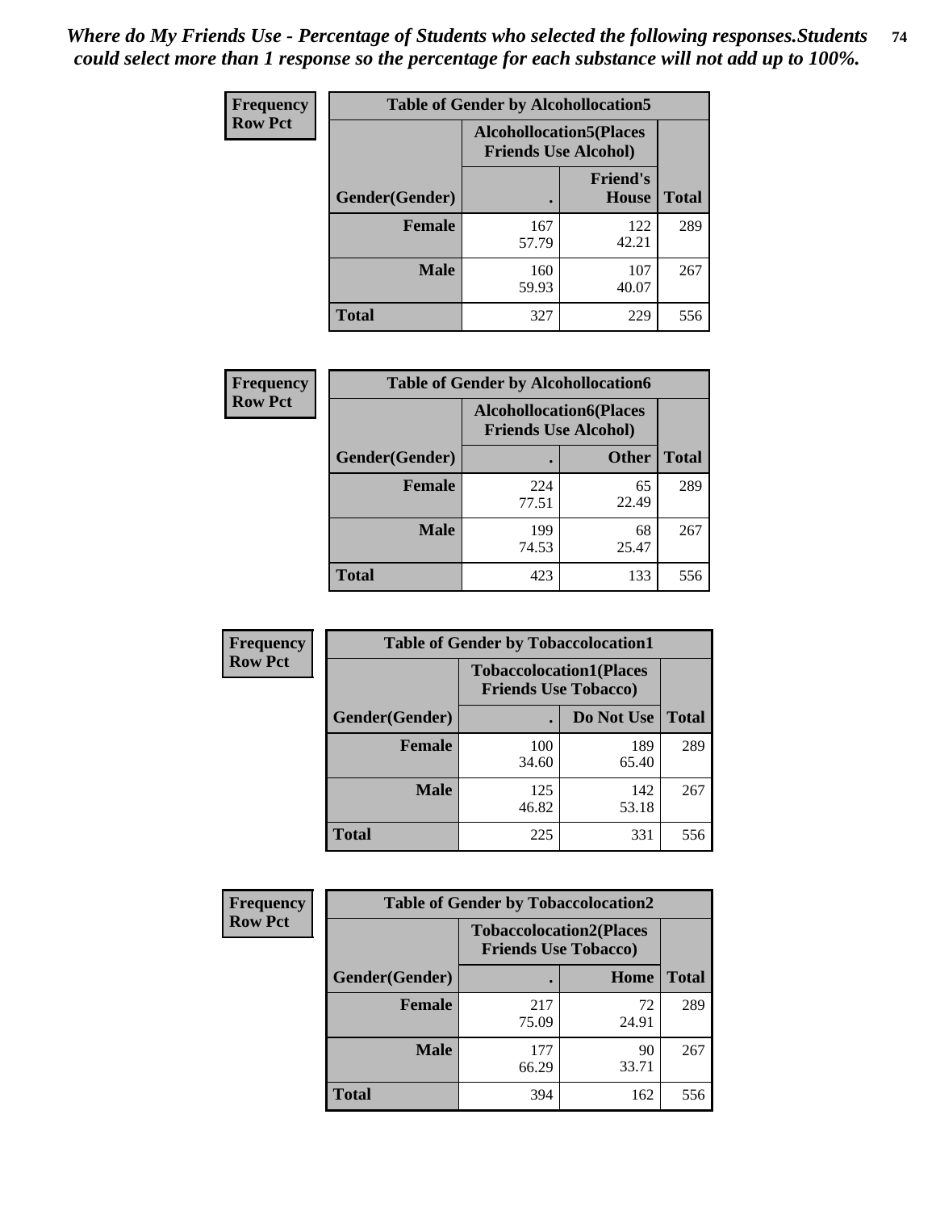*Where do My Friends Use - Percentage of Students who selected the following responses.Students could select more than 1 response so the percentage for each substance will not add up to 100%.*

**Frequency**
**Row Pct**

| Table of Gender by Alcohollocation5 | | | |
|---|---|---|---|
| | Alcohollocation5(Places Friends Use Alcohol) | | |
| Gender(Gender) | . | Friend's House | Total |
| **Female** | 167<br>57.79 | 122<br>42.21 | 289 |
| **Male** | 160<br>59.93 | 107<br>40.07 | 267 |
| **Total** | 327 | 229 | 556 |

**Frequency**
**Row Pct**

| Table of Gender by Alcohollocation6 | | | |
|---|---|---|---|
| | Alcohollocation6(Places Friends Use Alcohol) | | |
| Gender(Gender) | . | Other | Total |
| **Female** | 224<br>77.51 | 65<br>22.49 | 289 |
| **Male** | 199<br>74.53 | 68<br>25.47 | 267 |
| **Total** | 423 | 133 | 556 |

**Frequency**
**Row Pct**

| Table of Gender by Tobaccolocation1 | | | |
|---|---|---|---|
| | Tobaccolocation1(Places Friends Use Tobacco) | | |
| Gender(Gender) | . | Do Not Use | Total |
| **Female** | 100<br>34.60 | 189<br>65.40 | 289 |
| **Male** | 125<br>46.82 | 142<br>53.18 | 267 |
| **Total** | 225 | 331 | 556 |

**Frequency**
**Row Pct**

| Table of Gender by Tobaccolocation2 | | | |
|---|---|---|---|
| | Tobaccolocation2(Places Friends Use Tobacco) | | |
| Gender(Gender) | . | Home | Total |
| **Female** | 217<br>75.09 | 72<br>24.91 | 289 |
| **Male** | 177<br>66.29 | 90<br>33.71 | 267 |
| **Total** | 394 | 162 | 556 |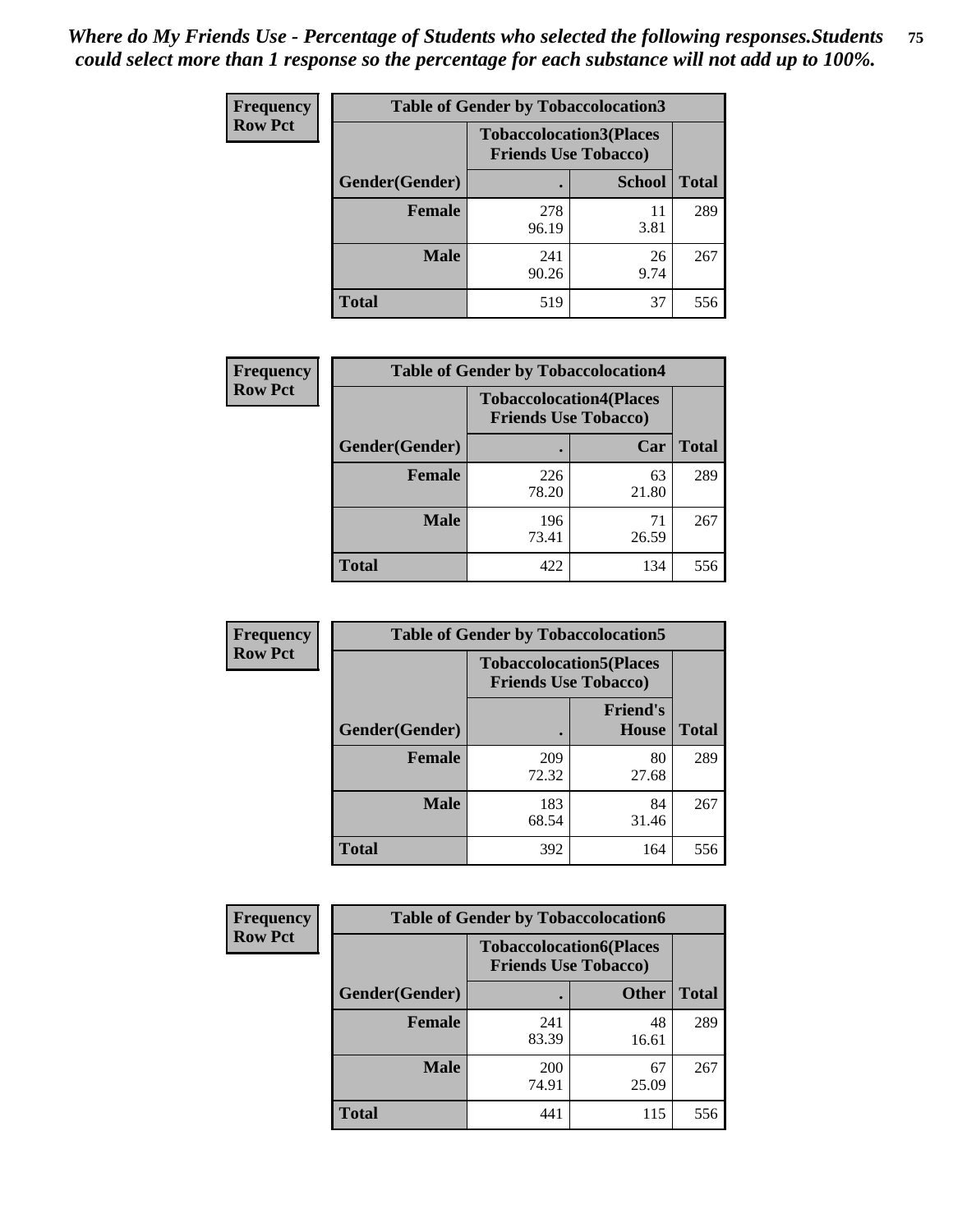*Where do My Friends Use - Percentage of Students who selected the following responses.Students could select more than 1 response so the percentage for each substance will not add up to 100%.*

**Frequency Row Pct**

| Table of Gender by Tobaccolocation3 | | | |
|---|---|---|---|
| | Tobaccolocation3(Places Friends Use Tobacco) | | |
| Gender(Gender) | . | School | Total |
| Female | 278<br>96.19 | 11<br>3.81 | 289 |
| Male | 241<br>90.26 | 26<br>9.74 | 267 |
| Total | 519 | 37 | 556 |

**Frequency Row Pct**

| Table of Gender by Tobaccolocation4 | | | |
|---|---|---|---|
| | Tobaccolocation4(Places Friends Use Tobacco) | | |
| Gender(Gender) | . | Car | Total |
| Female | 226<br>78.20 | 63<br>21.80 | 289 |
| Male | 196<br>73.41 | 71<br>26.59 | 267 |
| Total | 422 | 134 | 556 |

**Frequency Row Pct**

| Table of Gender by Tobaccolocation5 | | | |
|---|---|---|---|
| | Tobaccolocation5(Places Friends Use Tobacco) | | |
| Gender(Gender) | . | Friend's House | Total |
| Female | 209<br>72.32 | 80<br>27.68 | 289 |
| Male | 183<br>68.54 | 84<br>31.46 | 267 |
| Total | 392 | 164 | 556 |

**Frequency Row Pct**

| Table of Gender by Tobaccolocation6 | | | |
|---|---|---|---|
| | Tobaccolocation6(Places Friends Use Tobacco) | | |
| Gender(Gender) | . | Other | Total |
| Female | 241<br>83.39 | 48<br>16.61 | 289 |
| Male | 200<br>74.91 | 67<br>25.09 | 267 |
| Total | 441 | 115 | 556 |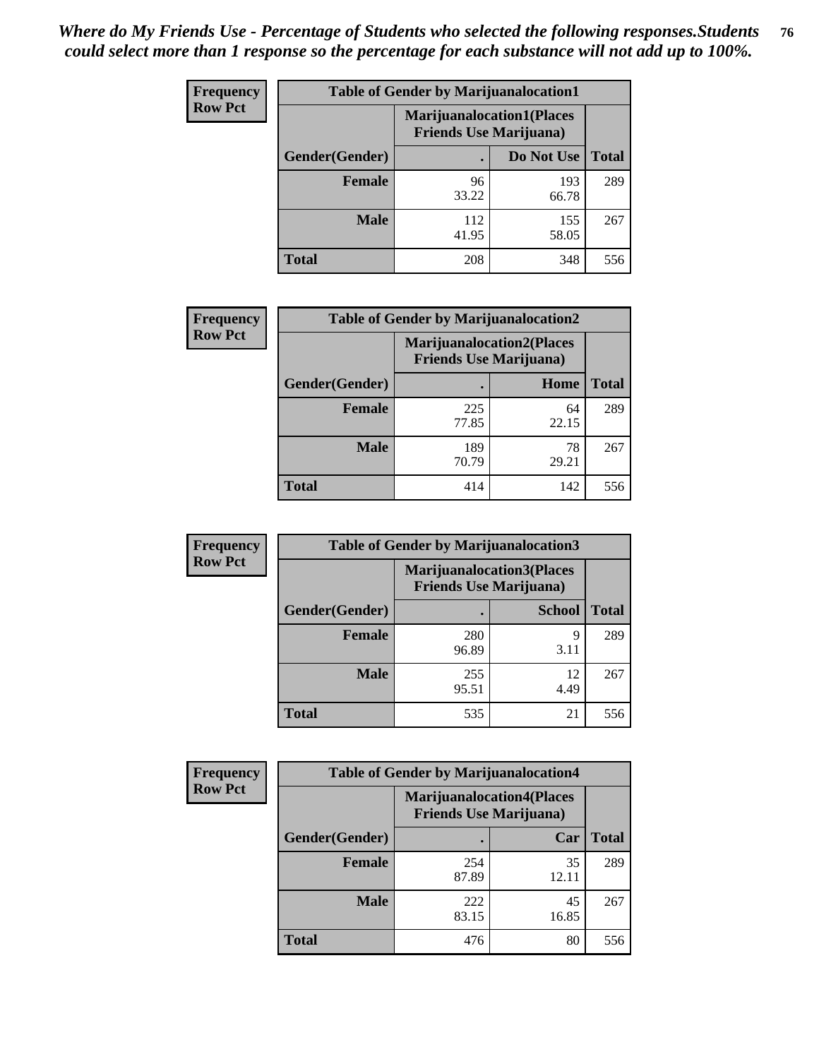*Where do My Friends Use - Percentage of Students who selected the following responses.Students could select more than 1 response so the percentage for each substance will not add up to 100%.*

**Frequency**
**Row Pct**

| Table of Gender by Marijuanalocation1 | | | |
|---|---|---|---|
| | Marijuanalocation1(Places Friends Use Marijuana) | | |
| Gender(Gender) | . | Do Not Use | Total |
| Female | 96<br>33.22 | 193<br>66.78 | 289 |
| Male | 112<br>41.95 | 155<br>58.05 | 267 |
| Total | 208 | 348 | 556 |

**Frequency**
**Row Pct**

| Table of Gender by Marijuanalocation2 | | | |
|---|---|---|---|
| | Marijuanalocation2(Places Friends Use Marijuana) | | |
| Gender(Gender) | . | Home | Total |
| Female | 225<br>77.85 | 64<br>22.15 | 289 |
| Male | 189<br>70.79 | 78<br>29.21 | 267 |
| Total | 414 | 142 | 556 |

**Frequency**
**Row Pct**

| Table of Gender by Marijuanalocation3 | | | |
|---|---|---|---|
| | Marijuanalocation3(Places Friends Use Marijuana) | | |
| Gender(Gender) | . | School | Total |
| Female | 280<br>96.89 | 9<br>3.11 | 289 |
| Male | 255<br>95.51 | 12<br>4.49 | 267 |
| Total | 535 | 21 | 556 |

**Frequency**
**Row Pct**

| Table of Gender by Marijuanalocation4 | | | |
|---|---|---|---|
| | Marijuanalocation4(Places Friends Use Marijuana) | | |
| Gender(Gender) | . | Car | Total |
| Female | 254<br>87.89 | 35<br>12.11 | 289 |
| Male | 222<br>83.15 | 45<br>16.85 | 267 |
| Total | 476 | 80 | 556 |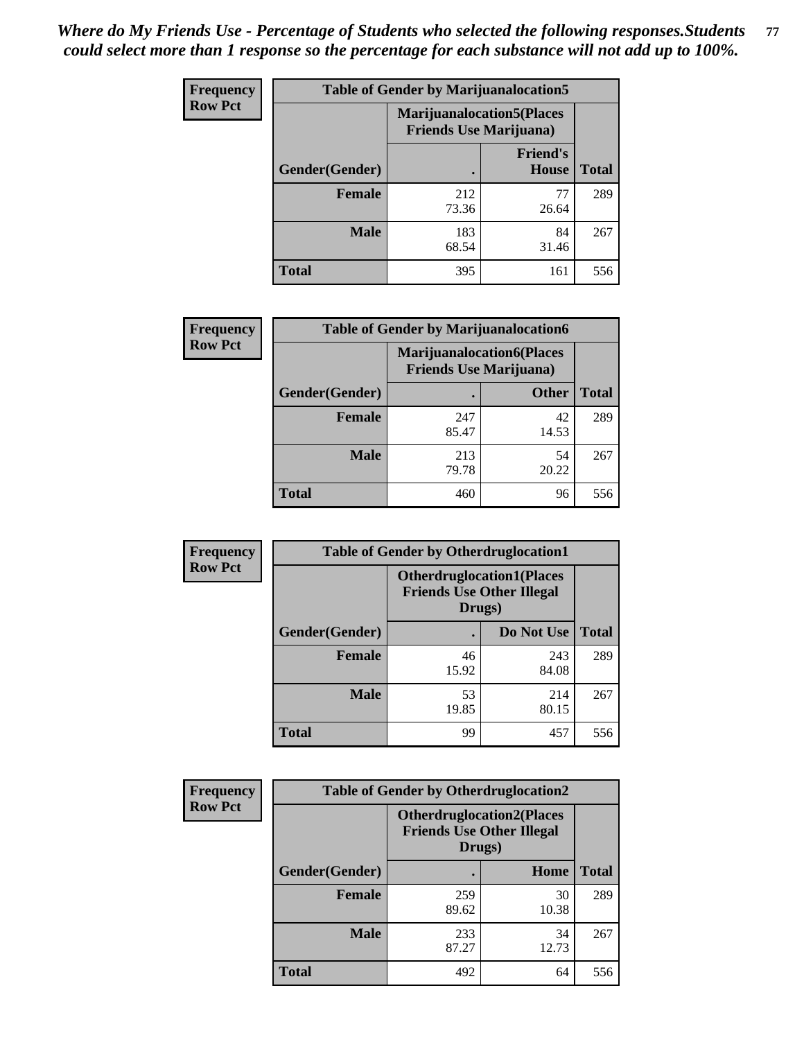*Where do My Friends Use - Percentage of Students who selected the following responses.Students could select more than 1 response so the percentage for each substance will not add up to 100%.*

**Frequency**
**Row Pct**

| Table of Gender by Marijuanalocation5 | | | |
|---|---|---|---|
| | Marijuanalocation5(Places Friends Use Marijuana) | | |
| Gender(Gender) | . | Friend's House | Total |
| **Female** | 212<br>73.36 | 77<br>26.64 | 289 |
| **Male** | 183<br>68.54 | 84<br>31.46 | 267 |
| **Total** | 395 | 161 | 556 |

**Frequency**
**Row Pct**

| Table of Gender by Marijuanalocation6 | | | |
|---|---|---|---|
| | Marijuanalocation6(Places Friends Use Marijuana) | | |
| Gender(Gender) | . | Other | Total |
| **Female** | 247<br>85.47 | 42<br>14.53 | 289 |
| **Male** | 213<br>79.78 | 54<br>20.22 | 267 |
| **Total** | 460 | 96 | 556 |

**Frequency**
**Row Pct**

| Table of Gender by Otherdruglocation1 | | | |
|---|---|---|---|
| | Otherdruglocation1(Places Friends Use Other Illegal Drugs) | | |
| Gender(Gender) | . | Do Not Use | Total |
| **Female** | 46<br>15.92 | 243<br>84.08 | 289 |
| **Male** | 53<br>19.85 | 214<br>80.15 | 267 |
| **Total** | 99 | 457 | 556 |

**Frequency**
**Row Pct**

| Table of Gender by Otherdruglocation2 | | | |
|---|---|---|---|
| | Otherdruglocation2(Places Friends Use Other Illegal Drugs) | | |
| Gender(Gender) | . | Home | Total |
| **Female** | 259<br>89.62 | 30<br>10.38 | 289 |
| **Male** | 233<br>87.27 | 34<br>12.73 | 267 |
| **Total** | 492 | 64 | 556 |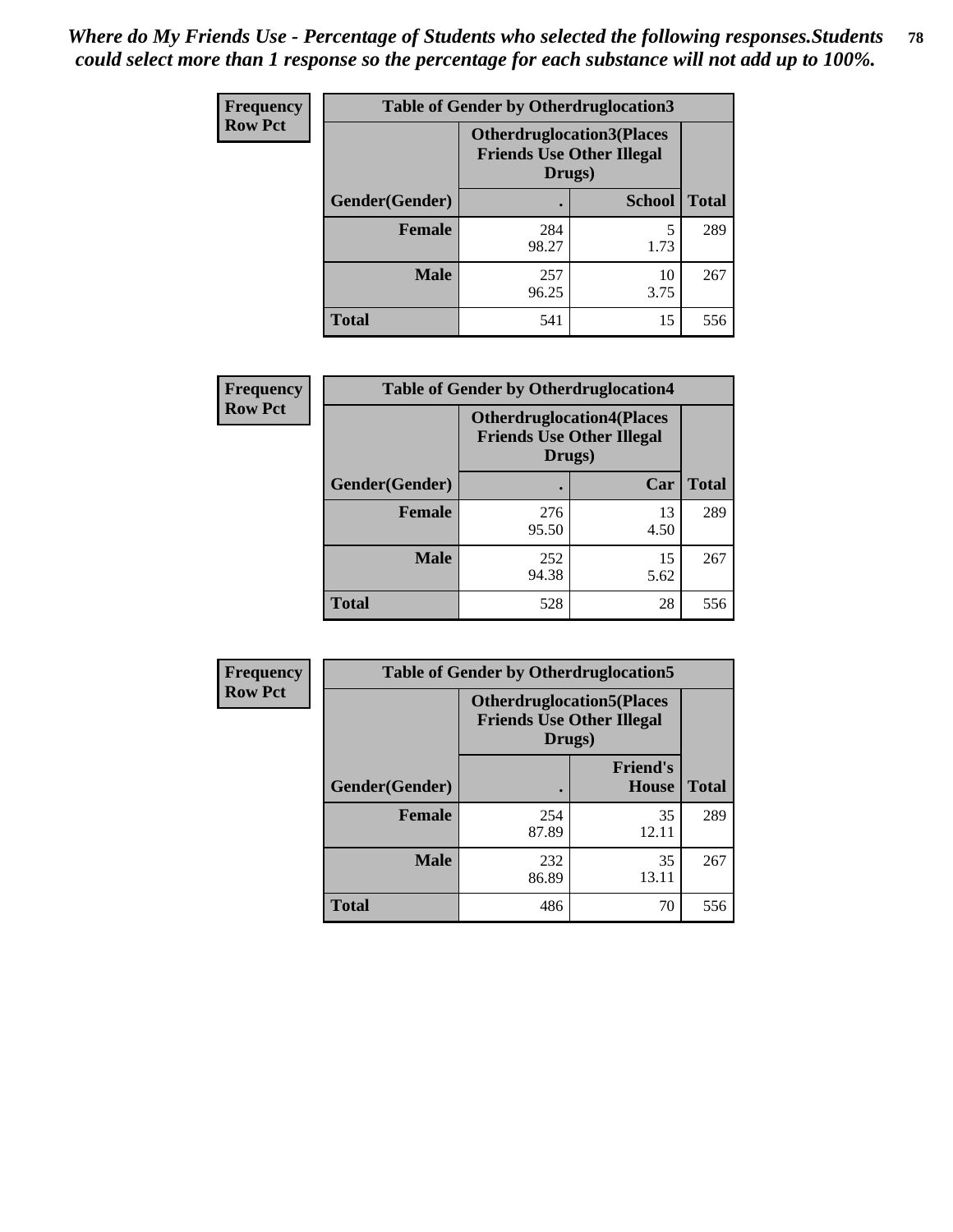*Where do My Friends Use - Percentage of Students who selected the following responses.Students could select more than 1 response so the percentage for each substance will not add up to 100%.*

**Frequency**
**Row Pct**

| Table of Gender by Otherdruglocation3 | | | |
|---|---|---|---|
| | Otherdruglocation3(Places Friends Use Other Illegal Drugs) | | |
| Gender(Gender) | . | School | Total |
| Female | 284<br>98.27 | 5<br>1.73 | 289 |
| Male | 257<br>96.25 | 10<br>3.75 | 267 |
| Total | 541 | 15 | 556 |

**Frequency**
**Row Pct**

| Table of Gender by Otherdruglocation4 | | | |
|---|---|---|---|
| | Otherdruglocation4(Places Friends Use Other Illegal Drugs) | | |
| Gender(Gender) | . | Car | Total |
| Female | 276<br>95.50 | 13<br>4.50 | 289 |
| Male | 252<br>94.38 | 15<br>5.62 | 267 |
| Total | 528 | 28 | 556 |

**Frequency**
**Row Pct**

| Table of Gender by Otherdruglocation5 | | | |
|---|---|---|---|
| | Otherdruglocation5(Places Friends Use Other Illegal Drugs) | | |
| Gender(Gender) | . | Friend's House | Total |
| Female | 254<br>87.89 | 35<br>12.11 | 289 |
| Male | 232<br>86.89 | 35<br>13.11 | 267 |
| Total | 486 | 70 | 556 |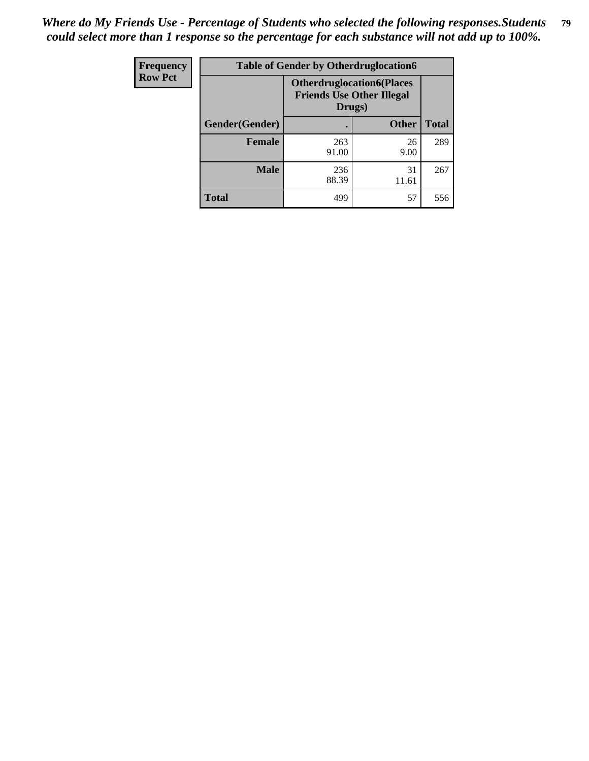*Where do My Friends Use - Percentage of Students who selected the following responses.Students could select more than 1 response so the percentage for each substance will not add up to 100%.*

| Frequency<br>Row Pct | Table of Gender by Otherdruglocation6 | | |
|---|---|---|---|
| | Otherdruglocation6(Places Friends Use Other Illegal Drugs) | | |
| Gender(Gender) | . | Other | Total |
| Female | 263<br>91.00 | 26<br>9.00 | 289 |
| Male | 236<br>88.39 | 31<br>11.61 | 267 |
| Total | 499 | 57 | 556 |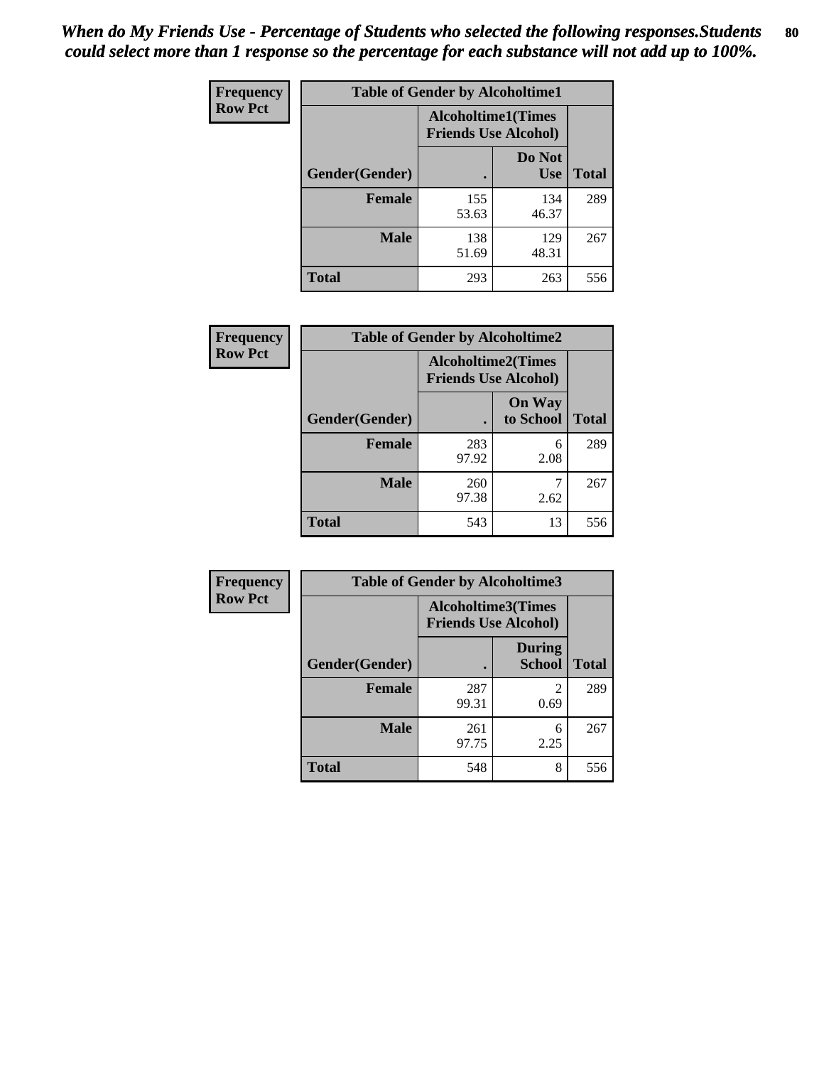*When do My Friends Use - Percentage of Students who selected the following responses.Students could select more than 1 response so the percentage for each substance will not add up to 100%.*

**Frequency**
**Row Pct**

| Table of Gender by Alcoholtime1 | | | |
|---|---|---|---|
| | Alcoholtime1(Times Friends Use Alcohol) | | |
| Gender(Gender) | . | Do Not Use | Total |
| **Female** | 155<br>53.63 | 134<br>46.37 | 289 |
| **Male** | 138<br>51.69 | 129<br>48.31 | 267 |
| **Total** | 293 | 263 | 556 |

**Frequency**
**Row Pct**

| Table of Gender by Alcoholtime2 | | | |
|---|---|---|---|
| | Alcoholtime2(Times Friends Use Alcohol) | | |
| Gender(Gender) | . | On Way to School | Total |
| **Female** | 283<br>97.92 | 6<br>2.08 | 289 |
| **Male** | 260<br>97.38 | 7<br>2.62 | 267 |
| **Total** | 543 | 13 | 556 |

**Frequency**
**Row Pct**

| Table of Gender by Alcoholtime3 | | | |
|---|---|---|---|
| | Alcoholtime3(Times Friends Use Alcohol) | | |
| Gender(Gender) | . | During School | Total |
| **Female** | 287<br>99.31 | 2<br>0.69 | 289 |
| **Male** | 261<br>97.75 | 6<br>2.25 | 267 |
| **Total** | 548 | 8 | 556 |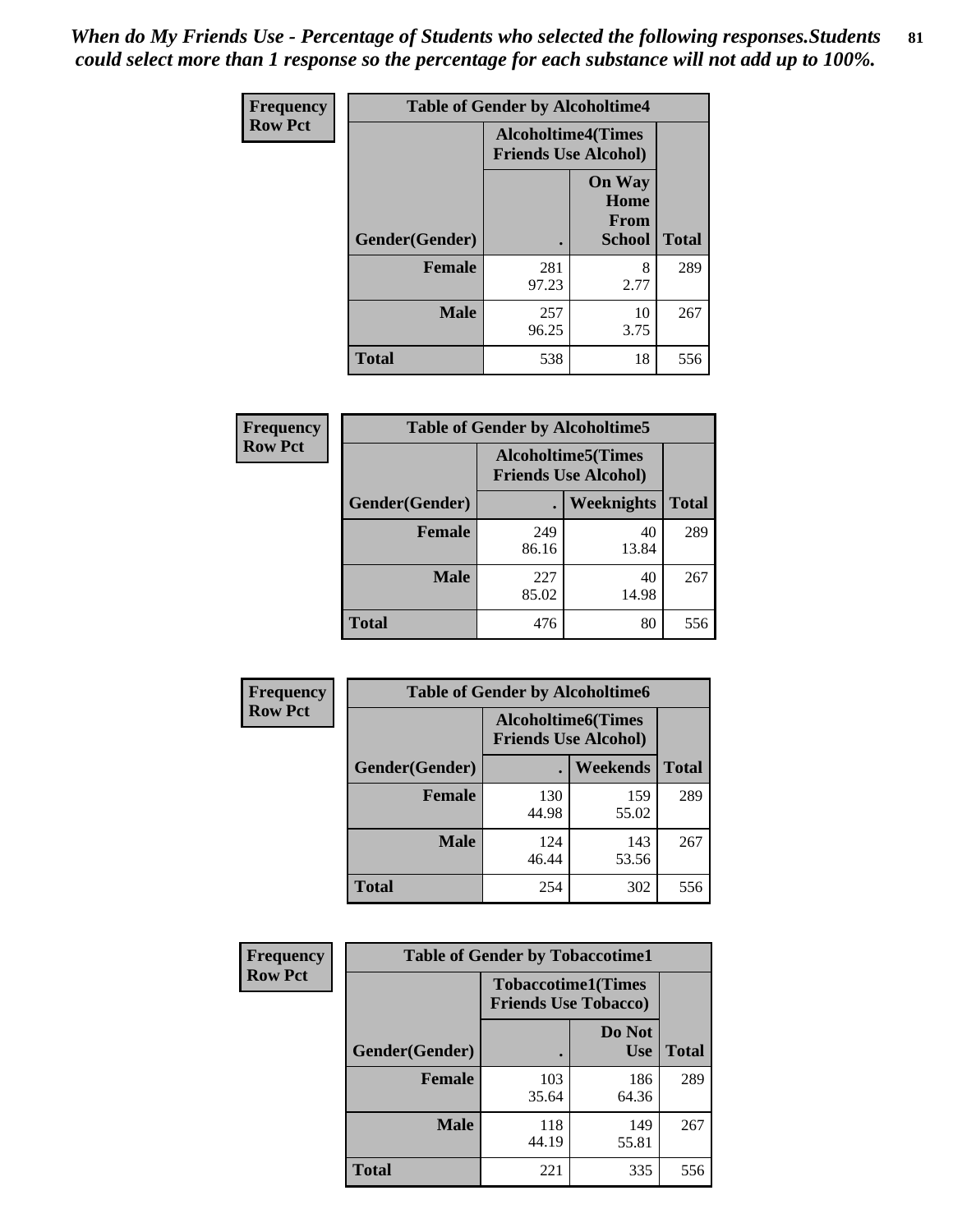*When do My Friends Use - Percentage of Students who selected the following responses.Students could select more than 1 response so the percentage for each substance will not add up to 100%.*

**Frequency**
**Row Pct**

| Table of Gender by Alcoholtime4 | | | |
|---|---|---|---|
| | Alcoholtime4(Times Friends Use Alcohol) | | |
| Gender(Gender) | . | On Way Home From School | Total |
| **Female** | 281<br>97.23 | 8<br>2.77 | 289 |
| **Male** | 257<br>96.25 | 10<br>3.75 | 267 |
| **Total** | 538 | 18 | 556 |

**Frequency**
**Row Pct**

| Table of Gender by Alcoholtime5 | | | |
|---|---|---|---|
| | Alcoholtime5(Times Friends Use Alcohol) | | |
| Gender(Gender) | . | Weeknights | Total |
| **Female** | 249<br>86.16 | 40<br>13.84 | 289 |
| **Male** | 227<br>85.02 | 40<br>14.98 | 267 |
| **Total** | 476 | 80 | 556 |

**Frequency**
**Row Pct**

| Table of Gender by Alcoholtime6 | | | |
|---|---|---|---|
| | Alcoholtime6(Times Friends Use Alcohol) | | |
| Gender(Gender) | . | Weekends | Total |
| **Female** | 130<br>44.98 | 159<br>55.02 | 289 |
| **Male** | 124<br>46.44 | 143<br>53.56 | 267 |
| **Total** | 254 | 302 | 556 |

**Frequency**
**Row Pct**

| Table of Gender by Tobaccotime1 | | | |
|---|---|---|---|
| | Tobaccotime1(Times Friends Use Tobacco) | | |
| Gender(Gender) | . | Do Not Use | Total |
| **Female** | 103<br>35.64 | 186<br>64.36 | 289 |
| **Male** | 118<br>44.19 | 149<br>55.81 | 267 |
| **Total** | 221 | 335 | 556 |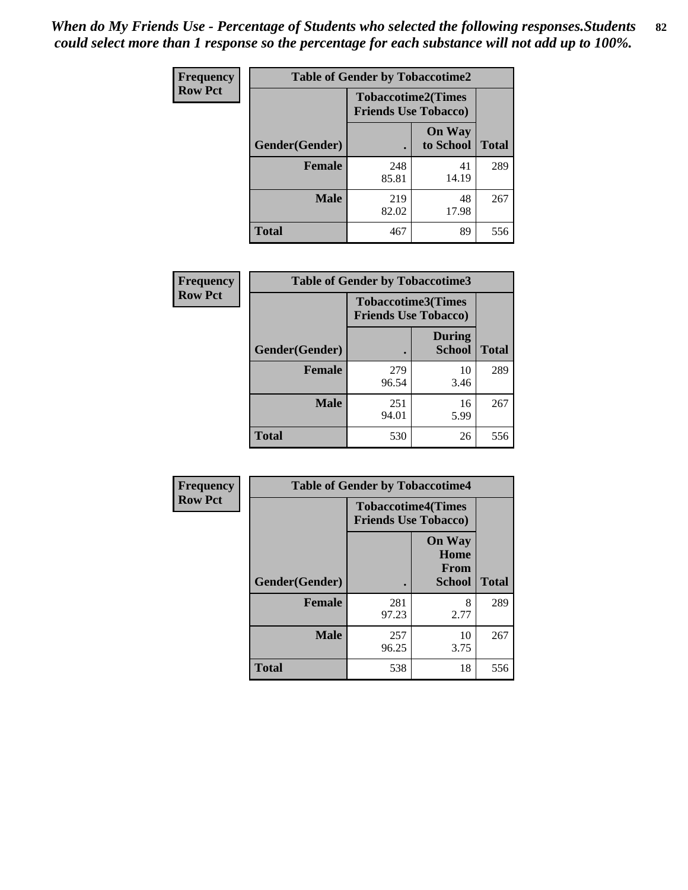*When do My Friends Use - Percentage of Students who selected the following responses.Students could select more than 1 response so the percentage for each substance will not add up to 100%.*

**Frequency**
**Row Pct**

| Table of Gender by Tobaccotime2 | | | |
|---|---|---|---|
| | Tobaccotime2(Times Friends Use Tobacco) | | |
| Gender(Gender) | . | On Way to School | Total |
| **Female** | 248<br>85.81 | 41<br>14.19 | 289 |
| **Male** | 219<br>82.02 | 48<br>17.98 | 267 |
| **Total** | 467 | 89 | 556 |

**Frequency**
**Row Pct**

| Table of Gender by Tobaccotime3 | | | |
|---|---|---|---|
| | Tobaccotime3(Times Friends Use Tobacco) | | |
| Gender(Gender) | . | During School | Total |
| **Female** | 279<br>96.54 | 10<br>3.46 | 289 |
| **Male** | 251<br>94.01 | 16<br>5.99 | 267 |
| **Total** | 530 | 26 | 556 |

**Frequency**
**Row Pct**

| Table of Gender by Tobaccotime4 | | | |
|---|---|---|---|
| | Tobaccotime4(Times Friends Use Tobacco) | | |
| Gender(Gender) | . | On Way Home From School | Total |
| **Female** | 281<br>97.23 | 8<br>2.77 | 289 |
| **Male** | 257<br>96.25 | 10<br>3.75 | 267 |
| **Total** | 538 | 18 | 556 |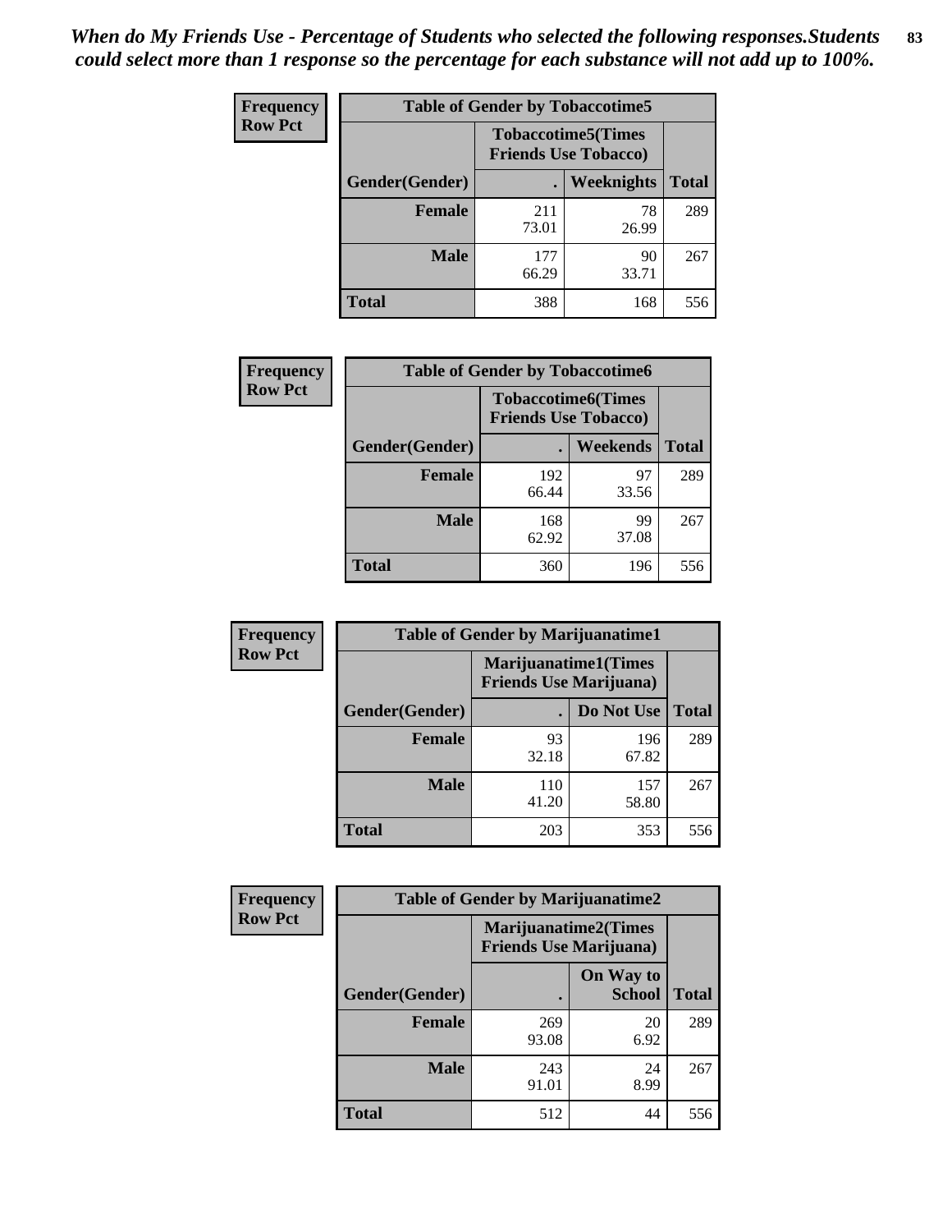*When do My Friends Use - Percentage of Students who selected the following responses.Students could select more than 1 response so the percentage for each substance will not add up to 100%.*

**Frequency**
**Row Pct**

| Table of Gender by Tobaccotime5 | | | |
|---|---|---|---|
| | Tobaccotime5(Times Friends Use Tobacco) | | |
| Gender(Gender) | . | Weeknights | Total |
| **Female** | 211<br>73.01 | 78<br>26.99 | 289 |
| **Male** | 177<br>66.29 | 90<br>33.71 | 267 |
| **Total** | 388 | 168 | 556 |

**Frequency**
**Row Pct**

| Table of Gender by Tobaccotime6 | | | |
|---|---|---|---|
| | Tobaccotime6(Times Friends Use Tobacco) | | |
| Gender(Gender) | . | Weekends | Total |
| **Female** | 192<br>66.44 | 97<br>33.56 | 289 |
| **Male** | 168<br>62.92 | 99<br>37.08 | 267 |
| **Total** | 360 | 196 | 556 |

**Frequency**
**Row Pct**

| Table of Gender by Marijuanatime1 | | | |
|---|---|---|---|
| | Marijuanatime1(Times Friends Use Marijuana) | | |
| Gender(Gender) | . | Do Not Use | Total |
| **Female** | 93<br>32.18 | 196<br>67.82 | 289 |
| **Male** | 110<br>41.20 | 157<br>58.80 | 267 |
| **Total** | 203 | 353 | 556 |

**Frequency**
**Row Pct**

| Table of Gender by Marijuanatime2 | | | |
|---|---|---|---|
| | Marijuanatime2(Times Friends Use Marijuana) | | |
| Gender(Gender) | . | On Way to School | Total |
| **Female** | 269<br>93.08 | 20<br>6.92 | 289 |
| **Male** | 243<br>91.01 | 24<br>8.99 | 267 |
| **Total** | 512 | 44 | 556 |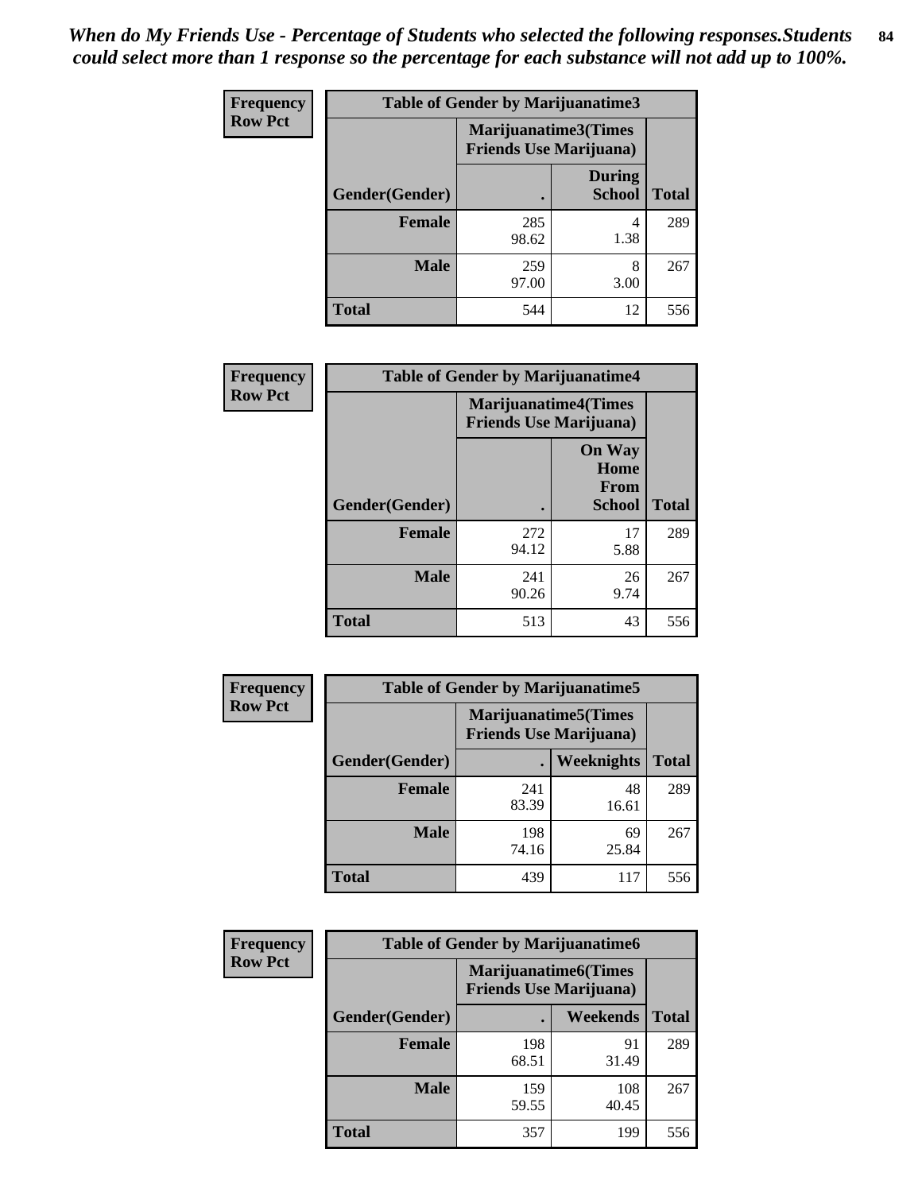*When do My Friends Use - Percentage of Students who selected the following responses.Students could select more than 1 response so the percentage for each substance will not add up to 100%.*

**Frequency**
**Row Pct**

| Table of Gender by Marijuanatime3 | | | |
|---|---|---|---|
| | Marijuanatime3(Times Friends Use Marijuana) | | |
| Gender(Gender) | . | During School | Total |
| **Female** | 285<br>98.62 | 4<br>1.38 | 289 |
| **Male** | 259<br>97.00 | 8<br>3.00 | 267 |
| **Total** | 544 | 12 | 556 |

**Frequency**
**Row Pct**

| Table of Gender by Marijuanatime4 | | | |
|---|---|---|---|
| | Marijuanatime4(Times Friends Use Marijuana) | | |
| Gender(Gender) | . | On Way Home From School | Total |
| **Female** | 272<br>94.12 | 17<br>5.88 | 289 |
| **Male** | 241<br>90.26 | 26<br>9.74 | 267 |
| **Total** | 513 | 43 | 556 |

**Frequency**
**Row Pct**

| Table of Gender by Marijuanatime5 | | | |
|---|---|---|---|
| | Marijuanatime5(Times Friends Use Marijuana) | | |
| Gender(Gender) | . | Weeknights | Total |
| **Female** | 241<br>83.39 | 48<br>16.61 | 289 |
| **Male** | 198<br>74.16 | 69<br>25.84 | 267 |
| **Total** | 439 | 117 | 556 |

**Frequency**
**Row Pct**

| Table of Gender by Marijuanatime6 | | | |
|---|---|---|---|
| | Marijuanatime6(Times Friends Use Marijuana) | | |
| Gender(Gender) | . | Weekends | Total |
| **Female** | 198<br>68.51 | 91<br>31.49 | 289 |
| **Male** | 159<br>59.55 | 108<br>40.45 | 267 |
| **Total** | 357 | 199 | 556 |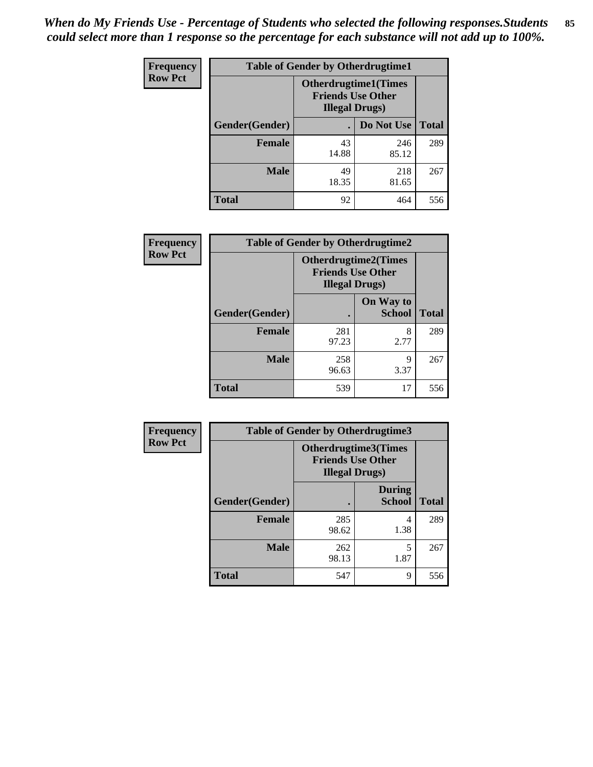*When do My Friends Use - Percentage of Students who selected the following responses.Students could select more than 1 response so the percentage for each substance will not add up to 100%.*

**Frequency**
**Row Pct**

| Table of Gender by Otherdrugtime1 | | | |
|---|---|---|---|
| | Otherdrugtime1(Times Friends Use Other Illegal Drugs) | | |
| Gender(Gender) | . | Do Not Use | Total |
| **Female** | 43<br>14.88 | 246<br>85.12 | 289 |
| **Male** | 49<br>18.35 | 218<br>81.65 | 267 |
| **Total** | 92 | 464 | 556 |

**Frequency**
**Row Pct**

| Table of Gender by Otherdrugtime2 | | | |
|---|---|---|---|
| | Otherdrugtime2(Times Friends Use Other Illegal Drugs) | | |
| Gender(Gender) | . | On Way to School | Total |
| **Female** | 281<br>97.23 | 8<br>2.77 | 289 |
| **Male** | 258<br>96.63 | 9<br>3.37 | 267 |
| **Total** | 539 | 17 | 556 |

**Frequency**
**Row Pct**

| Table of Gender by Otherdrugtime3 | | | |
|---|---|---|---|
| | Otherdrugtime3(Times Friends Use Other Illegal Drugs) | | |
| Gender(Gender) | . | During School | Total |
| **Female** | 285<br>98.62 | 4<br>1.38 | 289 |
| **Male** | 262<br>98.13 | 5<br>1.87 | 267 |
| **Total** | 547 | 9 | 556 |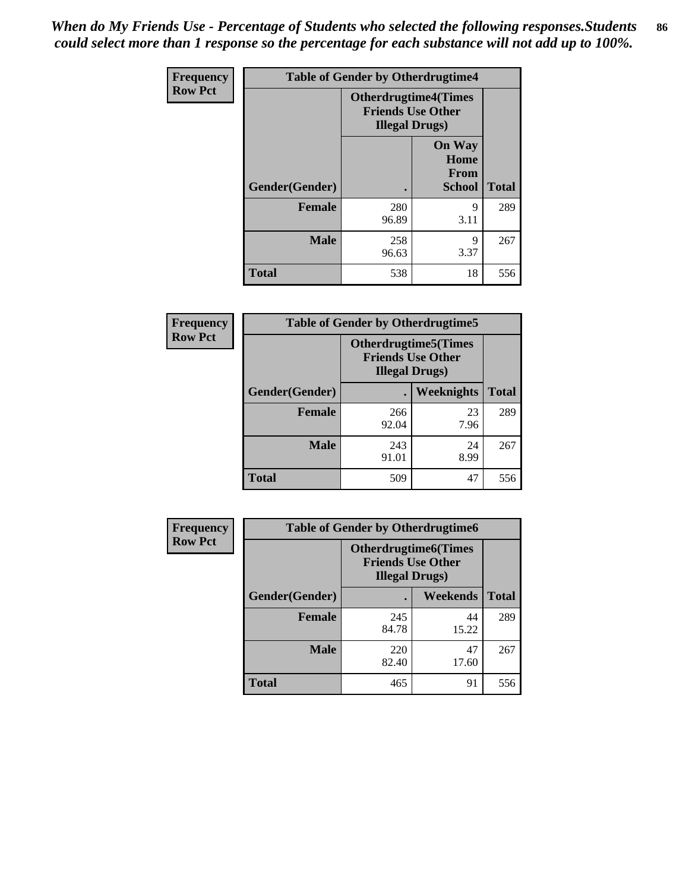*When do My Friends Use - Percentage of Students who selected the following responses.Students could select more than 1 response so the percentage for each substance will not add up to 100%.*

| Frequency Row Pct | Table of Gender by Otherdrugtime4 | | |
|---|---|---|---|
| | Otherdrugtime4(Times Friends Use Other Illegal Drugs) | | |
| Gender(Gender) | . | On Way Home From School | Total |
| Female | 280 96.89 | 9 3.11 | 289 |
| Male | 258 96.63 | 9 3.37 | 267 |
| Total | 538 | 18 | 556 |

| Frequency Row Pct | Table of Gender by Otherdrugtime5 | | |
|---|---|---|---|
| | Otherdrugtime5(Times Friends Use Other Illegal Drugs) | | |
| Gender(Gender) | . | Weeknights | Total |
| Female | 266 92.04 | 23 7.96 | 289 |
| Male | 243 91.01 | 24 8.99 | 267 |
| Total | 509 | 47 | 556 |

| Frequency Row Pct | Table of Gender by Otherdrugtime6 | | |
|---|---|---|---|
| | Otherdrugtime6(Times Friends Use Other Illegal Drugs) | | |
| Gender(Gender) | . | Weekends | Total |
| Female | 245 84.78 | 44 15.22 | 289 |
| Male | 220 82.40 | 47 17.60 | 267 |
| Total | 465 | 91 | 556 |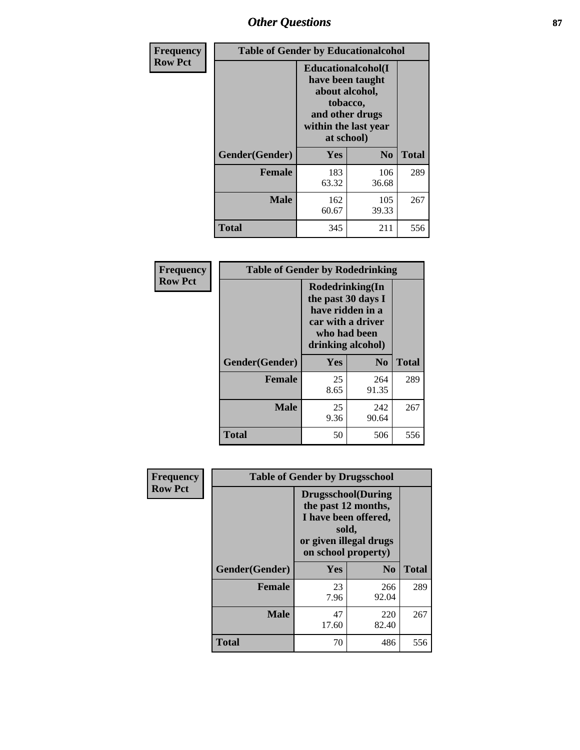# Other Questions

**Frequency Row Pct**

| Table of Gender by Educationalcohol | | | |
|---|---|---|---|
| | Educationalcohol(I have been taught about alcohol, tobacco, and other drugs within the last year at school) | | |
| Gender(Gender) | Yes | No | Total |
| Female | 183<br>63.32 | 106<br>36.68 | 289 |
| Male | 162<br>60.67 | 105<br>39.33 | 267 |
| Total | 345 | 211 | 556 |

**Frequency Row Pct**

| Table of Gender by Rodedrinking | | | |
|---|---|---|---|
| | Rodedrinking(In the past 30 days I have ridden in a car with a driver who had been drinking alcohol) | | |
| Gender(Gender) | Yes | No | Total |
| Female | 25<br>8.65 | 264<br>91.35 | 289 |
| Male | 25<br>9.36 | 242<br>90.64 | 267 |
| Total | 50 | 506 | 556 |

**Frequency Row Pct**

| Table of Gender by Drugsschool | | | |
|---|---|---|---|
| | Drugsschool(During the past 12 months, I have been offered, sold, or given illegal drugs on school property) | | |
| Gender(Gender) | Yes | No | Total |
| Female | 23<br>7.96 | 266<br>92.04 | 289 |
| Male | 47<br>17.60 | 220<br>82.40 | 267 |
| Total | 70 | 486 | 556 |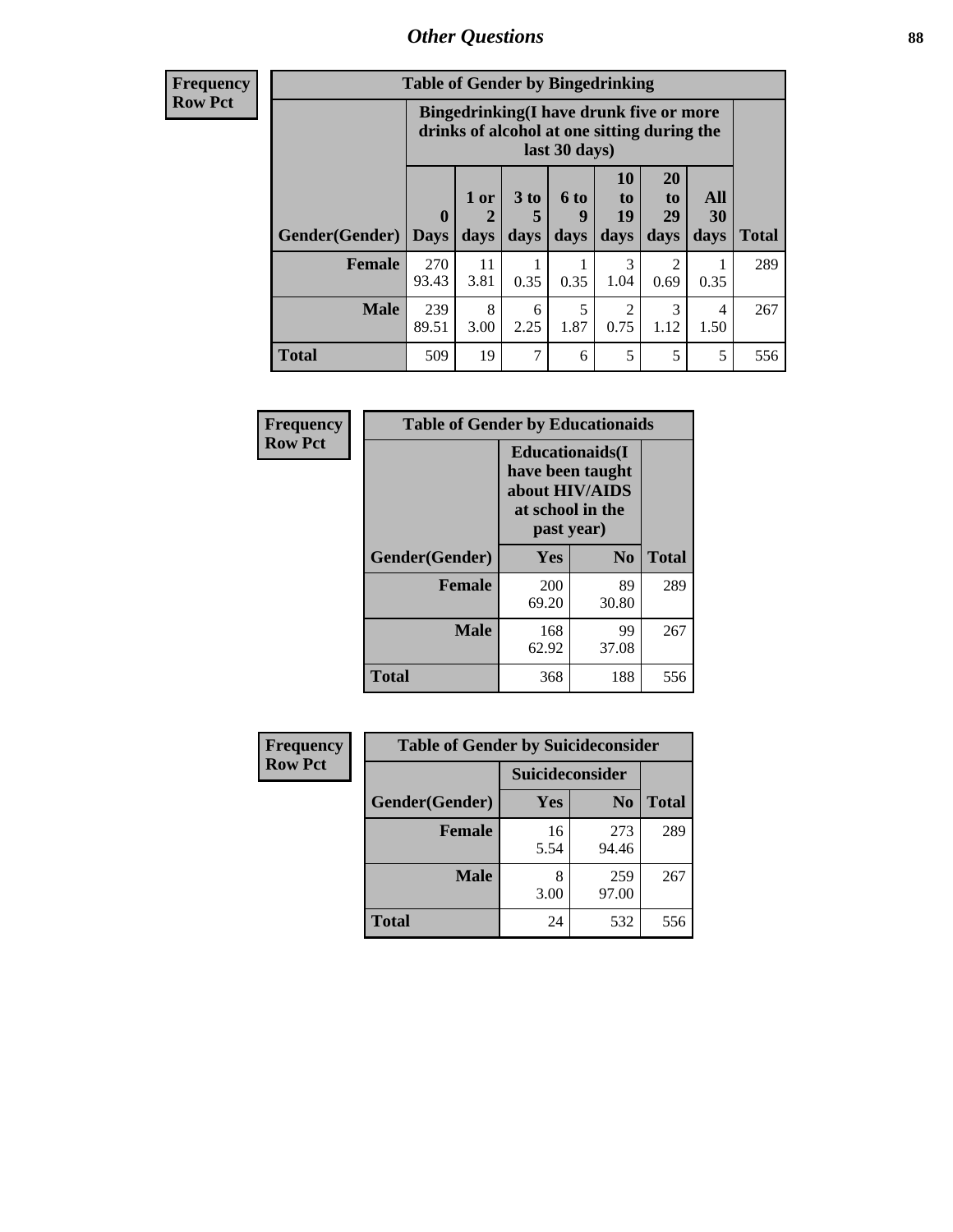# Other Questions

**Frequency**
**Row Pct**

| Table of Gender by Bingedrinking | | | | | | | | |
|---|---|---|---|---|---|---|---|---|
| | Bingedrinking(I have drunk five or more drinks of alcohol at one sitting during the last 30 days) | | | | | | | |
| Gender(Gender) | 0 Days | 1 or 2 days | 3 to 5 days | 6 to 9 days | 10 to 19 days | 20 to 29 days | All 30 days | Total |
| **Female** | 270<br>93.43 | 11<br>3.81 | 1<br>0.35 | 1<br>0.35 | 3<br>1.04 | 2<br>0.69 | 1<br>0.35 | 289 |
| **Male** | 239<br>89.51 | 8<br>3.00 | 6<br>2.25 | 5<br>1.87 | 2<br>0.75 | 3<br>1.12 | 4<br>1.50 | 267 |
| **Total** | 509 | 19 | 7 | 6 | 5 | 5 | 5 | 556 |

**Frequency**
**Row Pct**

| Table of Gender by Educationaids | | | |
|---|---|---|---|
| | Educationaids(I have been taught about HIV/AIDS at school in the past year) | | |
| Gender(Gender) | Yes | No | Total |
| **Female** | 200<br>69.20 | 89<br>30.80 | 289 |
| **Male** | 168<br>62.92 | 99<br>37.08 | 267 |
| **Total** | 368 | 188 | 556 |

**Frequency**
**Row Pct**

| Table of Gender by Suicideconsider | | | |
|---|---|---|---|
| | Suicideconsider | | |
| Gender(Gender) | Yes | No | Total |
| **Female** | 16<br>5.54 | 273<br>94.46 | 289 |
| **Male** | 8<br>3.00 | 259<br>97.00 | 267 |
| **Total** | 24 | 532 | 556 |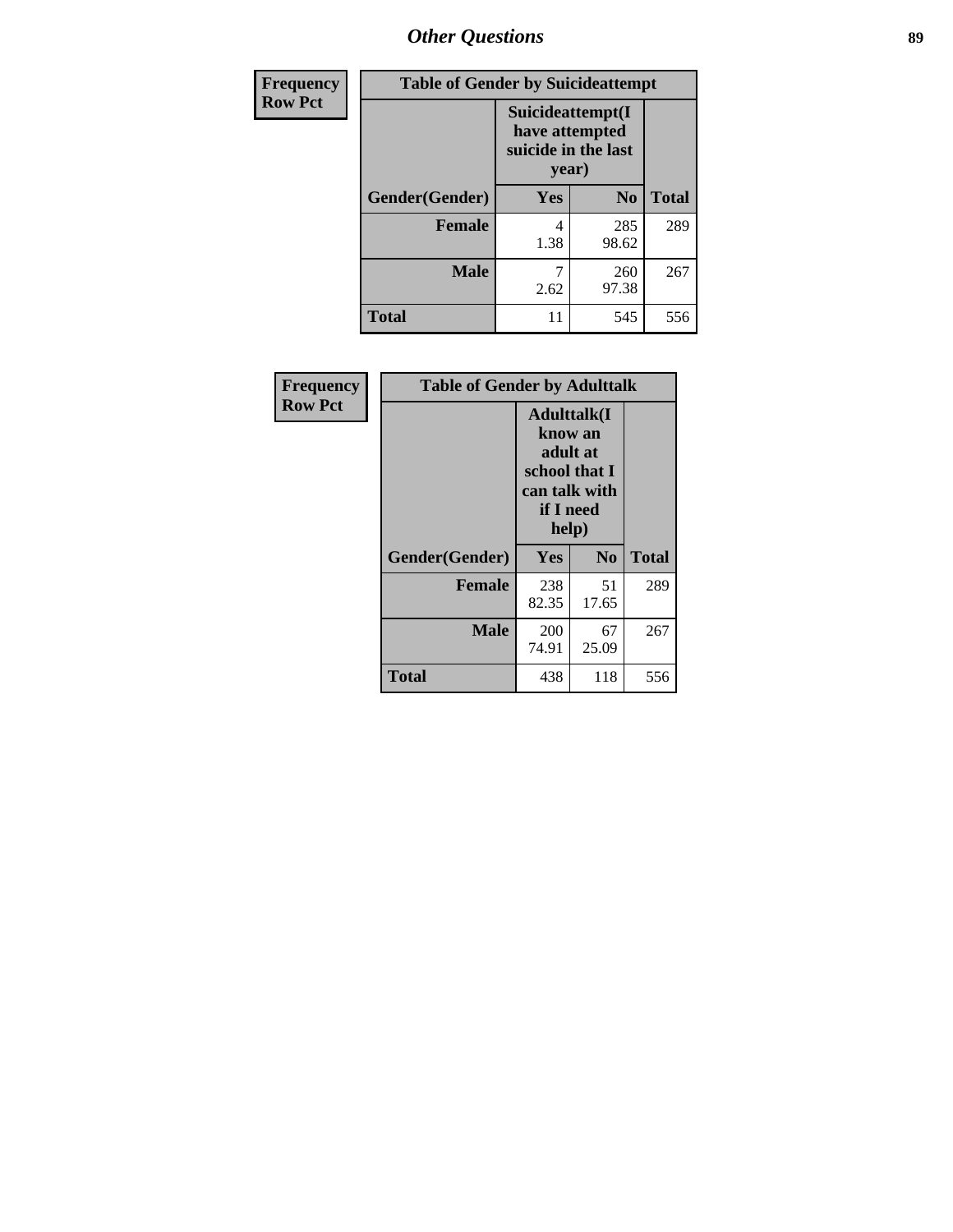| Frequency Row Pct | Table of Gender by Suicideattempt | | |
|---|---|---|---|
| | Suicideattempt(I have attempted suicide in the last year) | | |
| Gender(Gender) | Yes | No | Total |
| Female | 4 1.38 | 285 98.62 | 289 |
| Male | 7 2.62 | 260 97.38 | 267 |
| Total | 11 | 545 | 556 |

| Frequency Row Pct | Table of Gender by Adulttalk | | |
|---|---|---|---|
| | Adulttalk(I know an adult at school that I can talk with if I need help) | | |
| Gender(Gender) | Yes | No | Total |
| Female | 238 82.35 | 51 17.65 | 289 |
| Male | 200 74.91 | 67 25.09 | 267 |
| Total | 438 | 118 | 556 |